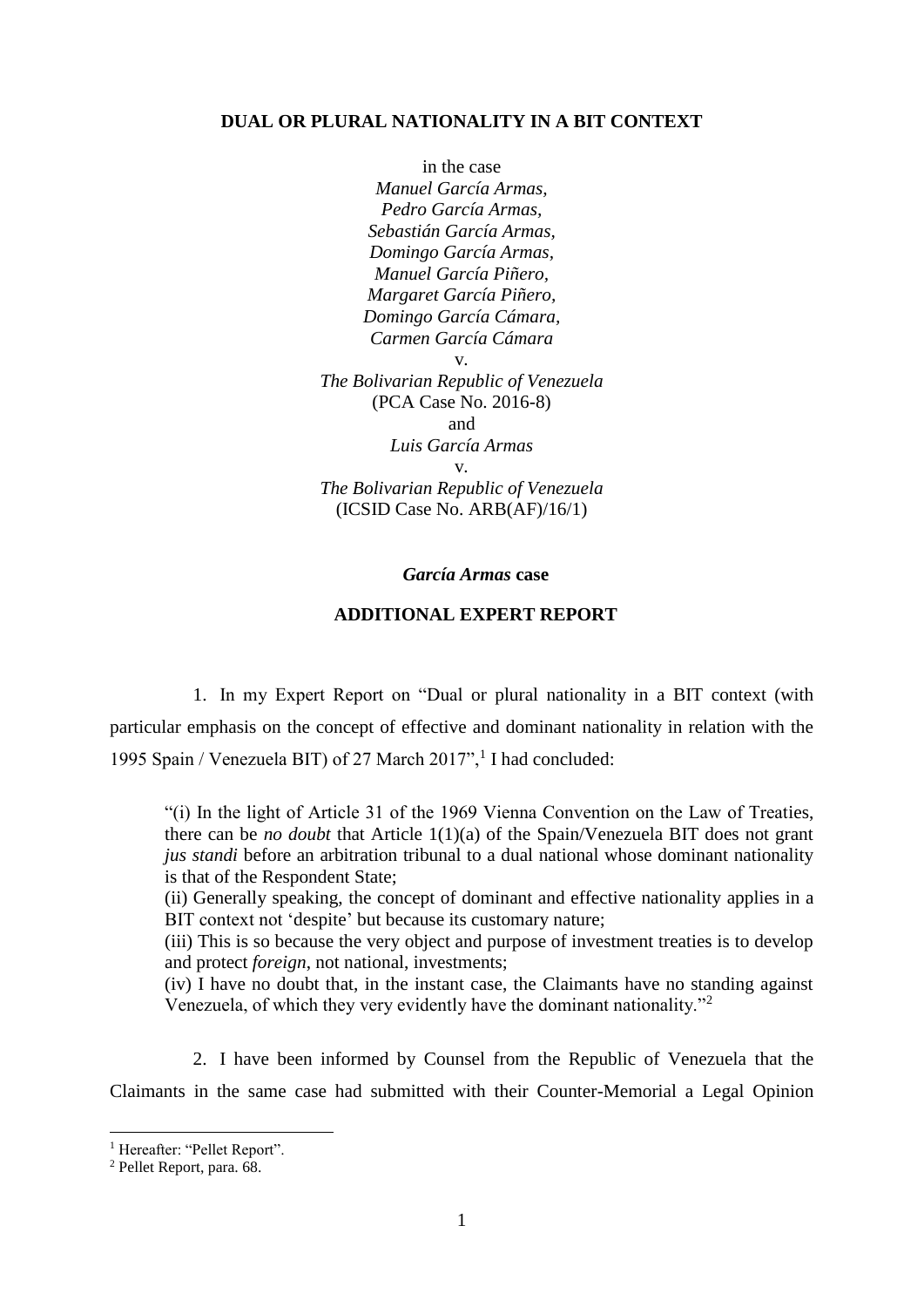**DUAL OR PLURAL NATIONALITY IN A BIT CONTEXT**

in the case

*Manuel García Armas,*
*Pedro García Armas,*
*Sebastián García Armas,*
*Domingo García Armas,*
*Manuel García Piñero,*
*Margaret García Piñero,*
*Domingo García Cámara,*
*Carmen García Cámara*

v.

*The Bolivarian Republic of Venezuela*
(PCA Case No. 2016-8)

and

*Luis García Armas*

v.

*The Bolivarian Republic of Venezuela*
(ICSID Case No. ARB(AF)/16/1)

***García Armas* case**

**ADDITIONAL EXPERT REPORT**

1. In my Expert Report on "Dual or plural nationality in a BIT context (with particular emphasis on the concept of effective and dominant nationality in relation with the 1995 Spain / Venezuela BIT) of 27 March 2017",[1] I had concluded:

> "(i) In the light of Article 31 of the 1969 Vienna Convention on the Law of Treaties, there can be *no doubt* that Article 1(1)(a) of the Spain/Venezuela BIT does not grant *jus standi* before an arbitration tribunal to a dual national whose dominant nationality is that of the Respondent State;
> (ii) Generally speaking, the concept of dominant and effective nationality applies in a BIT context not 'despite' but because its customary nature;
> (iii) This is so because the very object and purpose of investment treaties is to develop and protect *foreign*, not national, investments;
> (iv) I have no doubt that, in the instant case, the Claimants have no standing against Venezuela, of which they very evidently have the dominant nationality."[2]

2. I have been informed by Counsel from the Republic of Venezuela that the Claimants in the same case had submitted with their Counter-Memorial a Legal Opinion

[1] Hereafter: "Pellet Report".

[2] Pellet Report, para. 68.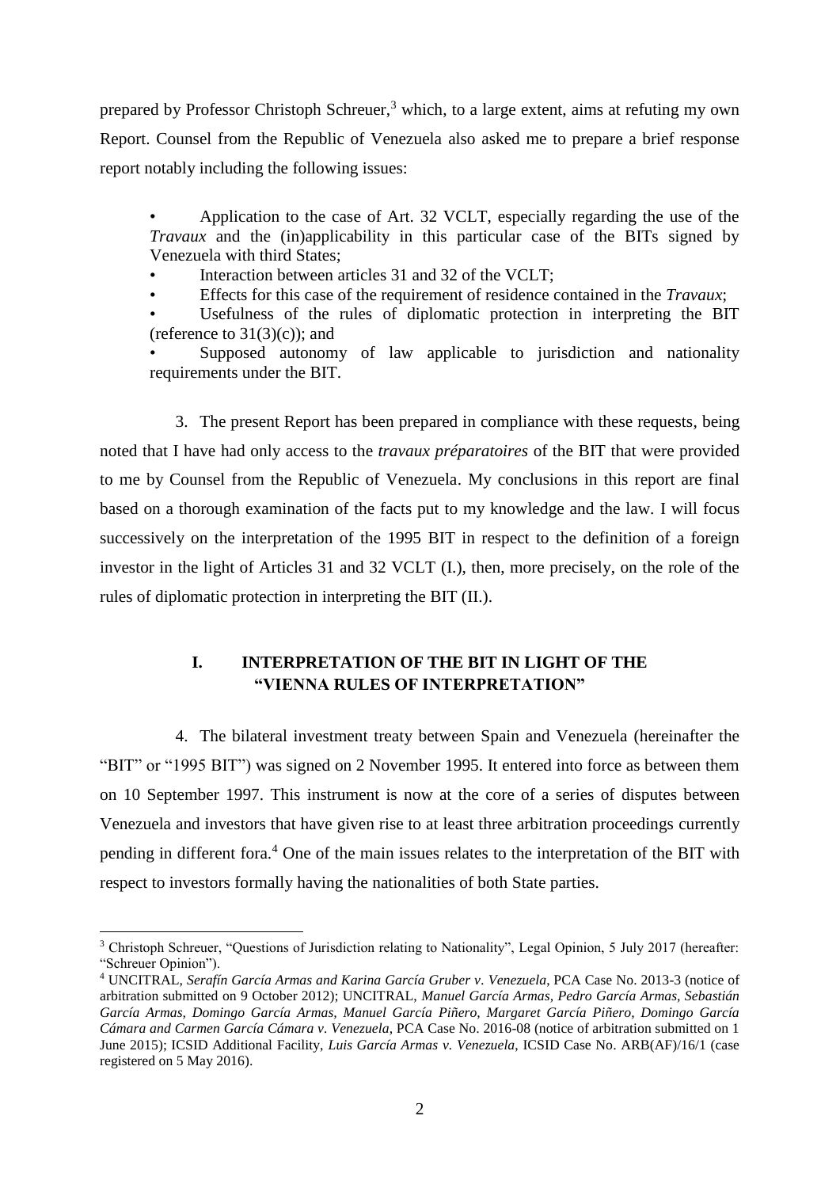prepared by Professor Christoph Schreuer,[3] which, to a large extent, aims at refuting my own Report. Counsel from the Republic of Venezuela also asked me to prepare a brief response report notably including the following issues:

- Application to the case of Art. 32 VCLT, especially regarding the use of the *Travaux* and the (in)applicability in this particular case of the BITs signed by Venezuela with third States;
- Interaction between articles 31 and 32 of the VCLT;
- Effects for this case of the requirement of residence contained in the *Travaux*;
- Usefulness of the rules of diplomatic protection in interpreting the BIT (reference to 31(3)(c)); and
- Supposed autonomy of law applicable to jurisdiction and nationality requirements under the BIT.

3. The present Report has been prepared in compliance with these requests, being noted that I have had only access to the *travaux préparatoires* of the BIT that were provided to me by Counsel from the Republic of Venezuela. My conclusions in this report are final based on a thorough examination of the facts put to my knowledge and the law. I will focus successively on the interpretation of the 1995 BIT in respect to the definition of a foreign investor in the light of Articles 31 and 32 VCLT (I.), then, more precisely, on the role of the rules of diplomatic protection in interpreting the BIT (II.).

## I. INTERPRETATION OF THE BIT IN LIGHT OF THE "VIENNA RULES OF INTERPRETATION"

4. The bilateral investment treaty between Spain and Venezuela (hereinafter the "BIT" or "1995 BIT") was signed on 2 November 1995. It entered into force as between them on 10 September 1997. This instrument is now at the core of a series of disputes between Venezuela and investors that have given rise to at least three arbitration proceedings currently pending in different fora.[4] One of the main issues relates to the interpretation of the BIT with respect to investors formally having the nationalities of both State parties.

---

[3] Christoph Schreuer, "Questions of Jurisdiction relating to Nationality", Legal Opinion, 5 July 2017 (hereafter: "Schreuer Opinion").

[4] UNCITRAL, *Serafín García Armas and Karina García Gruber v. Venezuela*, PCA Case No. 2013-3 (notice of arbitration submitted on 9 October 2012); UNCITRAL, *Manuel García Armas, Pedro García Armas, Sebastián García Armas, Domingo García Armas, Manuel García Piñero, Margaret García Piñero, Domingo García Cámara and Carmen García Cámara v. Venezuela*, PCA Case No. 2016-08 (notice of arbitration submitted on 1 June 2015); ICSID Additional Facility, *Luis García Armas v. Venezuela*, ICSID Case No. ARB(AF)/16/1 (case registered on 5 May 2016).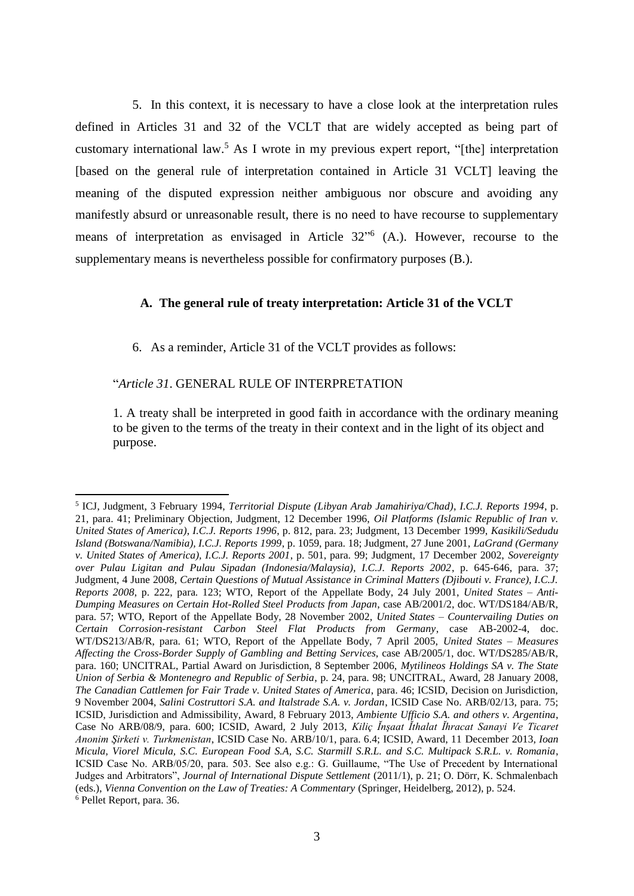5. In this context, it is necessary to have a close look at the interpretation rules defined in Articles 31 and 32 of the VCLT that are widely accepted as being part of customary international law.[5] As I wrote in my previous expert report, "[the] interpretation [based on the general rule of interpretation contained in Article 31 VCLT] leaving the meaning of the disputed expression neither ambiguous nor obscure and avoiding any manifestly absurd or unreasonable result, there is no need to have recourse to supplementary means of interpretation as envisaged in Article 32"[6] (A.). However, recourse to the supplementary means is nevertheless possible for confirmatory purposes (B.).

### A. The general rule of treaty interpretation: Article 31 of the VCLT

6. As a reminder, Article 31 of the VCLT provides as follows:

"*Article 31*. GENERAL RULE OF INTERPRETATION

1. A treaty shall be interpreted in good faith in accordance with the ordinary meaning to be given to the terms of the treaty in their context and in the light of its object and purpose.

---

[5] ICJ, Judgment, 3 February 1994, *Territorial Dispute (Libyan Arab Jamahiriya/Chad), I.C.J. Reports 1994*, p. 21, para. 41; Preliminary Objection, Judgment, 12 December 1996, *Oil Platforms (Islamic Republic of Iran v. United States of America), I.C.J. Reports 1996*, p. 812, para. 23; Judgment, 13 December 1999, *Kasikili/Sedudu Island (Botswana/Namibia), I.C.J. Reports 1999*, p. 1059, para. 18; Judgment, 27 June 2001, *LaGrand (Germany v. United States of America), I.C.J. Reports 2001*, p. 501, para. 99; Judgment, 17 December 2002, *Sovereignty over Pulau Ligitan and Pulau Sipadan (Indonesia/Malaysia), I.C.J. Reports 2002*, p. 645-646, para. 37; Judgment, 4 June 2008, *Certain Questions of Mutual Assistance in Criminal Matters (Djibouti v. France), I.C.J. Reports 2008*, p. 222, para. 123; WTO, Report of the Appellate Body, 24 July 2001, *United States – Anti-Dumping Measures on Certain Hot-Rolled Steel Products from Japan*, case AB/2001/2, doc. WT/DS184/AB/R, para. 57; WTO, Report of the Appellate Body, 28 November 2002, *United States – Countervailing Duties on Certain Corrosion-resistant Carbon Steel Flat Products from Germany*, case AB-2002-4, doc. WT/DS213/AB/R, para. 61; WTO, Report of the Appellate Body, 7 April 2005, *United States – Measures Affecting the Cross-Border Supply of Gambling and Betting Services*, case AB/2005/1, doc. WT/DS285/AB/R, para. 160; UNCITRAL, Partial Award on Jurisdiction, 8 September 2006, *Mytilineos Holdings SA v. The State Union of Serbia & Montenegro and Republic of Serbia*, p. 24, para. 98; UNCITRAL, Award, 28 January 2008, *The Canadian Cattlemen for Fair Trade v. United States of America*, para. 46; ICSID, Decision on Jurisdiction, 9 November 2004, *Salini Costruttori S.A. and Italstrade S.A. v. Jordan*, ICSID Case No. ARB/02/13, para. 75; ICSID, Jurisdiction and Admissibility, Award, 8 February 2013, *Ambiente Ufficio S.A. and others v. Argentina*, Case No ARB/08/9, para. 600; ICSID, Award, 2 July 2013, *Kiliç İnşaat İthalat İhracat Sanayi Ve Ticaret Anonim Şirketi v. Turkmenistan*, ICSID Case No. ARB/10/1, para. 6.4; ICSID, Award, 11 December 2013, *Ioan Micula, Viorel Micula, S.C. European Food S.A, S.C. Starmill S.R.L. and S.C. Multipack S.R.L. v. Romania*, ICSID Case No. ARB/05/20, para. 503. See also e.g.: G. Guillaume, "The Use of Precedent by International Judges and Arbitrators", *Journal of International Dispute Settlement* (2011/1), p. 21; O. Dörr, K. Schmalenbach (eds.), *Vienna Convention on the Law of Treaties: A Commentary* (Springer, Heidelberg, 2012), p. 524.

[6] Pellet Report, para. 36.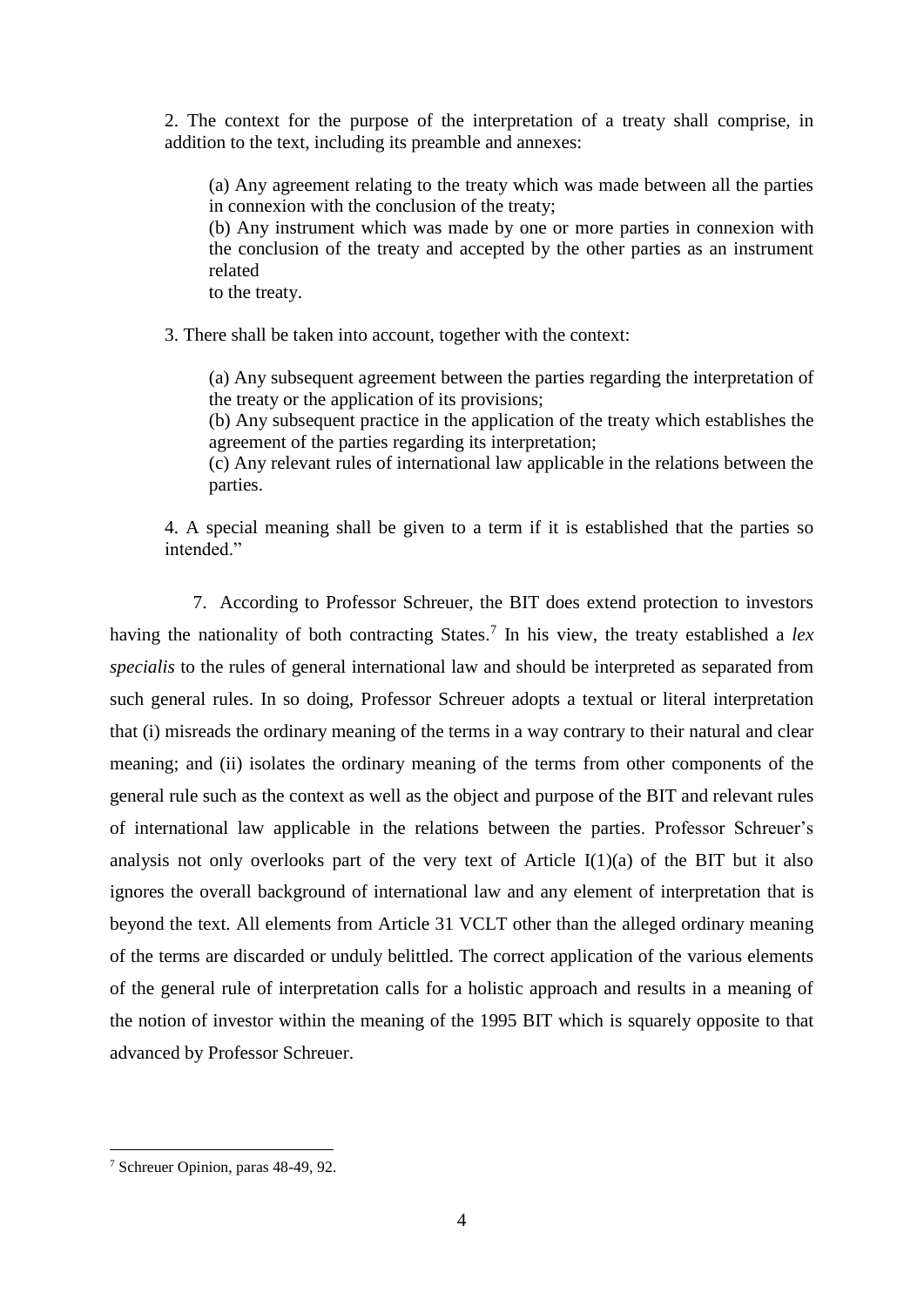2. The context for the purpose of the interpretation of a treaty shall comprise, in addition to the text, including its preamble and annexes:

(a) Any agreement relating to the treaty which was made between all the parties in connexion with the conclusion of the treaty;
(b) Any instrument which was made by one or more parties in connexion with the conclusion of the treaty and accepted by the other parties as an instrument related
to the treaty.

3. There shall be taken into account, together with the context:

(a) Any subsequent agreement between the parties regarding the interpretation of the treaty or the application of its provisions;
(b) Any subsequent practice in the application of the treaty which establishes the agreement of the parties regarding its interpretation;
(c) Any relevant rules of international law applicable in the relations between the parties.

4. A special meaning shall be given to a term if it is established that the parties so intended."

7. According to Professor Schreuer, the BIT does extend protection to investors having the nationality of both contracting States.[7] In his view, the treaty established a *lex specialis* to the rules of general international law and should be interpreted as separated from such general rules. In so doing, Professor Schreuer adopts a textual or literal interpretation that (i) misreads the ordinary meaning of the terms in a way contrary to their natural and clear meaning; and (ii) isolates the ordinary meaning of the terms from other components of the general rule such as the context as well as the object and purpose of the BIT and relevant rules of international law applicable in the relations between the parties. Professor Schreuer's analysis not only overlooks part of the very text of Article I(1)(a) of the BIT but it also ignores the overall background of international law and any element of interpretation that is beyond the text. All elements from Article 31 VCLT other than the alleged ordinary meaning of the terms are discarded or unduly belittled. The correct application of the various elements of the general rule of interpretation calls for a holistic approach and results in a meaning of the notion of investor within the meaning of the 1995 BIT which is squarely opposite to that advanced by Professor Schreuer.

[7] Schreuer Opinion, paras 48-49, 92.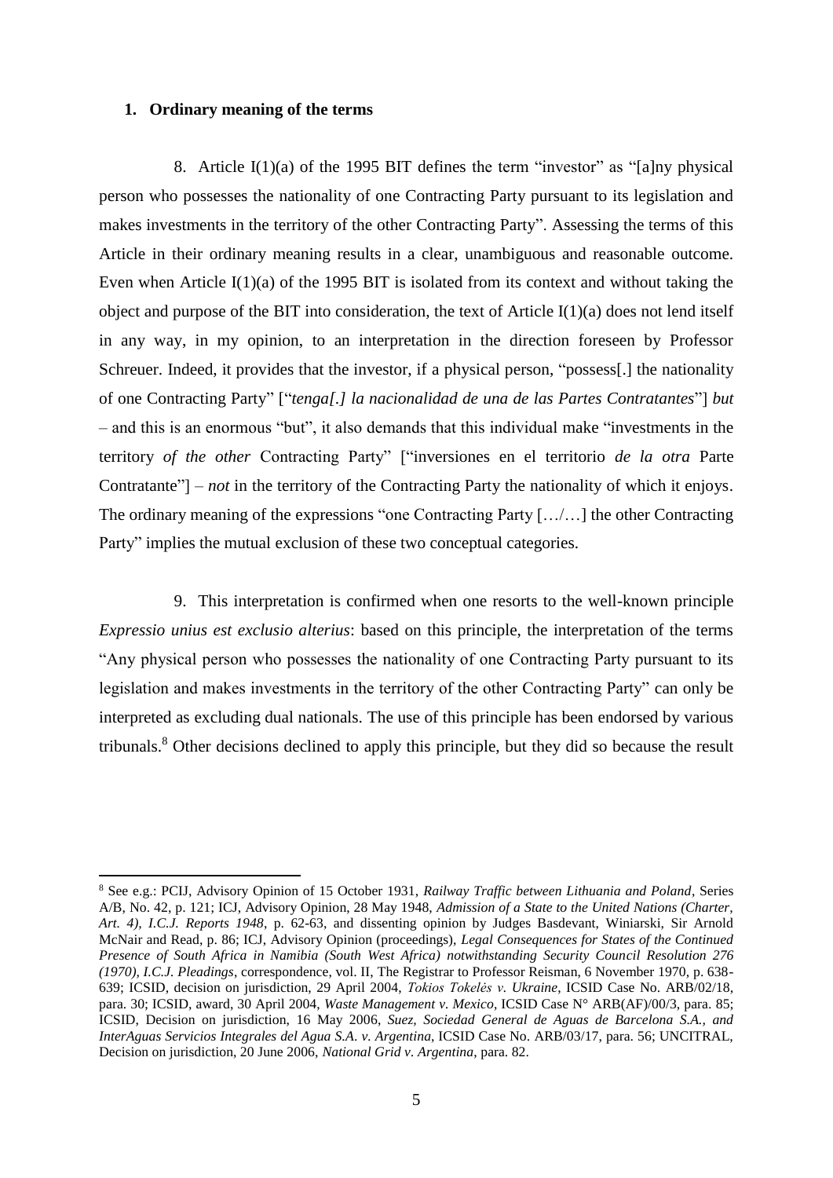### 1. Ordinary meaning of the terms

8. Article I(1)(a) of the 1995 BIT defines the term "investor" as "[a]ny physical person who possesses the nationality of one Contracting Party pursuant to its legislation and makes investments in the territory of the other Contracting Party". Assessing the terms of this Article in their ordinary meaning results in a clear, unambiguous and reasonable outcome. Even when Article I(1)(a) of the 1995 BIT is isolated from its context and without taking the object and purpose of the BIT into consideration, the text of Article I(1)(a) does not lend itself in any way, in my opinion, to an interpretation in the direction foreseen by Professor Schreuer. Indeed, it provides that the investor, if a physical person, "possess[.] the nationality of one Contracting Party" ["*tenga[.] la nacionalidad de una de las Partes Contratantes*"] *but* – and this is an enormous "but", it also demands that this individual make "investments in the territory *of the other* Contracting Party" ["inversiones en el territorio *de la otra* Parte Contratante"] – *not* in the territory of the Contracting Party the nationality of which it enjoys. The ordinary meaning of the expressions "one Contracting Party […/…] the other Contracting Party" implies the mutual exclusion of these two conceptual categories.

9. This interpretation is confirmed when one resorts to the well-known principle *Expressio unius est exclusio alterius*: based on this principle, the interpretation of the terms "Any physical person who possesses the nationality of one Contracting Party pursuant to its legislation and makes investments in the territory of the other Contracting Party" can only be interpreted as excluding dual nationals. The use of this principle has been endorsed by various tribunals.[8] Other decisions declined to apply this principle, but they did so because the result

---

[8] See e.g.: PCIJ, Advisory Opinion of 15 October 1931, *Railway Traffic between Lithuania and Poland*, Series A/B, No. 42, p. 121; ICJ, Advisory Opinion, 28 May 1948, *Admission of a State to the United Nations (Charter, Art. 4), I.C.J. Reports 1948*, p. 62-63, and dissenting opinion by Judges Basdevant, Winiarski, Sir Arnold McNair and Read, p. 86; ICJ, Advisory Opinion (proceedings), *Legal Consequences for States of the Continued Presence of South Africa in Namibia (South West Africa) notwithstanding Security Council Resolution 276 (1970), I.C.J. Pleadings*, correspondence, vol. II, The Registrar to Professor Reisman, 6 November 1970, p. 638-639; ICSID, decision on jurisdiction, 29 April 2004, *Tokios Tokelės v. Ukraine*, ICSID Case No. ARB/02/18, para. 30; ICSID, award, 30 April 2004, *Waste Management v. Mexico*, ICSID Case N° ARB(AF)/00/3, para. 85; ICSID, Decision on jurisdiction, 16 May 2006, *Suez, Sociedad General de Aguas de Barcelona S.A., and InterAguas Servicios Integrales del Agua S.A. v. Argentina*, ICSID Case No. ARB/03/17, para. 56; UNCITRAL, Decision on jurisdiction, 20 June 2006, *National Grid v. Argentina*, para. 82.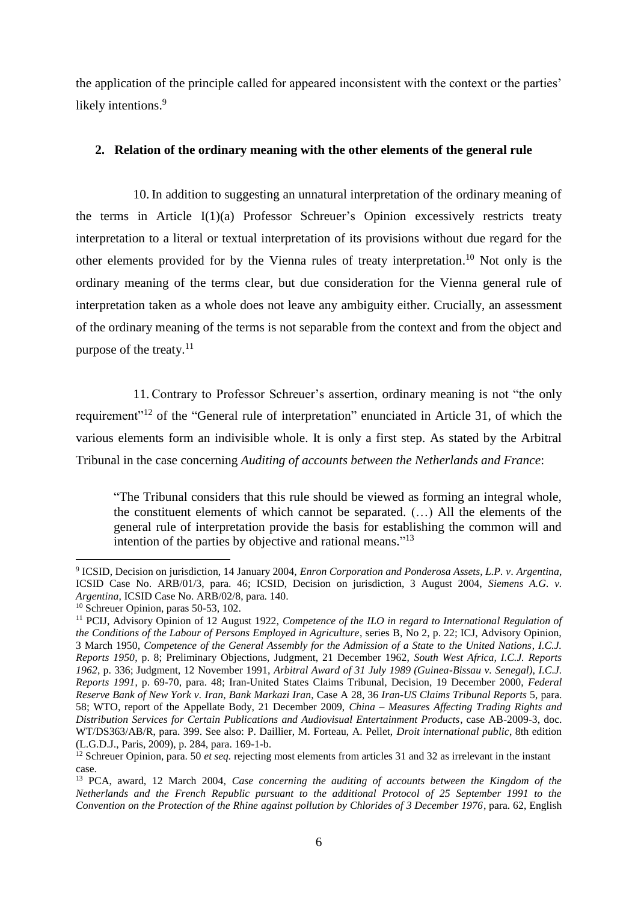the application of the principle called for appeared inconsistent with the context or the parties' likely intentions.[9]

## 2. Relation of the ordinary meaning with the other elements of the general rule

10. In addition to suggesting an unnatural interpretation of the ordinary meaning of the terms in Article I(1)(a) Professor Schreuer's Opinion excessively restricts treaty interpretation to a literal or textual interpretation of its provisions without due regard for the other elements provided for by the Vienna rules of treaty interpretation.[10] Not only is the ordinary meaning of the terms clear, but due consideration for the Vienna general rule of interpretation taken as a whole does not leave any ambiguity either. Crucially, an assessment of the ordinary meaning of the terms is not separable from the context and from the object and purpose of the treaty.[11]

11. Contrary to Professor Schreuer's assertion, ordinary meaning is not "the only requirement"[12] of the "General rule of interpretation" enunciated in Article 31, of which the various elements form an indivisible whole. It is only a first step. As stated by the Arbitral Tribunal in the case concerning *Auditing of accounts between the Netherlands and France*:

> "The Tribunal considers that this rule should be viewed as forming an integral whole, the constituent elements of which cannot be separated. (…) All the elements of the general rule of interpretation provide the basis for establishing the common will and intention of the parties by objective and rational means."[13]

---

[9] ICSID, Decision on jurisdiction, 14 January 2004, *Enron Corporation and Ponderosa Assets, L.P. v. Argentina*, ICSID Case No. ARB/01/3, para. 46; ICSID, Decision on jurisdiction, 3 August 2004, *Siemens A.G. v. Argentina*, ICSID Case No. ARB/02/8, para. 140.

[10] Schreuer Opinion, paras 50-53, 102.

[11] PCIJ, Advisory Opinion of 12 August 1922, *Competence of the ILO in regard to International Regulation of the Conditions of the Labour of Persons Employed in Agriculture*, series B, No 2, p. 22; ICJ, Advisory Opinion, 3 March 1950, *Competence of the General Assembly for the Admission of a State to the United Nations*, *I.C.J. Reports 1950*, p. 8; Preliminary Objections, Judgment, 21 December 1962, *South West Africa, I.C.J. Reports 1962*, p. 336; Judgment, 12 November 1991, *Arbitral Award of 31 July 1989 (Guinea-Bissau v. Senegal), I.C.J. Reports 1991*, p. 69-70, para. 48; Iran-United States Claims Tribunal, Decision, 19 December 2000, *Federal Reserve Bank of New York v. Iran, Bank Markazi Iran*, Case A 28, 36 *Iran-US Claims Tribunal Reports* 5, para. 58; WTO, report of the Appellate Body, 21 December 2009, *China – Measures Affecting Trading Rights and Distribution Services for Certain Publications and Audiovisual Entertainment Products*, case AB-2009-3, doc. WT/DS363/AB/R, para. 399. See also: P. Daillier, M. Forteau, A. Pellet, *Droit international public*, 8th edition (L.G.D.J., Paris, 2009), p. 284, para. 169-1-b.

[12] Schreuer Opinion, para. 50 *et seq.* rejecting most elements from articles 31 and 32 as irrelevant in the instant case.

[13] PCA, award, 12 March 2004, *Case concerning the auditing of accounts between the Kingdom of the Netherlands and the French Republic pursuant to the additional Protocol of 25 September 1991 to the Convention on the Protection of the Rhine against pollution by Chlorides of 3 December 1976*, para. 62, English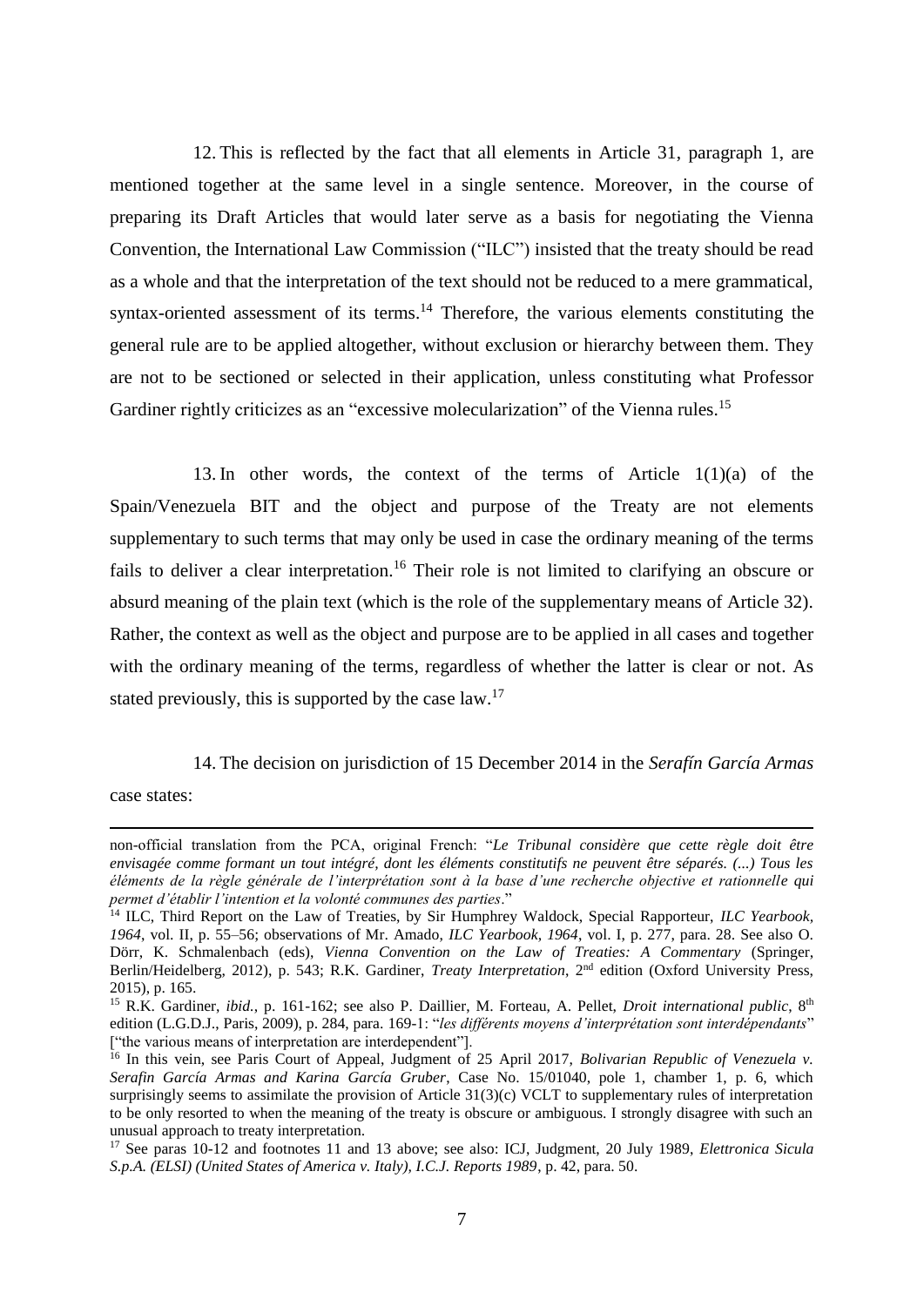12. This is reflected by the fact that all elements in Article 31, paragraph 1, are mentioned together at the same level in a single sentence. Moreover, in the course of preparing its Draft Articles that would later serve as a basis for negotiating the Vienna Convention, the International Law Commission ("ILC") insisted that the treaty should be read as a whole and that the interpretation of the text should not be reduced to a mere grammatical, syntax-oriented assessment of its terms.[14] Therefore, the various elements constituting the general rule are to be applied altogether, without exclusion or hierarchy between them. They are not to be sectioned or selected in their application, unless constituting what Professor Gardiner rightly criticizes as an "excessive molecularization" of the Vienna rules.[15]

13. In other words, the context of the terms of Article 1(1)(a) of the Spain/Venezuela BIT and the object and purpose of the Treaty are not elements supplementary to such terms that may only be used in case the ordinary meaning of the terms fails to deliver a clear interpretation.[16] Their role is not limited to clarifying an obscure or absurd meaning of the plain text (which is the role of the supplementary means of Article 32). Rather, the context as well as the object and purpose are to be applied in all cases and together with the ordinary meaning of the terms, regardless of whether the latter is clear or not. As stated previously, this is supported by the case law.[17]

14. The decision on jurisdiction of 15 December 2014 in the *Serafín García Armas* case states:

---

non-official translation from the PCA, original French: "*Le Tribunal considère que cette règle doit être envisagée comme formant un tout intégré, dont les éléments constitutifs ne peuvent être séparés. (...) Tous les éléments de la règle générale de l'interprétation sont à la base d'une recherche objective et rationnelle qui permet d'établir l'intention et la volonté communes des parties*."

[14] ILC, Third Report on the Law of Treaties, by Sir Humphrey Waldock, Special Rapporteur, *ILC Yearbook, 1964*, vol. II, p. 55–56; observations of Mr. Amado, *ILC Yearbook, 1964*, vol. I, p. 277, para. 28. See also O. Dörr, K. Schmalenbach (eds), *Vienna Convention on the Law of Treaties: A Commentary* (Springer, Berlin/Heidelberg, 2012), p. 543; R.K. Gardiner, *Treaty Interpretation*, 2nd edition (Oxford University Press, 2015), p. 165.

[15] R.K. Gardiner, *ibid.*, p. 161-162; see also P. Daillier, M. Forteau, A. Pellet, *Droit international public*, 8th edition (L.G.D.J., Paris, 2009), p. 284, para. 169-1: "*les différents moyens d'interprétation sont interdépendants*" ["the various means of interpretation are interdependent"].

[16] In this vein, see Paris Court of Appeal, Judgment of 25 April 2017, *Bolivarian Republic of Venezuela v. Serafin García Armas and Karina García Gruber*, Case No. 15/01040, pole 1, chamber 1, p. 6, which surprisingly seems to assimilate the provision of Article 31(3)(c) VCLT to supplementary rules of interpretation to be only resorted to when the meaning of the treaty is obscure or ambiguous. I strongly disagree with such an unusual approach to treaty interpretation.

[17] See paras 10-12 and footnotes 11 and 13 above; see also: ICJ, Judgment, 20 July 1989, *Elettronica Sicula S.p.A. (ELSI) (United States of America v. Italy), I.C.J. Reports 1989*, p. 42, para. 50.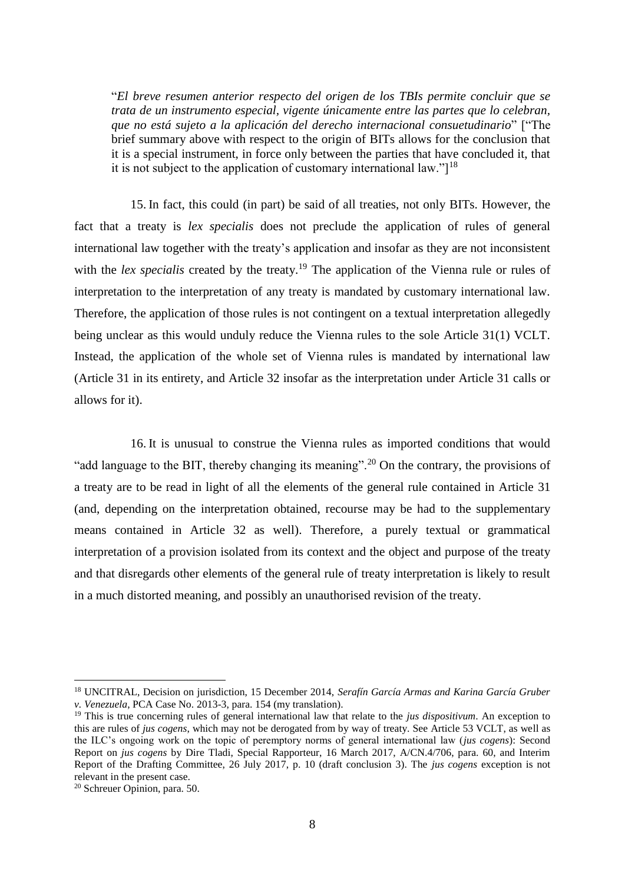> "*El breve resumen anterior respecto del origen de los TBIs permite concluir que se trata de un instrumento especial, vigente únicamente entre las partes que lo celebran, que no está sujeto a la aplicación del derecho internacional consuetudinario*" ["The brief summary above with respect to the origin of BITs allows for the conclusion that it is a special instrument, in force only between the parties that have concluded it, that it is not subject to the application of customary international law."][18]

15. In fact, this could (in part) be said of all treaties, not only BITs. However, the fact that a treaty is *lex specialis* does not preclude the application of rules of general international law together with the treaty's application and insofar as they are not inconsistent with the *lex specialis* created by the treaty.[19] The application of the Vienna rule or rules of interpretation to the interpretation of any treaty is mandated by customary international law. Therefore, the application of those rules is not contingent on a textual interpretation allegedly being unclear as this would unduly reduce the Vienna rules to the sole Article 31(1) VCLT. Instead, the application of the whole set of Vienna rules is mandated by international law (Article 31 in its entirety, and Article 32 insofar as the interpretation under Article 31 calls or allows for it).

16. It is unusual to construe the Vienna rules as imported conditions that would "add language to the BIT, thereby changing its meaning".[20] On the contrary, the provisions of a treaty are to be read in light of all the elements of the general rule contained in Article 31 (and, depending on the interpretation obtained, recourse may be had to the supplementary means contained in Article 32 as well). Therefore, a purely textual or grammatical interpretation of a provision isolated from its context and the object and purpose of the treaty and that disregards other elements of the general rule of treaty interpretation is likely to result in a much distorted meaning, and possibly an unauthorised revision of the treaty.

---

[18] UNCITRAL, Decision on jurisdiction, 15 December 2014, *Serafín García Armas and Karina García Gruber v. Venezuela*, PCA Case No. 2013-3, para. 154 (my translation).

[19] This is true concerning rules of general international law that relate to the *jus dispositivum*. An exception to this are rules of *jus cogens*, which may not be derogated from by way of treaty. See Article 53 VCLT, as well as the ILC's ongoing work on the topic of peremptory norms of general international law (*jus cogens*): Second Report on *jus cogens* by Dire Tladi, Special Rapporteur, 16 March 2017, A/CN.4/706, para. 60, and Interim Report of the Drafting Committee, 26 July 2017, p. 10 (draft conclusion 3). The *jus cogens* exception is not relevant in the present case.

[20] Schreuer Opinion, para. 50.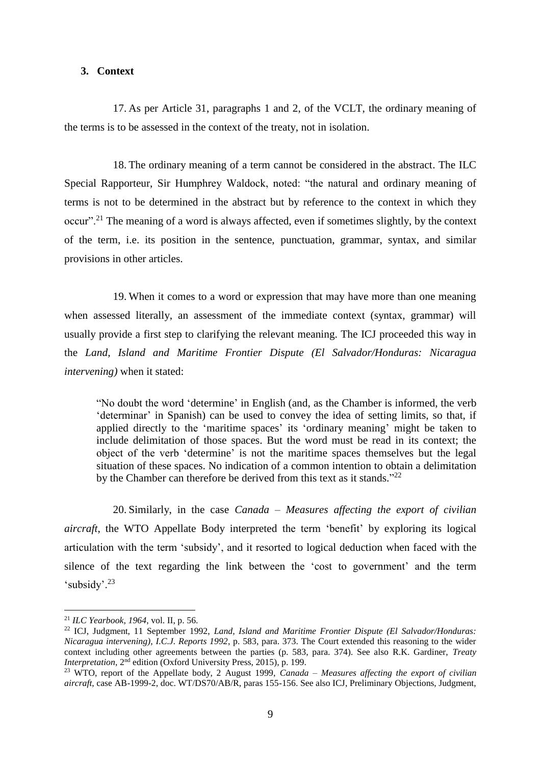### 3. Context

17. As per Article 31, paragraphs 1 and 2, of the VCLT, the ordinary meaning of the terms is to be assessed in the context of the treaty, not in isolation.

18. The ordinary meaning of a term cannot be considered in the abstract. The ILC Special Rapporteur, Sir Humphrey Waldock, noted: "the natural and ordinary meaning of terms is not to be determined in the abstract but by reference to the context in which they occur".[21] The meaning of a word is always affected, even if sometimes slightly, by the context of the term, i.e. its position in the sentence, punctuation, grammar, syntax, and similar provisions in other articles.

19. When it comes to a word or expression that may have more than one meaning when assessed literally, an assessment of the immediate context (syntax, grammar) will usually provide a first step to clarifying the relevant meaning. The ICJ proceeded this way in the *Land, Island and Maritime Frontier Dispute (El Salvador/Honduras: Nicaragua intervening)* when it stated:

> "No doubt the word 'determine' in English (and, as the Chamber is informed, the verb 'determinar' in Spanish) can be used to convey the idea of setting limits, so that, if applied directly to the 'maritime spaces' its 'ordinary meaning' might be taken to include delimitation of those spaces. But the word must be read in its context; the object of the verb 'determine' is not the maritime spaces themselves but the legal situation of these spaces. No indication of a common intention to obtain a delimitation by the Chamber can therefore be derived from this text as it stands."[22]

20. Similarly, in the case *Canada – Measures affecting the export of civilian aircraft*, the WTO Appellate Body interpreted the term 'benefit' by exploring its logical articulation with the term 'subsidy', and it resorted to logical deduction when faced with the silence of the text regarding the link between the 'cost to government' and the term 'subsidy'.[23]

---

[21] *ILC Yearbook, 1964*, vol. II, p. 56.

[22] ICJ, Judgment, 11 September 1992, *Land, Island and Maritime Frontier Dispute (El Salvador/Honduras: Nicaragua intervening)*, *I.C.J. Reports 1992*, p. 583, para. 373. The Court extended this reasoning to the wider context including other agreements between the parties (p. 583, para. 374). See also R.K. Gardiner, *Treaty Interpretation*, 2nd edition (Oxford University Press, 2015), p. 199.

[23] WTO, report of the Appellate body, 2 August 1999, *Canada – Measures affecting the export of civilian aircraft*, case AB-1999-2, doc. WT/DS70/AB/R, paras 155-156. See also ICJ, Preliminary Objections, Judgment,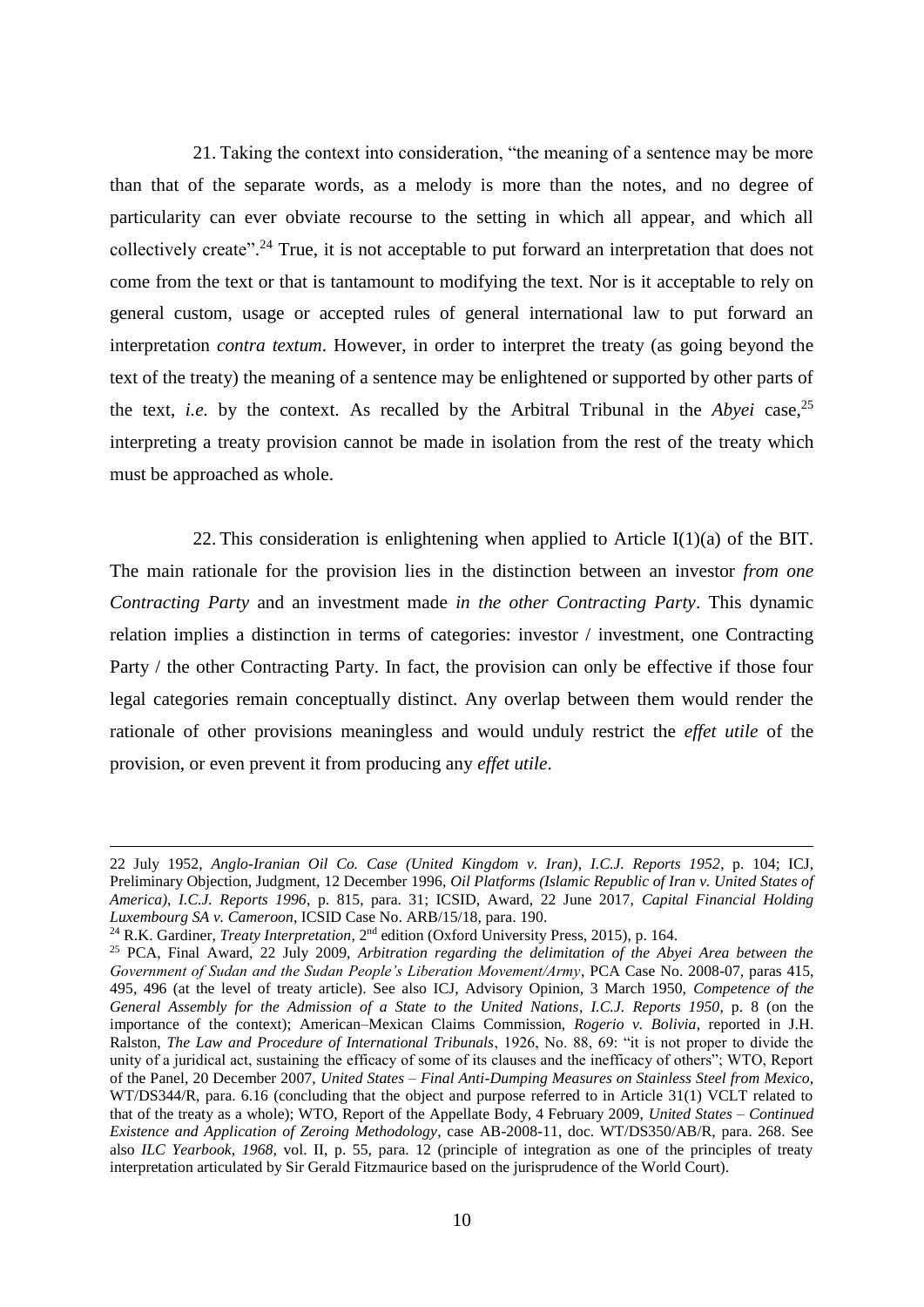21. Taking the context into consideration, "the meaning of a sentence may be more than that of the separate words, as a melody is more than the notes, and no degree of particularity can ever obviate recourse to the setting in which all appear, and which all collectively create".[24] True, it is not acceptable to put forward an interpretation that does not come from the text or that is tantamount to modifying the text. Nor is it acceptable to rely on general custom, usage or accepted rules of general international law to put forward an interpretation *contra textum*. However, in order to interpret the treaty (as going beyond the text of the treaty) the meaning of a sentence may be enlightened or supported by other parts of the text, *i.e.* by the context. As recalled by the Arbitral Tribunal in the *Abyei* case,[25] interpreting a treaty provision cannot be made in isolation from the rest of the treaty which must be approached as whole.

22. This consideration is enlightening when applied to Article I(1)(a) of the BIT. The main rationale for the provision lies in the distinction between an investor *from one Contracting Party* and an investment made *in the other Contracting Party*. This dynamic relation implies a distinction in terms of categories: investor / investment, one Contracting Party / the other Contracting Party. In fact, the provision can only be effective if those four legal categories remain conceptually distinct. Any overlap between them would render the rationale of other provisions meaningless and would unduly restrict the *effet utile* of the provision, or even prevent it from producing any *effet utile*.

---

22 July 1952, *Anglo-Iranian Oil Co. Case (United Kingdom v. Iran)*, *I.C.J. Reports 1952*, p. 104; ICJ, Preliminary Objection, Judgment, 12 December 1996, *Oil Platforms (Islamic Republic of Iran v. United States of America)*, *I.C.J. Reports 1996*, p. 815, para. 31; ICSID, Award, 22 June 2017, *Capital Financial Holding Luxembourg SA v. Cameroon*, ICSID Case No. ARB/15/18, para. 190.

[24] R.K. Gardiner, *Treaty Interpretation*, 2nd edition (Oxford University Press, 2015), p. 164.

[25] PCA, Final Award, 22 July 2009, *Arbitration regarding the delimitation of the Abyei Area between the Government of Sudan and the Sudan People's Liberation Movement/Army*, PCA Case No. 2008-07, paras 415, 495, 496 (at the level of treaty article). See also ICJ, Advisory Opinion, 3 March 1950, *Competence of the General Assembly for the Admission of a State to the United Nations*, *I.C.J. Reports 1950*, p. 8 (on the importance of the context); American–Mexican Claims Commission, *Rogerio v. Bolivia*, reported in J.H. Ralston, *The Law and Procedure of International Tribunals*, 1926, No. 88, 69: "it is not proper to divide the unity of a juridical act, sustaining the efficacy of some of its clauses and the inefficacy of others"; WTO, Report of the Panel, 20 December 2007, *United States – Final Anti-Dumping Measures on Stainless Steel from Mexico*, WT/DS344/R, para. 6.16 (concluding that the object and purpose referred to in Article 31(1) VCLT related to that of the treaty as a whole); WTO, Report of the Appellate Body, 4 February 2009, *United States – Continued Existence and Application of Zeroing Methodology*, case AB-2008-11, doc. WT/DS350/AB/R, para. 268. See also *ILC Yearbook*, *1968*, vol. II, p. 55, para. 12 (principle of integration as one of the principles of treaty interpretation articulated by Sir Gerald Fitzmaurice based on the jurisprudence of the World Court).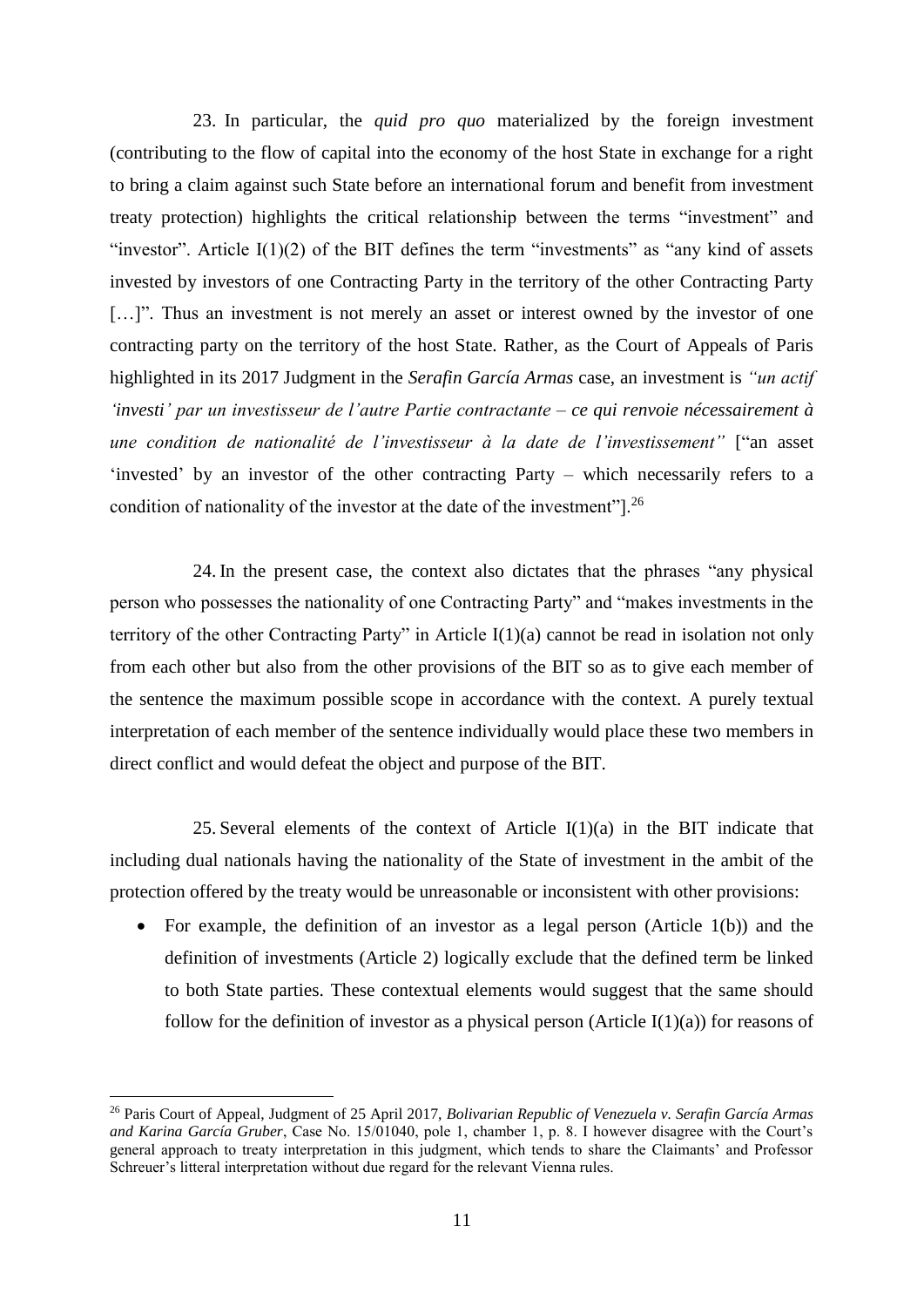23. In particular, the *quid pro quo* materialized by the foreign investment (contributing to the flow of capital into the economy of the host State in exchange for a right to bring a claim against such State before an international forum and benefit from investment treaty protection) highlights the critical relationship between the terms "investment" and "investor". Article I(1)(2) of the BIT defines the term "investments" as "any kind of assets invested by investors of one Contracting Party in the territory of the other Contracting Party […]". Thus an investment is not merely an asset or interest owned by the investor of one contracting party on the territory of the host State. Rather, as the Court of Appeals of Paris highlighted in its 2017 Judgment in the *Serafin García Armas* case, an investment is *"un actif 'investi' par un investisseur de l'autre Partie contractante – ce qui renvoie nécessairement à une condition de nationalité de l'investisseur à la date de l'investissement"* ["an asset 'invested' by an investor of the other contracting Party – which necessarily refers to a condition of nationality of the investor at the date of the investment"].[26]

24. In the present case, the context also dictates that the phrases "any physical person who possesses the nationality of one Contracting Party" and "makes investments in the territory of the other Contracting Party" in Article I(1)(a) cannot be read in isolation not only from each other but also from the other provisions of the BIT so as to give each member of the sentence the maximum possible scope in accordance with the context. A purely textual interpretation of each member of the sentence individually would place these two members in direct conflict and would defeat the object and purpose of the BIT.

25. Several elements of the context of Article I(1)(a) in the BIT indicate that including dual nationals having the nationality of the State of investment in the ambit of the protection offered by the treaty would be unreasonable or inconsistent with other provisions:

- For example, the definition of an investor as a legal person (Article 1(b)) and the definition of investments (Article 2) logically exclude that the defined term be linked to both State parties. These contextual elements would suggest that the same should follow for the definition of investor as a physical person (Article I(1)(a)) for reasons of

[26] Paris Court of Appeal, Judgment of 25 April 2017, *Bolivarian Republic of Venezuela v. Serafin García Armas and Karina García Gruber*, Case No. 15/01040, pole 1, chamber 1, p. 8. I however disagree with the Court's general approach to treaty interpretation in this judgment, which tends to share the Claimants' and Professor Schreuer's litteral interpretation without due regard for the relevant Vienna rules.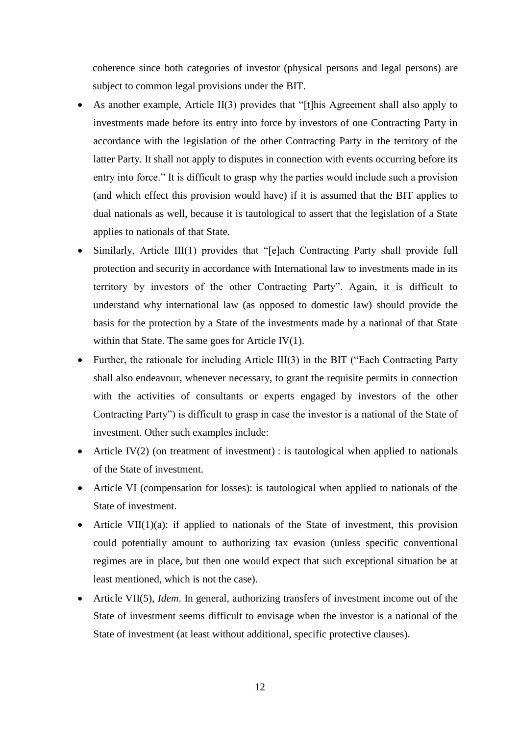coherence since both categories of investor (physical persons and legal persons) are subject to common legal provisions under the BIT.

- As another example, Article II(3) provides that "[t]his Agreement shall also apply to investments made before its entry into force by investors of one Contracting Party in accordance with the legislation of the other Contracting Party in the territory of the latter Party. It shall not apply to disputes in connection with events occurring before its entry into force." It is difficult to grasp why the parties would include such a provision (and which effect this provision would have) if it is assumed that the BIT applies to dual nationals as well, because it is tautological to assert that the legislation of a State applies to nationals of that State.
- Similarly, Article III(1) provides that "[e]ach Contracting Party shall provide full protection and security in accordance with International law to investments made in its territory by investors of the other Contracting Party". Again, it is difficult to understand why international law (as opposed to domestic law) should provide the basis for the protection by a State of the investments made by a national of that State within that State. The same goes for Article IV(1).
- Further, the rationale for including Article III(3) in the BIT ("Each Contracting Party shall also endeavour, whenever necessary, to grant the requisite permits in connection with the activities of consultants or experts engaged by investors of the other Contracting Party") is difficult to grasp in case the investor is a national of the State of investment. Other such examples include:
- Article IV(2) (on treatment of investment) : is tautological when applied to nationals of the State of investment.
- Article VI (compensation for losses): is tautological when applied to nationals of the State of investment.
- Article VII(1)(a): if applied to nationals of the State of investment, this provision could potentially amount to authorizing tax evasion (unless specific conventional regimes are in place, but then one would expect that such exceptional situation be at least mentioned, which is not the case).
- Article VII(5), *Idem*. In general, authorizing transfers of investment income out of the State of investment seems difficult to envisage when the investor is a national of the State of investment (at least without additional, specific protective clauses).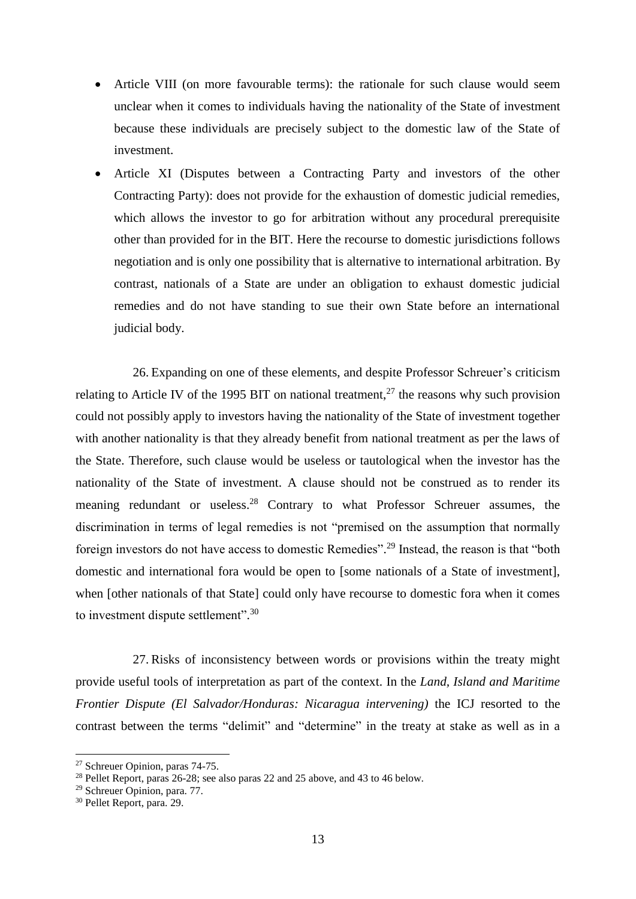- Article VIII (on more favourable terms): the rationale for such clause would seem unclear when it comes to individuals having the nationality of the State of investment because these individuals are precisely subject to the domestic law of the State of investment.
- Article XI (Disputes between a Contracting Party and investors of the other Contracting Party): does not provide for the exhaustion of domestic judicial remedies, which allows the investor to go for arbitration without any procedural prerequisite other than provided for in the BIT. Here the recourse to domestic jurisdictions follows negotiation and is only one possibility that is alternative to international arbitration. By contrast, nationals of a State are under an obligation to exhaust domestic judicial remedies and do not have standing to sue their own State before an international judicial body.

26. Expanding on one of these elements, and despite Professor Schreuer's criticism relating to Article IV of the 1995 BIT on national treatment,[27] the reasons why such provision could not possibly apply to investors having the nationality of the State of investment together with another nationality is that they already benefit from national treatment as per the laws of the State. Therefore, such clause would be useless or tautological when the investor has the nationality of the State of investment. A clause should not be construed as to render its meaning redundant or useless.[28] Contrary to what Professor Schreuer assumes, the discrimination in terms of legal remedies is not "premised on the assumption that normally foreign investors do not have access to domestic Remedies".[29] Instead, the reason is that "both domestic and international fora would be open to [some nationals of a State of investment], when [other nationals of that State] could only have recourse to domestic fora when it comes to investment dispute settlement".[30]

27. Risks of inconsistency between words or provisions within the treaty might provide useful tools of interpretation as part of the context. In the *Land, Island and Maritime Frontier Dispute (El Salvador/Honduras: Nicaragua intervening)* the ICJ resorted to the contrast between the terms "delimit" and "determine" in the treaty at stake as well as in a

[27] Schreuer Opinion, paras 74-75.

[28] Pellet Report, paras 26-28; see also paras 22 and 25 above, and 43 to 46 below.

[29] Schreuer Opinion, para. 77.

[30] Pellet Report, para. 29.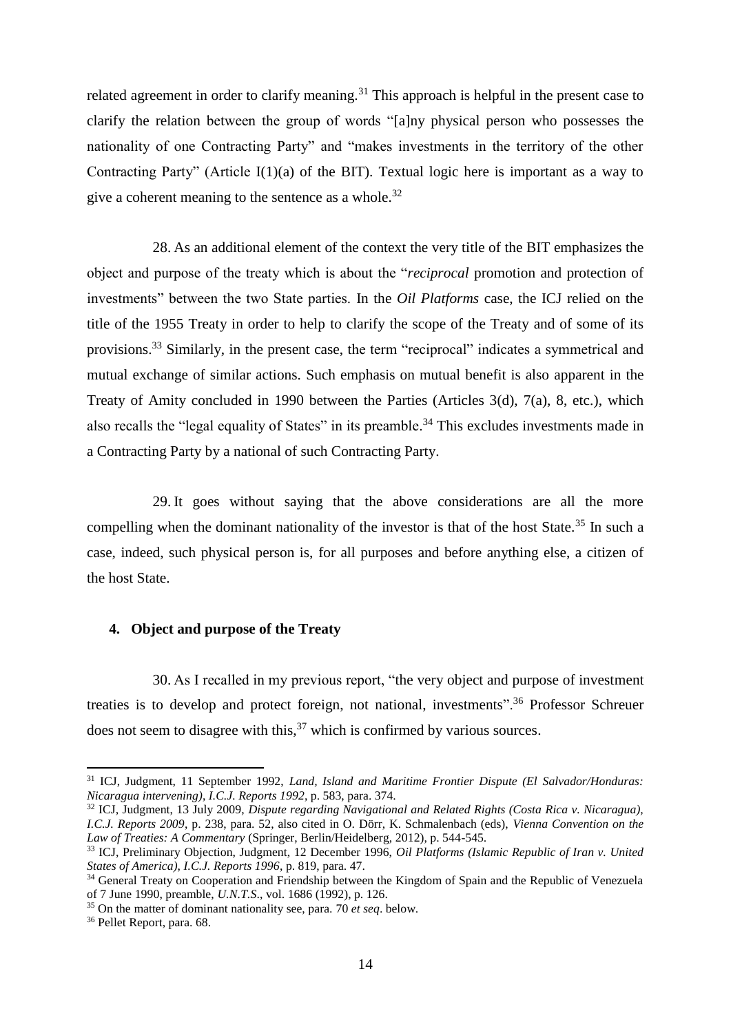related agreement in order to clarify meaning.[31] This approach is helpful in the present case to clarify the relation between the group of words "[a]ny physical person who possesses the nationality of one Contracting Party" and "makes investments in the territory of the other Contracting Party" (Article I(1)(a) of the BIT). Textual logic here is important as a way to give a coherent meaning to the sentence as a whole.[32]

28. As an additional element of the context the very title of the BIT emphasizes the object and purpose of the treaty which is about the "*reciprocal* promotion and protection of investments" between the two State parties. In the *Oil Platforms* case, the ICJ relied on the title of the 1955 Treaty in order to help to clarify the scope of the Treaty and of some of its provisions.[33] Similarly, in the present case, the term "reciprocal" indicates a symmetrical and mutual exchange of similar actions. Such emphasis on mutual benefit is also apparent in the Treaty of Amity concluded in 1990 between the Parties (Articles 3(d), 7(a), 8, etc.), which also recalls the "legal equality of States" in its preamble.[34] This excludes investments made in a Contracting Party by a national of such Contracting Party.

29. It goes without saying that the above considerations are all the more compelling when the dominant nationality of the investor is that of the host State.[35] In such a case, indeed, such physical person is, for all purposes and before anything else, a citizen of the host State.

#### 4. Object and purpose of the Treaty

30. As I recalled in my previous report, "the very object and purpose of investment treaties is to develop and protect foreign, not national, investments".[36] Professor Schreuer does not seem to disagree with this,[37] which is confirmed by various sources.

---

[31] ICJ, Judgment, 11 September 1992, *Land, Island and Maritime Frontier Dispute (El Salvador/Honduras: Nicaragua intervening)*, *I.C.J. Reports 1992*, p. 583, para. 374.

[32] ICJ, Judgment, 13 July 2009, *Dispute regarding Navigational and Related Rights (Costa Rica v. Nicaragua)*, *I.C.J. Reports 2009*, p. 238, para. 52, also cited in O. Dörr, K. Schmalenbach (eds), *Vienna Convention on the Law of Treaties: A Commentary* (Springer, Berlin/Heidelberg, 2012), p. 544-545.

[33] ICJ, Preliminary Objection, Judgment, 12 December 1996, *Oil Platforms (Islamic Republic of Iran v. United States of America)*, *I.C.J. Reports 1996*, p. 819, para. 47.

[34] General Treaty on Cooperation and Friendship between the Kingdom of Spain and the Republic of Venezuela of 7 June 1990, preamble, *U.N.T.S.*, vol. 1686 (1992), p. 126.

[35] On the matter of dominant nationality see, para. 70 *et seq*. below.

[36] Pellet Report, para. 68.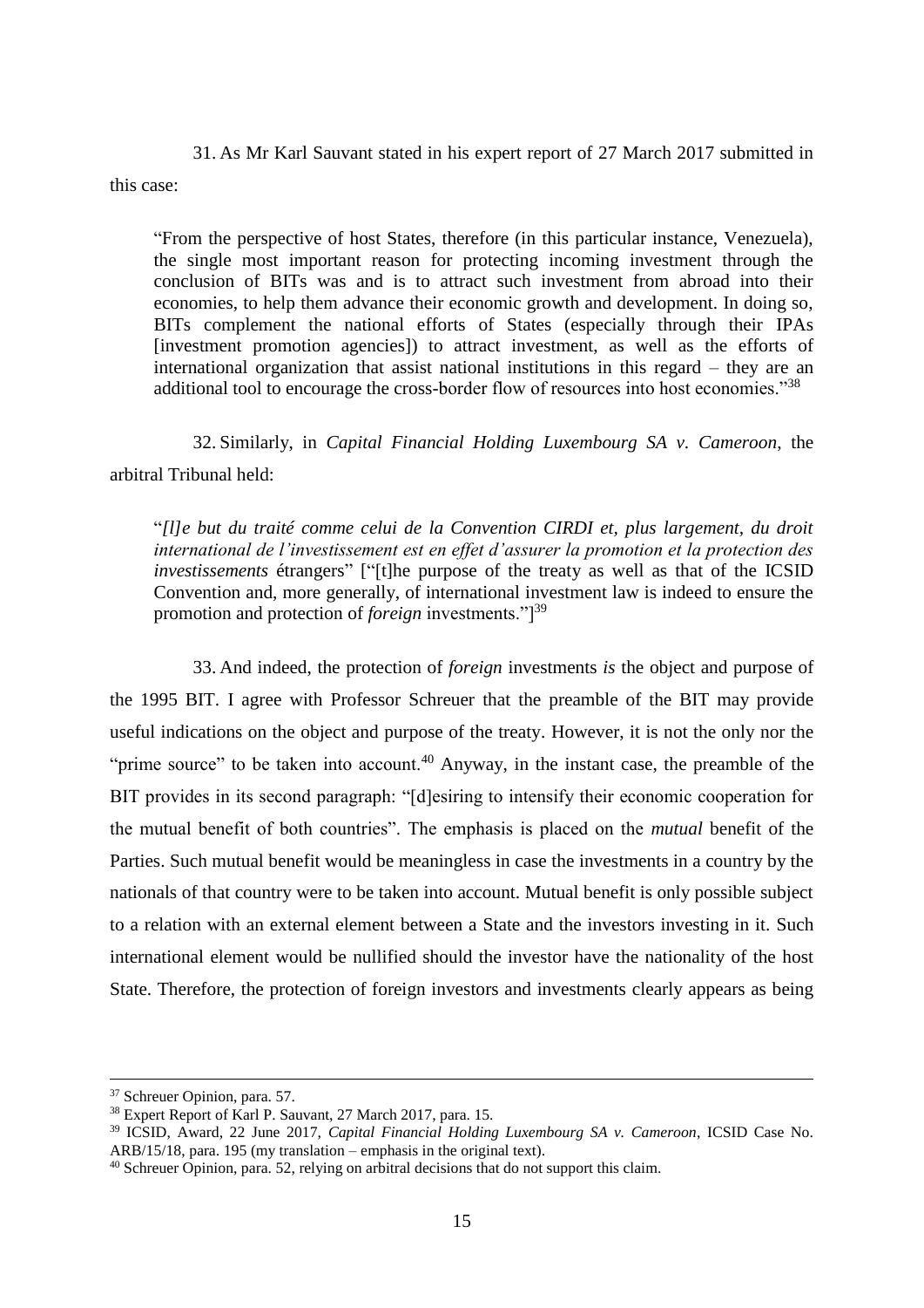31. As Mr Karl Sauvant stated in his expert report of 27 March 2017 submitted in this case:

> "From the perspective of host States, therefore (in this particular instance, Venezuela), the single most important reason for protecting incoming investment through the conclusion of BITs was and is to attract such investment from abroad into their economies, to help them advance their economic growth and development. In doing so, BITs complement the national efforts of States (especially through their IPAs [investment promotion agencies]) to attract investment, as well as the efforts of international organization that assist national institutions in this regard – they are an additional tool to encourage the cross-border flow of resources into host economies."[38]

32. Similarly, in *Capital Financial Holding Luxembourg SA v. Cameroon*, the arbitral Tribunal held:

> "*[l]e but du traité comme celui de la Convention CIRDI et, plus largement, du droit international de l'investissement est en effet d'assurer la promotion et la protection des investissements* étrangers" ["[t]he purpose of the treaty as well as that of the ICSID Convention and, more generally, of international investment law is indeed to ensure the promotion and protection of *foreign* investments."][39]

33. And indeed, the protection of *foreign* investments *is* the object and purpose of the 1995 BIT. I agree with Professor Schreuer that the preamble of the BIT may provide useful indications on the object and purpose of the treaty. However, it is not the only nor the "prime source" to be taken into account.[40] Anyway, in the instant case, the preamble of the BIT provides in its second paragraph: "[d]esiring to intensify their economic cooperation for the mutual benefit of both countries". The emphasis is placed on the *mutual* benefit of the Parties. Such mutual benefit would be meaningless in case the investments in a country by the nationals of that country were to be taken into account. Mutual benefit is only possible subject to a relation with an external element between a State and the investors investing in it. Such international element would be nullified should the investor have the nationality of the host State. Therefore, the protection of foreign investors and investments clearly appears as being

---

[37] Schreuer Opinion, para. 57.

[38] Expert Report of Karl P. Sauvant, 27 March 2017, para. 15.

[39] ICSID, Award, 22 June 2017, *Capital Financial Holding Luxembourg SA v. Cameroon*, ICSID Case No. ARB/15/18, para. 195 (my translation – emphasis in the original text).

[40] Schreuer Opinion, para. 52, relying on arbitral decisions that do not support this claim.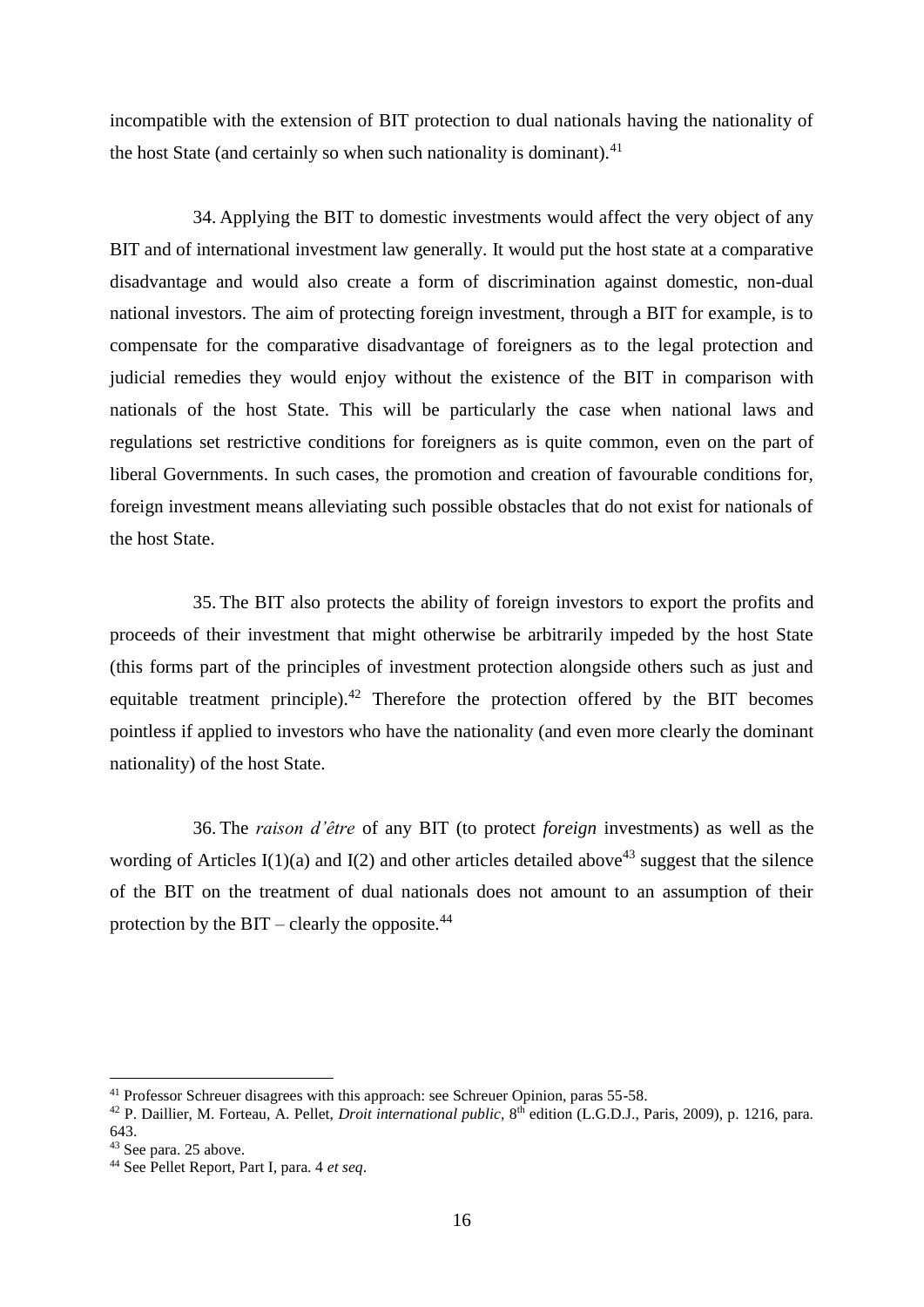incompatible with the extension of BIT protection to dual nationals having the nationality of the host State (and certainly so when such nationality is dominant).[41]

34. Applying the BIT to domestic investments would affect the very object of any BIT and of international investment law generally. It would put the host state at a comparative disadvantage and would also create a form of discrimination against domestic, non-dual national investors. The aim of protecting foreign investment, through a BIT for example, is to compensate for the comparative disadvantage of foreigners as to the legal protection and judicial remedies they would enjoy without the existence of the BIT in comparison with nationals of the host State. This will be particularly the case when national laws and regulations set restrictive conditions for foreigners as is quite common, even on the part of liberal Governments. In such cases, the promotion and creation of favourable conditions for, foreign investment means alleviating such possible obstacles that do not exist for nationals of the host State.

35. The BIT also protects the ability of foreign investors to export the profits and proceeds of their investment that might otherwise be arbitrarily impeded by the host State (this forms part of the principles of investment protection alongside others such as just and equitable treatment principle).[42] Therefore the protection offered by the BIT becomes pointless if applied to investors who have the nationality (and even more clearly the dominant nationality) of the host State.

36. The *raison d'être* of any BIT (to protect *foreign* investments) as well as the wording of Articles I(1)(a) and I(2) and other articles detailed above[43] suggest that the silence of the BIT on the treatment of dual nationals does not amount to an assumption of their protection by the BIT – clearly the opposite.[44]

---

[41] Professor Schreuer disagrees with this approach: see Schreuer Opinion, paras 55-58.

[42] P. Daillier, M. Forteau, A. Pellet, *Droit international public*, 8th edition (L.G.D.J., Paris, 2009), p. 1216, para. 643.

[43] See para. 25 above.

[44] See Pellet Report, Part I, para. 4 *et seq*.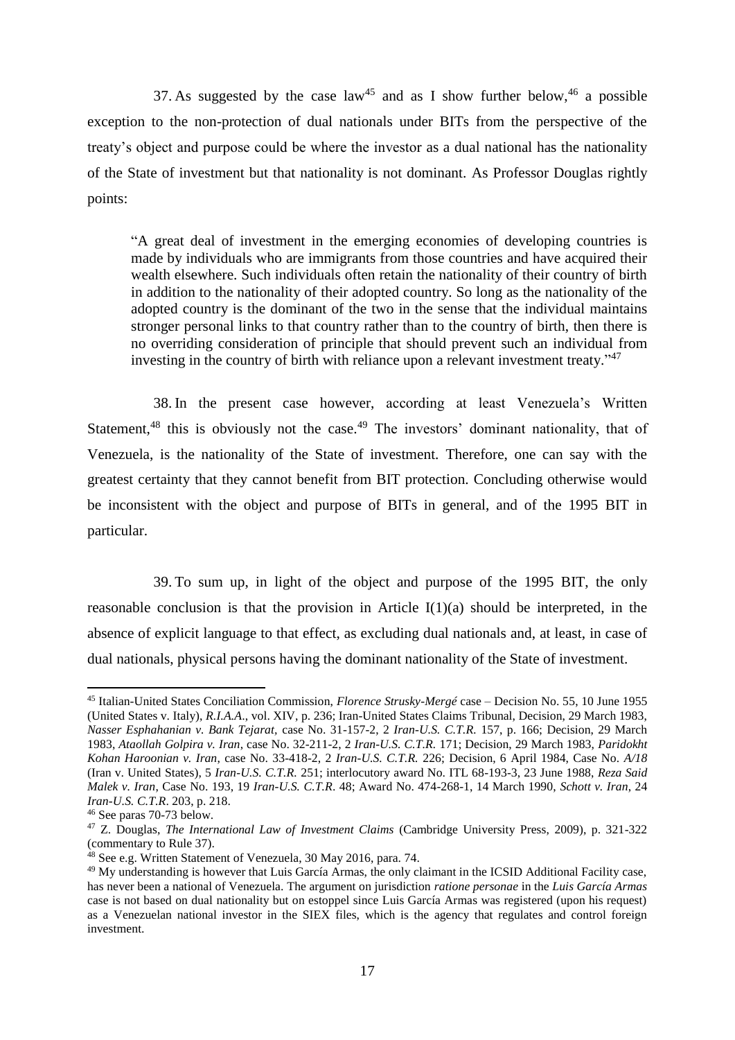37. As suggested by the case law[45] and as I show further below,[46] a possible exception to the non-protection of dual nationals under BITs from the perspective of the treaty's object and purpose could be where the investor as a dual national has the nationality of the State of investment but that nationality is not dominant. As Professor Douglas rightly points:

> "A great deal of investment in the emerging economies of developing countries is made by individuals who are immigrants from those countries and have acquired their wealth elsewhere. Such individuals often retain the nationality of their country of birth in addition to the nationality of their adopted country. So long as the nationality of the adopted country is the dominant of the two in the sense that the individual maintains stronger personal links to that country rather than to the country of birth, then there is no overriding consideration of principle that should prevent such an individual from investing in the country of birth with reliance upon a relevant investment treaty."[47]

38. In the present case however, according at least Venezuela's Written Statement,[48] this is obviously not the case.[49] The investors' dominant nationality, that of Venezuela, is the nationality of the State of investment. Therefore, one can say with the greatest certainty that they cannot benefit from BIT protection. Concluding otherwise would be inconsistent with the object and purpose of BITs in general, and of the 1995 BIT in particular.

39. To sum up, in light of the object and purpose of the 1995 BIT, the only reasonable conclusion is that the provision in Article I(1)(a) should be interpreted, in the absence of explicit language to that effect, as excluding dual nationals and, at least, in case of dual nationals, physical persons having the dominant nationality of the State of investment.

---

[45] Italian-United States Conciliation Commission, *Florence Strusky-Mergé* case – Decision No. 55, 10 June 1955 (United States v. Italy), *R.I.A.A.*, vol. XIV, p. 236; Iran-United States Claims Tribunal, Decision, 29 March 1983, *Nasser Esphahanian v. Bank Tejarat*, case No. 31-157-2, 2 *Iran-U.S. C.T.R.* 157, p. 166; Decision, 29 March 1983, *Ataollah Golpira v. Iran*, case No. 32-211-2, 2 *Iran-U.S. C.T.R.* 171; Decision, 29 March 1983, *Paridokht Kohan Haroonian v. Iran*, case No. 33-418-2, 2 *Iran-U.S. C.T.R.* 226; Decision, 6 April 1984, Case No. *A/18* (Iran v. United States), 5 *Iran-U.S. C.T.R.* 251; interlocutory award No. ITL 68-193-3, 23 June 1988, *Reza Said Malek v. Iran*, Case No. 193, 19 *Iran-U.S. C.T.R.* 48; Award No. 474-268-1, 14 March 1990, *Schott v. Iran*, 24 *Iran-U.S. C.T.R.* 203, p. 218.

[46] See paras 70-73 below.

[47] Z. Douglas, *The International Law of Investment Claims* (Cambridge University Press, 2009), p. 321-322 (commentary to Rule 37).

[48] See e.g. Written Statement of Venezuela, 30 May 2016, para. 74.

[49] My understanding is however that Luis García Armas, the only claimant in the ICSID Additional Facility case, has never been a national of Venezuela. The argument on jurisdiction *ratione personae* in the *Luis García Armas* case is not based on dual nationality but on estoppel since Luis García Armas was registered (upon his request) as a Venezuelan national investor in the SIEX files, which is the agency that regulates and control foreign investment.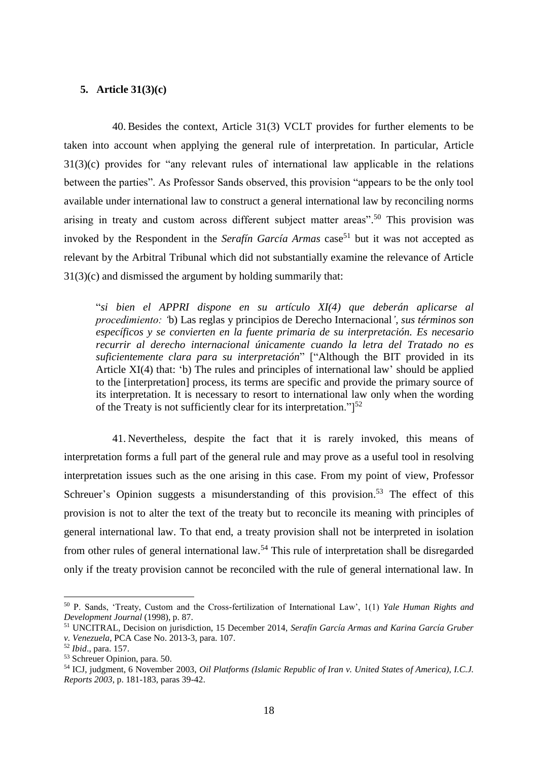## 5. Article 31(3)(c)

40. Besides the context, Article 31(3) VCLT provides for further elements to be taken into account when applying the general rule of interpretation. In particular, Article 31(3)(c) provides for "any relevant rules of international law applicable in the relations between the parties". As Professor Sands observed, this provision "appears to be the only tool available under international law to construct a general international law by reconciling norms arising in treaty and custom across different subject matter areas".[50] This provision was invoked by the Respondent in the *Serafín García Armas* case[51] but it was not accepted as relevant by the Arbitral Tribunal which did not substantially examine the relevance of Article 31(3)(c) and dismissed the argument by holding summarily that:

> "*si bien el APPRI dispone en su artículo XI(4) que deberán aplicarse al procedimiento: '*b) Las reglas y principios de Derecho Internacional*', sus términos son específicos y se convierten en la fuente primaria de su interpretación. Es necesario recurrir al derecho internacional únicamente cuando la letra del Tratado no es suficientemente clara para su interpretación*" ["Although the BIT provided in its Article XI(4) that: 'b) The rules and principles of international law' should be applied to the [interpretation] process, its terms are specific and provide the primary source of its interpretation. It is necessary to resort to international law only when the wording of the Treaty is not sufficiently clear for its interpretation."][52]

41. Nevertheless, despite the fact that it is rarely invoked, this means of interpretation forms a full part of the general rule and may prove as a useful tool in resolving interpretation issues such as the one arising in this case. From my point of view, Professor Schreuer's Opinion suggests a misunderstanding of this provision.[53] The effect of this provision is not to alter the text of the treaty but to reconcile its meaning with principles of general international law. To that end, a treaty provision shall not be interpreted in isolation from other rules of general international law.[54] This rule of interpretation shall be disregarded only if the treaty provision cannot be reconciled with the rule of general international law. In

---

[50] P. Sands, 'Treaty, Custom and the Cross-fertilization of International Law', 1(1) *Yale Human Rights and Development Journal* (1998), p. 87.

[51] UNCITRAL, Decision on jurisdiction, 15 December 2014, *Serafín García Armas and Karina García Gruber v. Venezuela*, PCA Case No. 2013-3, para. 107.

[52] *Ibid*., para. 157.

[53] Schreuer Opinion, para. 50.

[54] ICJ, judgment, 6 November 2003, *Oil Platforms (Islamic Republic of Iran v. United States of America)*, *I.C.J. Reports 2003*, p. 181-183, paras 39-42.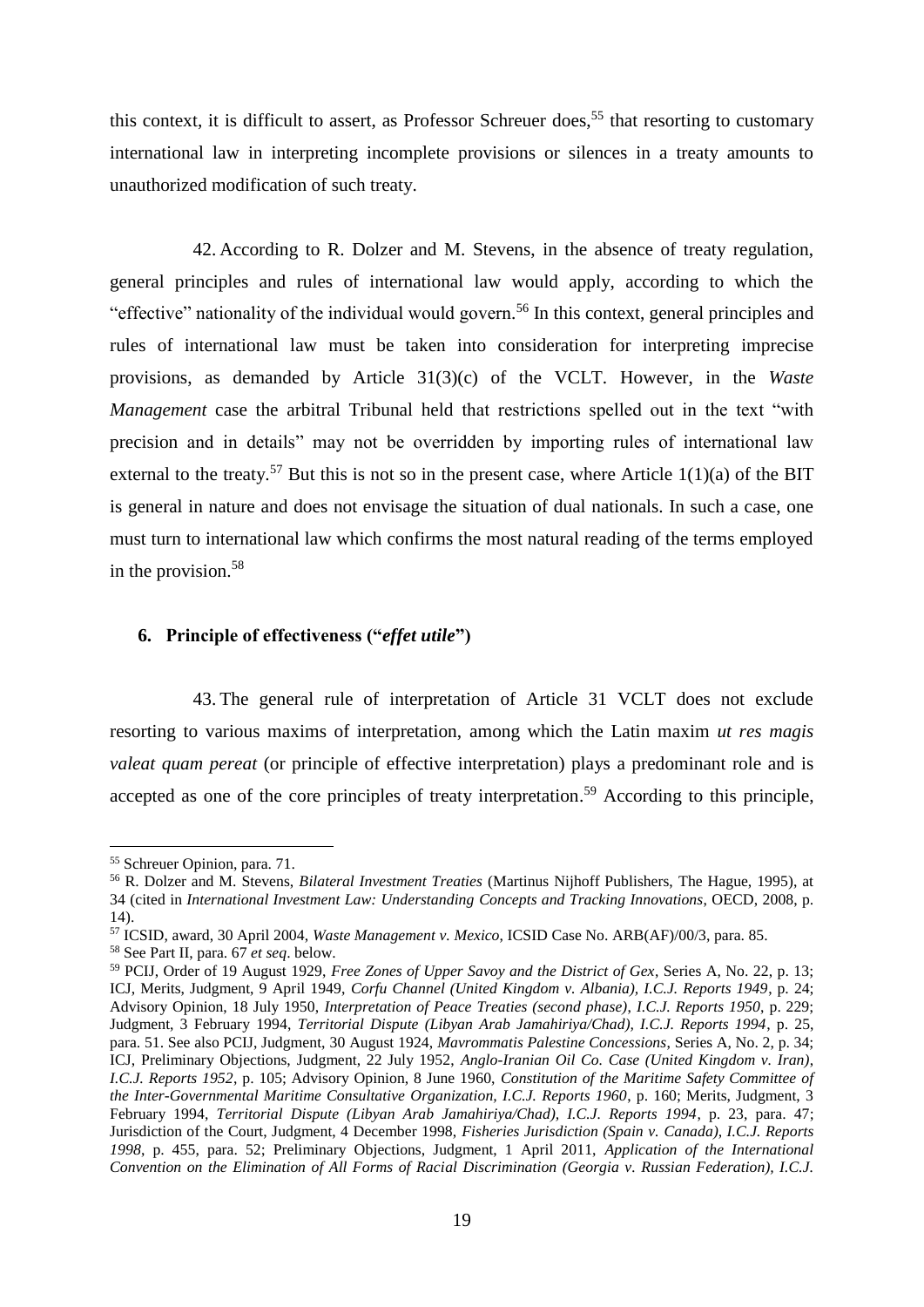this context, it is difficult to assert, as Professor Schreuer does,[55] that resorting to customary international law in interpreting incomplete provisions or silences in a treaty amounts to unauthorized modification of such treaty.

42. According to R. Dolzer and M. Stevens, in the absence of treaty regulation, general principles and rules of international law would apply, according to which the "effective" nationality of the individual would govern.[56] In this context, general principles and rules of international law must be taken into consideration for interpreting imprecise provisions, as demanded by Article 31(3)(c) of the VCLT. However, in the *Waste Management* case the arbitral Tribunal held that restrictions spelled out in the text "with precision and in details" may not be overridden by importing rules of international law external to the treaty.[57] But this is not so in the present case, where Article 1(1)(a) of the BIT is general in nature and does not envisage the situation of dual nationals. In such a case, one must turn to international law which confirms the most natural reading of the terms employed in the provision.[58]

## 6. Principle of effectiveness ("*effet utile*")

43. The general rule of interpretation of Article 31 VCLT does not exclude resorting to various maxims of interpretation, among which the Latin maxim *ut res magis valeat quam pereat* (or principle of effective interpretation) plays a predominant role and is accepted as one of the core principles of treaty interpretation.[59] According to this principle,

---

[55] Schreuer Opinion, para. 71.

[56] R. Dolzer and M. Stevens, *Bilateral Investment Treaties* (Martinus Nijhoff Publishers, The Hague, 1995), at 34 (cited in *International Investment Law: Understanding Concepts and Tracking Innovations*, OECD, 2008, p. 14).

[57] ICSID, award, 30 April 2004, *Waste Management v. Mexico*, ICSID Case No. ARB(AF)/00/3, para. 85.

[58] See Part II, para. 67 *et seq*. below.

[59] PCIJ, Order of 19 August 1929, *Free Zones of Upper Savoy and the District of Gex*, Series A, No. 22, p. 13; ICJ, Merits, Judgment, 9 April 1949, *Corfu Channel (United Kingdom v. Albania), I.C.J. Reports 1949*, p. 24; Advisory Opinion, 18 July 1950, *Interpretation of Peace Treaties (second phase), I.C.J. Reports 1950*, p. 229; Judgment, 3 February 1994, *Territorial Dispute (Libyan Arab Jamahiriya/Chad), I.C.J. Reports 1994*, p. 25, para. 51. See also PCIJ, Judgment, 30 August 1924, *Mavrommatis Palestine Concessions*, Series A, No. 2, p. 34; ICJ, Preliminary Objections, Judgment, 22 July 1952, *Anglo-Iranian Oil Co. Case (United Kingdom v. Iran), I.C.J. Reports 1952*, p. 105; Advisory Opinion, 8 June 1960, *Constitution of the Maritime Safety Committee of the Inter-Governmental Maritime Consultative Organization, I.C.J. Reports 1960*, p. 160; Merits, Judgment, 3 February 1994, *Territorial Dispute (Libyan Arab Jamahiriya/Chad), I.C.J. Reports 1994*, p. 23, para. 47; Jurisdiction of the Court, Judgment, 4 December 1998, *Fisheries Jurisdiction (Spain v. Canada), I.C.J. Reports 1998*, p. 455, para. 52; Preliminary Objections, Judgment, 1 April 2011, *Application of the International Convention on the Elimination of All Forms of Racial Discrimination (Georgia v. Russian Federation), I.C.J.*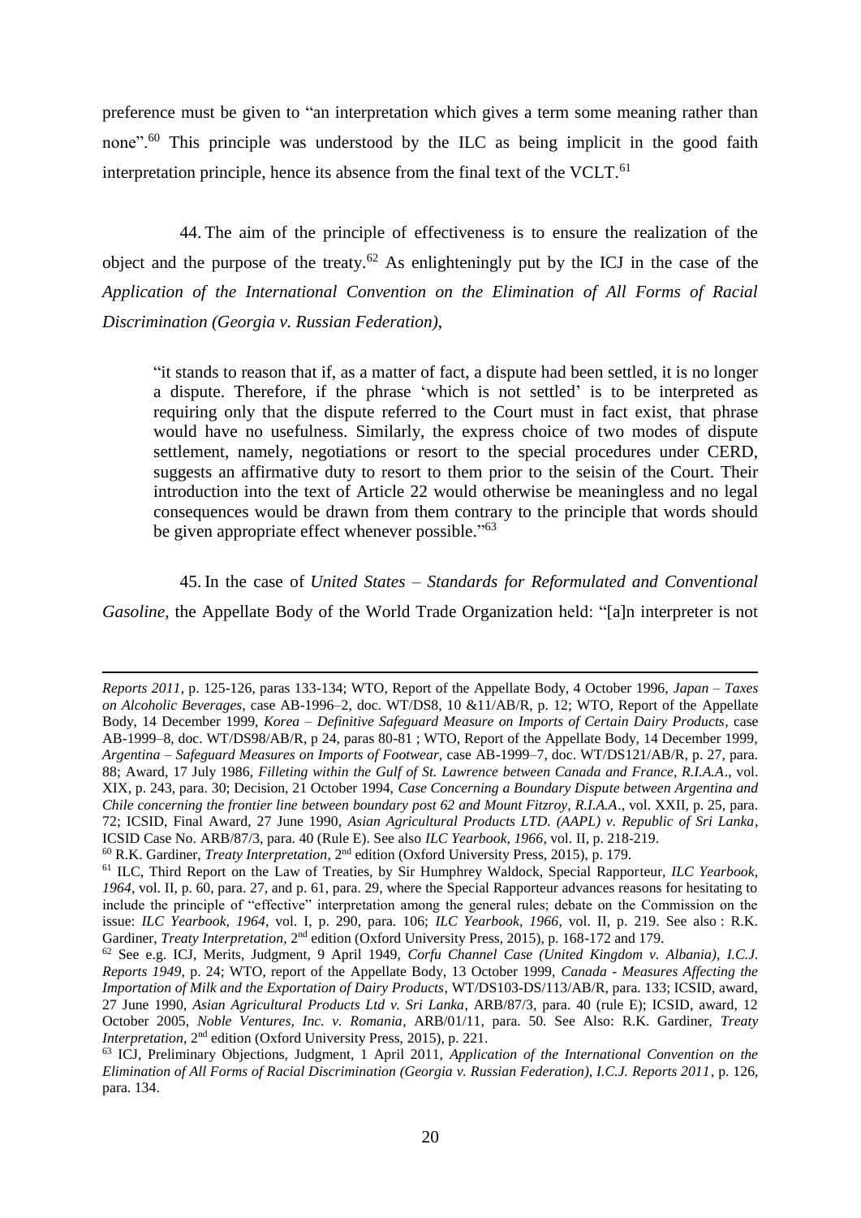preference must be given to "an interpretation which gives a term some meaning rather than none".[60] This principle was understood by the ILC as being implicit in the good faith interpretation principle, hence its absence from the final text of the VCLT.[61]

44. The aim of the principle of effectiveness is to ensure the realization of the object and the purpose of the treaty.[62] As enlighteningly put by the ICJ in the case of the *Application of the International Convention on the Elimination of All Forms of Racial Discrimination (Georgia v. Russian Federation)*,

> "it stands to reason that if, as a matter of fact, a dispute had been settled, it is no longer a dispute. Therefore, if the phrase 'which is not settled' is to be interpreted as requiring only that the dispute referred to the Court must in fact exist, that phrase would have no usefulness. Similarly, the express choice of two modes of dispute settlement, namely, negotiations or resort to the special procedures under CERD, suggests an affirmative duty to resort to them prior to the seisin of the Court. Their introduction into the text of Article 22 would otherwise be meaningless and no legal consequences would be drawn from them contrary to the principle that words should be given appropriate effect whenever possible."[63]

45. In the case of *United States – Standards for Reformulated and Conventional Gasoline*, the Appellate Body of the World Trade Organization held: "[a]n interpreter is not

---

*Reports 2011*, p. 125-126, paras 133-134; WTO, Report of the Appellate Body, 4 October 1996, *Japan – Taxes on Alcoholic Beverages*, case AB-1996–2, doc. WT/DS8, 10 &11/AB/R, p. 12; WTO, Report of the Appellate Body, 14 December 1999, *Korea – Definitive Safeguard Measure on Imports of Certain Dairy Products*, case AB-1999–8, doc. WT/DS98/AB/R, p 24, paras 80-81 ; WTO, Report of the Appellate Body, 14 December 1999, *Argentina – Safeguard Measures on Imports of Footwear*, case AB-1999–7, doc. WT/DS121/AB/R, p. 27, para. 88; Award, 17 July 1986, *Filleting within the Gulf of St. Lawrence between Canada and France, R.I.A.A*., vol. XIX, p. 243, para. 30; Decision, 21 October 1994, *Case Concerning a Boundary Dispute between Argentina and Chile concerning the frontier line between boundary post 62 and Mount Fitzroy, R.I.A.A*., vol. XXII, p. 25, para. 72; ICSID, Final Award, 27 June 1990, *Asian Agricultural Products LTD. (AAPL) v. Republic of Sri Lanka*, ICSID Case No. ARB/87/3, para. 40 (Rule E). See also *ILC Yearbook, 1966*, vol. II, p. 218-219.

[60] R.K. Gardiner, *Treaty Interpretation*, 2nd edition (Oxford University Press, 2015), p. 179.

[61] ILC, Third Report on the Law of Treaties, by Sir Humphrey Waldock, Special Rapporteur, *ILC Yearbook, 1964*, vol. II, p. 60, para. 27, and p. 61, para. 29, where the Special Rapporteur advances reasons for hesitating to include the principle of "effective" interpretation among the general rules; debate on the Commission on the issue: *ILC Yearbook, 1964*, vol. I, p. 290, para. 106; *ILC Yearbook, 1966*, vol. II, p. 219. See also : R.K. Gardiner, *Treaty Interpretation*, 2nd edition (Oxford University Press, 2015), p. 168-172 and 179.

[62] See e.g. ICJ, Merits, Judgment, 9 April 1949, *Corfu Channel Case (United Kingdom v. Albania)*, *I.C.J. Reports 1949*, p. 24; WTO, report of the Appellate Body, 13 October 1999, *Canada - Measures Affecting the Importation of Milk and the Exportation of Dairy Products*, WT/DS103-DS/113/AB/R, para. 133; ICSID, award, 27 June 1990, *Asian Agricultural Products Ltd v. Sri Lanka*, ARB/87/3, para. 40 (rule E); ICSID, award, 12 October 2005, *Noble Ventures, Inc. v. Romania*, ARB/01/11, para. 50. See Also: R.K. Gardiner, *Treaty Interpretation*, 2nd edition (Oxford University Press, 2015), p. 221.

[63] ICJ, Preliminary Objections, Judgment, 1 April 2011, *Application of the International Convention on the Elimination of All Forms of Racial Discrimination (Georgia v. Russian Federation), I.C.J. Reports 2011*, p. 126, para. 134.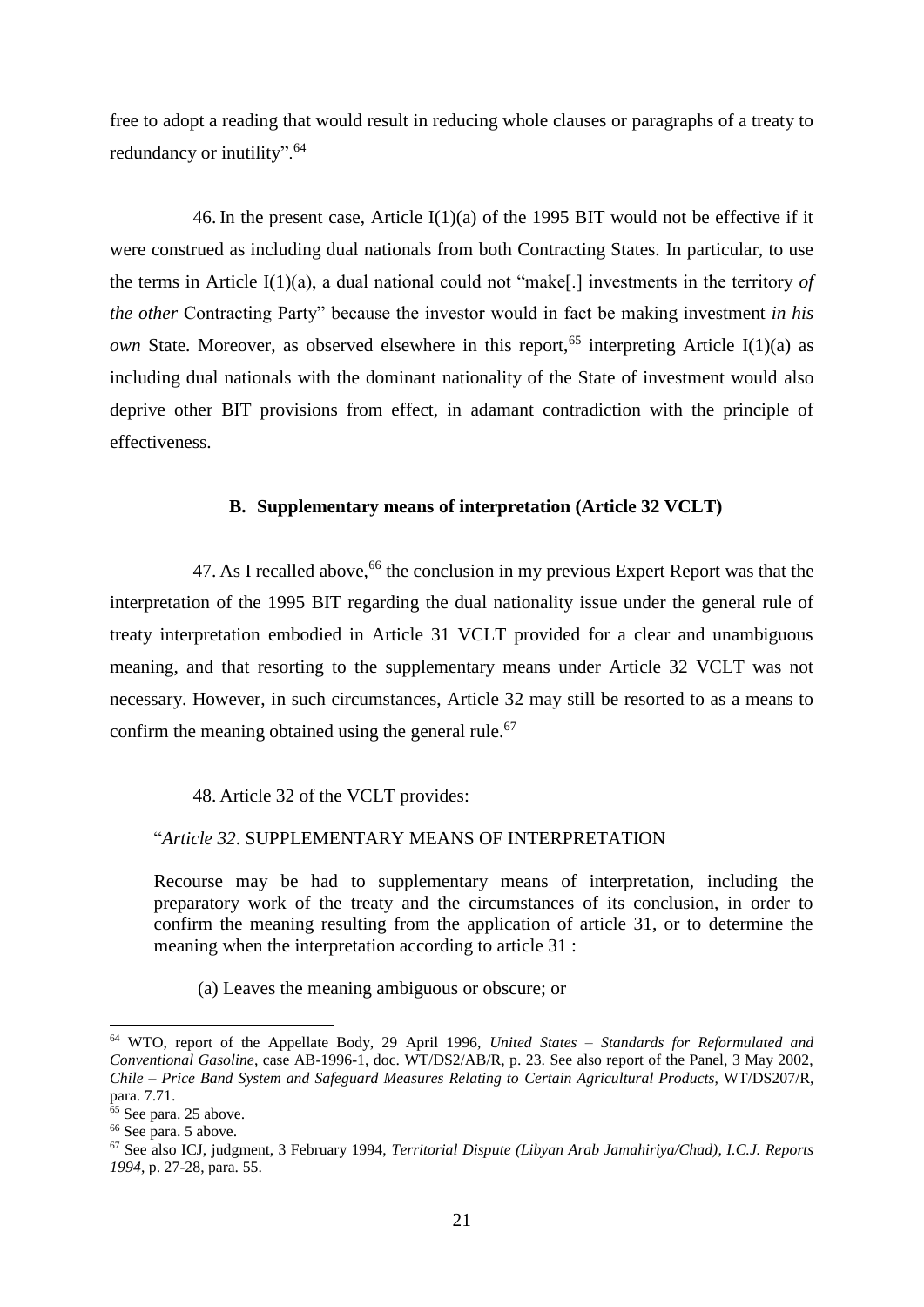free to adopt a reading that would result in reducing whole clauses or paragraphs of a treaty to redundancy or inutility".[64]

46. In the present case, Article I(1)(a) of the 1995 BIT would not be effective if it were construed as including dual nationals from both Contracting States. In particular, to use the terms in Article I(1)(a), a dual national could not "make[.] investments in the territory *of the other* Contracting Party" because the investor would in fact be making investment *in his own* State. Moreover, as observed elsewhere in this report,[65] interpreting Article I(1)(a) as including dual nationals with the dominant nationality of the State of investment would also deprive other BIT provisions from effect, in adamant contradiction with the principle of effectiveness.

### B. Supplementary means of interpretation (Article 32 VCLT)

47. As I recalled above,[66] the conclusion in my previous Expert Report was that the interpretation of the 1995 BIT regarding the dual nationality issue under the general rule of treaty interpretation embodied in Article 31 VCLT provided for a clear and unambiguous meaning, and that resorting to the supplementary means under Article 32 VCLT was not necessary. However, in such circumstances, Article 32 may still be resorted to as a means to confirm the meaning obtained using the general rule.[67]

48. Article 32 of the VCLT provides:

> "*Article 32*. SUPPLEMENTARY MEANS OF INTERPRETATION
>
> Recourse may be had to supplementary means of interpretation, including the preparatory work of the treaty and the circumstances of its conclusion, in order to confirm the meaning resulting from the application of article 31, or to determine the meaning when the interpretation according to article 31 :
>
> (a) Leaves the meaning ambiguous or obscure; or

---

[64] WTO, report of the Appellate Body, 29 April 1996, *United States – Standards for Reformulated and Conventional Gasoline*, case AB-1996-1, doc. WT/DS2/AB/R, p. 23. See also report of the Panel, 3 May 2002, *Chile – Price Band System and Safeguard Measures Relating to Certain Agricultural Products*, WT/DS207/R, para. 7.71.

[65] See para. 25 above.

[66] See para. 5 above.

[67] See also ICJ, judgment, 3 February 1994, *Territorial Dispute (Libyan Arab Jamahiriya/Chad)*, *I.C.J. Reports 1994*, p. 27-28, para. 55.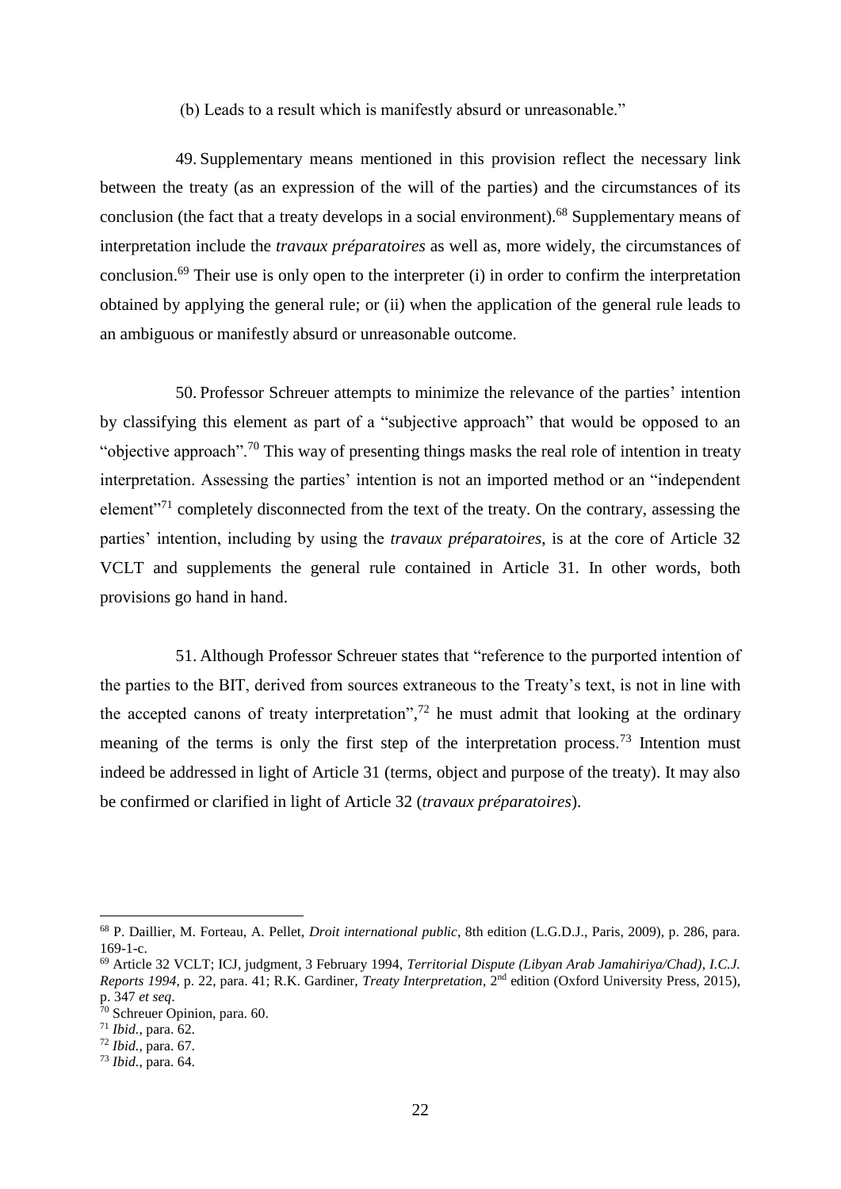(b) Leads to a result which is manifestly absurd or unreasonable."

49. Supplementary means mentioned in this provision reflect the necessary link between the treaty (as an expression of the will of the parties) and the circumstances of its conclusion (the fact that a treaty develops in a social environment).[68] Supplementary means of interpretation include the *travaux préparatoires* as well as, more widely, the circumstances of conclusion.[69] Their use is only open to the interpreter (i) in order to confirm the interpretation obtained by applying the general rule; or (ii) when the application of the general rule leads to an ambiguous or manifestly absurd or unreasonable outcome.

50. Professor Schreuer attempts to minimize the relevance of the parties' intention by classifying this element as part of a "subjective approach" that would be opposed to an "objective approach".[70] This way of presenting things masks the real role of intention in treaty interpretation. Assessing the parties' intention is not an imported method or an "independent element"[71] completely disconnected from the text of the treaty. On the contrary, assessing the parties' intention, including by using the *travaux préparatoires*, is at the core of Article 32 VCLT and supplements the general rule contained in Article 31. In other words, both provisions go hand in hand.

51. Although Professor Schreuer states that "reference to the purported intention of the parties to the BIT, derived from sources extraneous to the Treaty's text, is not in line with the accepted canons of treaty interpretation",[72] he must admit that looking at the ordinary meaning of the terms is only the first step of the interpretation process.[73] Intention must indeed be addressed in light of Article 31 (terms, object and purpose of the treaty). It may also be confirmed or clarified in light of Article 32 (*travaux préparatoires*).

---

[68] P. Daillier, M. Forteau, A. Pellet, *Droit international public*, 8th edition (L.G.D.J., Paris, 2009), p. 286, para. 169-1-c.

[69] Article 32 VCLT; ICJ, judgment, 3 February 1994, *Territorial Dispute (Libyan Arab Jamahiriya/Chad)*, *I.C.J. Reports 1994*, p. 22, para. 41; R.K. Gardiner, *Treaty Interpretation*, 2nd edition (Oxford University Press, 2015), p. 347 *et seq*.

[70] Schreuer Opinion, para. 60.

[71] *Ibid.*, para. 62.

[72] *Ibid.*, para. 67.

[73] *Ibid.*, para. 64.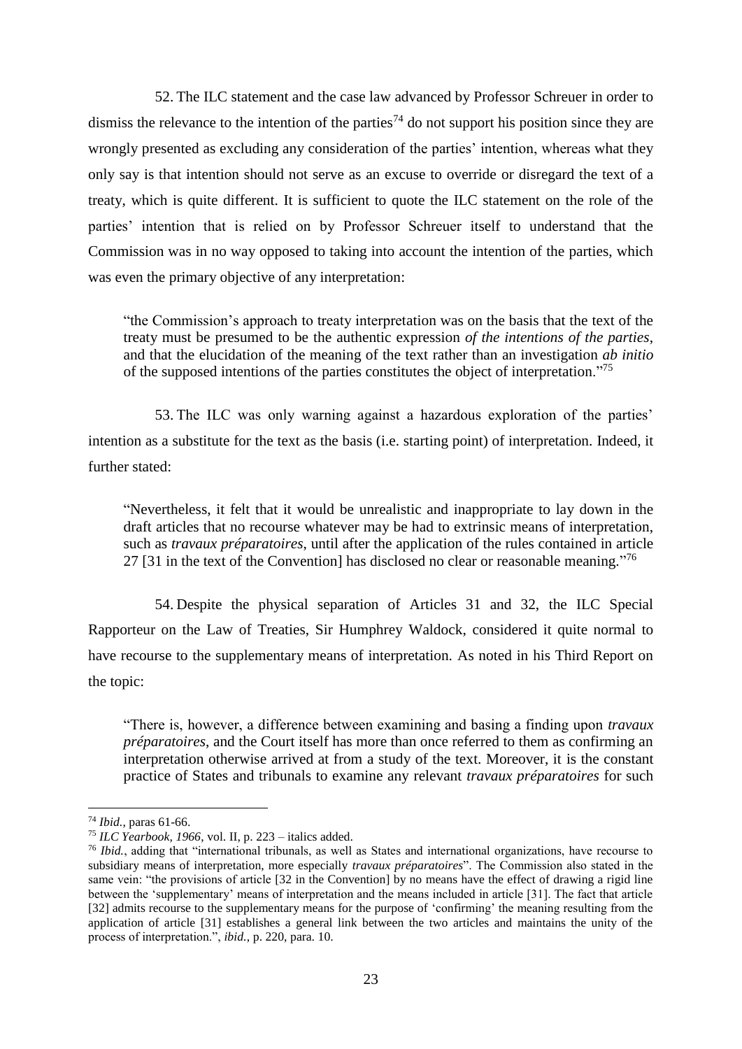52. The ILC statement and the case law advanced by Professor Schreuer in order to dismiss the relevance to the intention of the parties[74] do not support his position since they are wrongly presented as excluding any consideration of the parties' intention, whereas what they only say is that intention should not serve as an excuse to override or disregard the text of a treaty, which is quite different. It is sufficient to quote the ILC statement on the role of the parties' intention that is relied on by Professor Schreuer itself to understand that the Commission was in no way opposed to taking into account the intention of the parties, which was even the primary objective of any interpretation:

> "the Commission's approach to treaty interpretation was on the basis that the text of the treaty must be presumed to be the authentic expression *of the intentions of the parties*, and that the elucidation of the meaning of the text rather than an investigation *ab initio* of the supposed intentions of the parties constitutes the object of interpretation."[75]

53. The ILC was only warning against a hazardous exploration of the parties' intention as a substitute for the text as the basis (i.e. starting point) of interpretation. Indeed, it further stated:

> "Nevertheless, it felt that it would be unrealistic and inappropriate to lay down in the draft articles that no recourse whatever may be had to extrinsic means of interpretation, such as *travaux préparatoires*, until after the application of the rules contained in article 27 [31 in the text of the Convention] has disclosed no clear or reasonable meaning."[76]

54. Despite the physical separation of Articles 31 and 32, the ILC Special Rapporteur on the Law of Treaties, Sir Humphrey Waldock, considered it quite normal to have recourse to the supplementary means of interpretation. As noted in his Third Report on the topic:

> "There is, however, a difference between examining and basing a finding upon *travaux préparatoires*, and the Court itself has more than once referred to them as confirming an interpretation otherwise arrived at from a study of the text. Moreover, it is the constant practice of States and tribunals to examine any relevant *travaux préparatoires* for such

---

[74] *Ibid.*, paras 61-66.

[75] *ILC Yearbook, 1966*, vol. II, p. 223 – italics added.

[76] *Ibid.*, adding that "international tribunals, as well as States and international organizations, have recourse to subsidiary means of interpretation, more especially *travaux préparatoires*". The Commission also stated in the same vein: "the provisions of article [32 in the Convention] by no means have the effect of drawing a rigid line between the 'supplementary' means of interpretation and the means included in article [31]. The fact that article [32] admits recourse to the supplementary means for the purpose of 'confirming' the meaning resulting from the application of article [31] establishes a general link between the two articles and maintains the unity of the process of interpretation.", *ibid.*, p. 220, para. 10.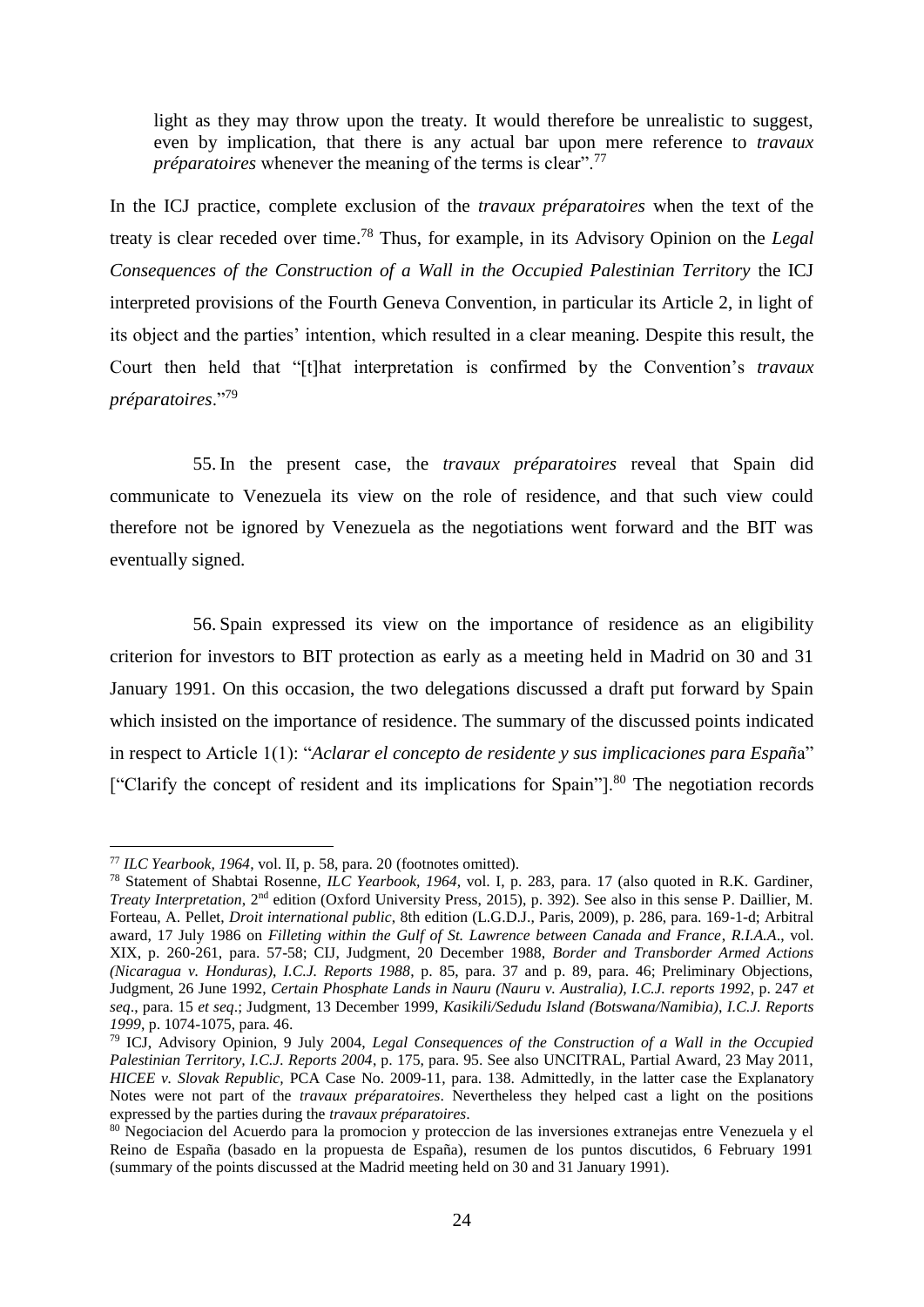light as they may throw upon the treaty. It would therefore be unrealistic to suggest, even by implication, that there is any actual bar upon mere reference to *travaux préparatoires* whenever the meaning of the terms is clear".[77]

In the ICJ practice, complete exclusion of the *travaux préparatoires* when the text of the treaty is clear receded over time.[78] Thus, for example, in its Advisory Opinion on the *Legal Consequences of the Construction of a Wall in the Occupied Palestinian Territory* the ICJ interpreted provisions of the Fourth Geneva Convention, in particular its Article 2, in light of its object and the parties' intention, which resulted in a clear meaning. Despite this result, the Court then held that "[t]hat interpretation is confirmed by the Convention's *travaux préparatoires*."[79]

55. In the present case, the *travaux préparatoires* reveal that Spain did communicate to Venezuela its view on the role of residence, and that such view could therefore not be ignored by Venezuela as the negotiations went forward and the BIT was eventually signed.

56. Spain expressed its view on the importance of residence as an eligibility criterion for investors to BIT protection as early as a meeting held in Madrid on 30 and 31 January 1991. On this occasion, the two delegations discussed a draft put forward by Spain which insisted on the importance of residence. The summary of the discussed points indicated in respect to Article 1(1): "*Aclarar el concepto de residente y sus implicaciones para España*" ["Clarify the concept of resident and its implications for Spain"].[80] The negotiation records

---

[77] *ILC Yearbook, 1964*, vol. II, p. 58, para. 20 (footnotes omitted).

[78] Statement of Shabtai Rosenne, *ILC Yearbook, 1964*, vol. I, p. 283, para. 17 (also quoted in R.K. Gardiner, *Treaty Interpretation*, 2nd edition (Oxford University Press, 2015), p. 392). See also in this sense P. Daillier, M. Forteau, A. Pellet, *Droit international public*, 8th edition (L.G.D.J., Paris, 2009), p. 286, para. 169-1-d; Arbitral award, 17 July 1986 on *Filleting within the Gulf of St. Lawrence between Canada and France*, *R.I.A.A.*, vol. XIX, p. 260-261, para. 57-58; CIJ, Judgment, 20 December 1988, *Border and Transborder Armed Actions (Nicaragua v. Honduras)*, *I.C.J. Reports 1988*, p. 85, para. 37 and p. 89, para. 46; Preliminary Objections, Judgment, 26 June 1992, *Certain Phosphate Lands in Nauru (Nauru v. Australia)*, *I.C.J. reports 1992*, p. 247 *et seq*., para. 15 *et seq*.; Judgment, 13 December 1999, *Kasikili/Sedudu Island (Botswana/Namibia)*, *I.C.J. Reports 1999*, p. 1074-1075, para. 46.

[79] ICJ, Advisory Opinion, 9 July 2004, *Legal Consequences of the Construction of a Wall in the Occupied Palestinian Territory*, *I.C.J. Reports 2004*, p. 175, para. 95. See also UNCITRAL, Partial Award, 23 May 2011, *HICEE v. Slovak Republic*, PCA Case No. 2009-11, para. 138. Admittedly, in the latter case the Explanatory Notes were not part of the *travaux préparatoires*. Nevertheless they helped cast a light on the positions expressed by the parties during the *travaux préparatoires*.

[80] Negociacion del Acuerdo para la promocion y proteccion de las inversiones extranejas entre Venezuela y el Reino de España (basado en la propuesta de España), resumen de los puntos discutidos, 6 February 1991 (summary of the points discussed at the Madrid meeting held on 30 and 31 January 1991).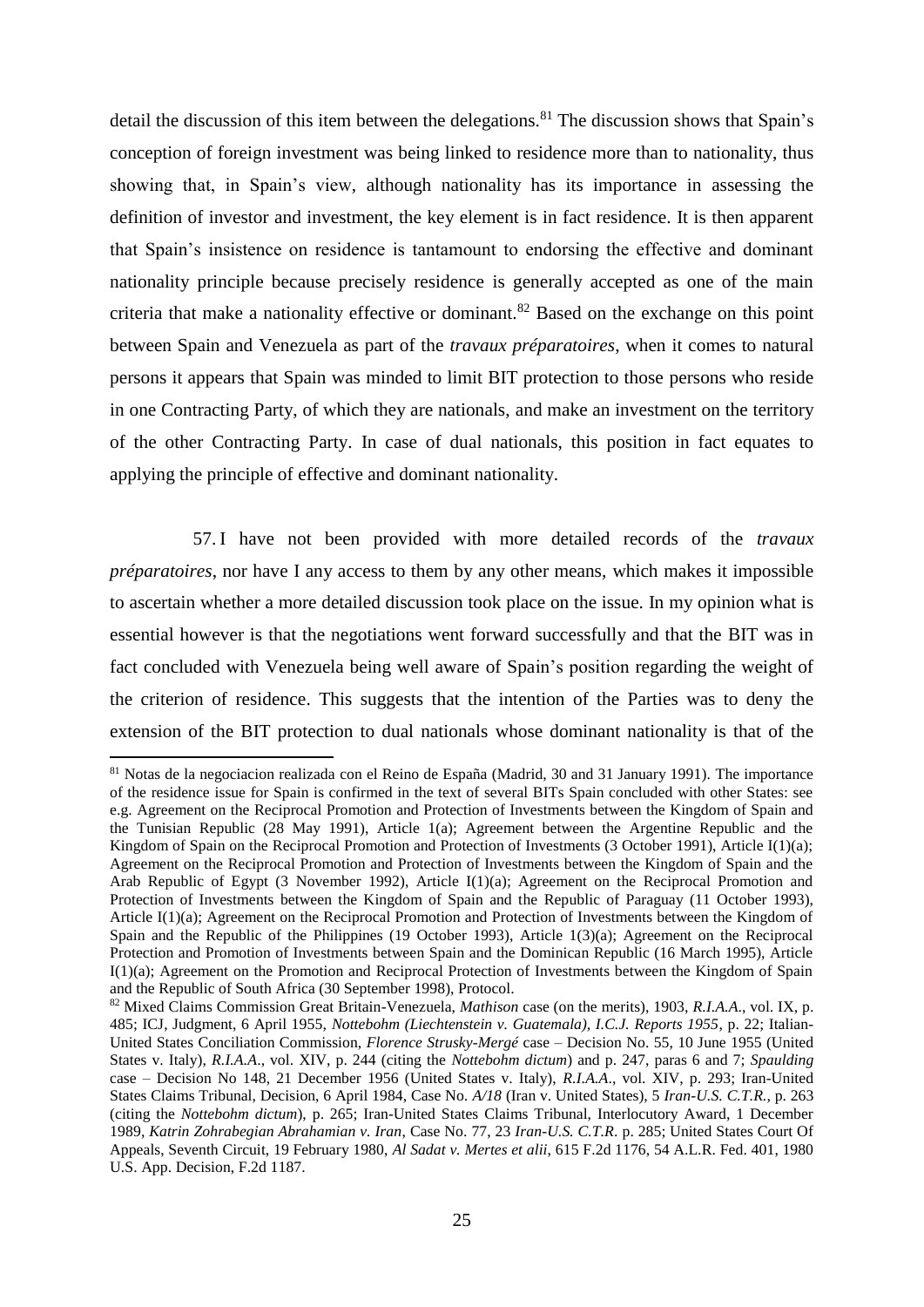detail the discussion of this item between the delegations.[81] The discussion shows that Spain's conception of foreign investment was being linked to residence more than to nationality, thus showing that, in Spain's view, although nationality has its importance in assessing the definition of investor and investment, the key element is in fact residence. It is then apparent that Spain's insistence on residence is tantamount to endorsing the effective and dominant nationality principle because precisely residence is generally accepted as one of the main criteria that make a nationality effective or dominant.[82] Based on the exchange on this point between Spain and Venezuela as part of the *travaux préparatoires*, when it comes to natural persons it appears that Spain was minded to limit BIT protection to those persons who reside in one Contracting Party, of which they are nationals, and make an investment on the territory of the other Contracting Party. In case of dual nationals, this position in fact equates to applying the principle of effective and dominant nationality.

57. I have not been provided with more detailed records of the *travaux préparatoires*, nor have I any access to them by any other means, which makes it impossible to ascertain whether a more detailed discussion took place on the issue. In my opinion what is essential however is that the negotiations went forward successfully and that the BIT was in fact concluded with Venezuela being well aware of Spain's position regarding the weight of the criterion of residence. This suggests that the intention of the Parties was to deny the extension of the BIT protection to dual nationals whose dominant nationality is that of the

---

[81] Notas de la negociacion realizada con el Reino de España (Madrid, 30 and 31 January 1991). The importance of the residence issue for Spain is confirmed in the text of several BITs Spain concluded with other States: see e.g. Agreement on the Reciprocal Promotion and Protection of Investments between the Kingdom of Spain and the Tunisian Republic (28 May 1991), Article 1(a); Agreement between the Argentine Republic and the Kingdom of Spain on the Reciprocal Promotion and Protection of Investments (3 October 1991), Article I(1)(a); Agreement on the Reciprocal Promotion and Protection of Investments between the Kingdom of Spain and the Arab Republic of Egypt (3 November 1992), Article I(1)(a); Agreement on the Reciprocal Promotion and Protection of Investments between the Kingdom of Spain and the Republic of Paraguay (11 October 1993), Article I(1)(a); Agreement on the Reciprocal Promotion and Protection of Investments between the Kingdom of Spain and the Republic of the Philippines (19 October 1993), Article 1(3)(a); Agreement on the Reciprocal Protection and Promotion of Investments between Spain and the Dominican Republic (16 March 1995), Article I(1)(a); Agreement on the Promotion and Reciprocal Protection of Investments between the Kingdom of Spain and the Republic of South Africa (30 September 1998), Protocol.

[82] Mixed Claims Commission Great Britain-Venezuela, *Mathison* case (on the merits), 1903, *R.I.A.A.*, vol. IX, p. 485; ICJ, Judgment, 6 April 1955, *Nottebohm (Liechtenstein v. Guatemala), I.C.J. Reports 1955*, p. 22; Italian-United States Conciliation Commission, *Florence Strusky-Mergé* case – Decision No. 55, 10 June 1955 (United States v. Italy), *R.I.A.A.*, vol. XIV, p. 244 (citing the *Nottebohm dictum*) and p. 247, paras 6 and 7; *Spaulding* case – Decision No 148, 21 December 1956 (United States v. Italy), *R.I.A.A.*, vol. XIV, p. 293; Iran-United States Claims Tribunal, Decision, 6 April 1984, Case No. *A/18* (Iran v. United States), 5 *Iran-U.S. C.T.R.*, p. 263 (citing the *Nottebohm dictum*), p. 265; Iran-United States Claims Tribunal, Interlocutory Award, 1 December 1989, *Katrin Zohrabegian Abrahamian v. Iran*, Case No. 77, 23 *Iran-U.S. C.T.R*. p. 285; United States Court Of Appeals, Seventh Circuit, 19 February 1980, *Al Sadat v. Mertes et alii*, 615 F.2d 1176, 54 A.L.R. Fed. 401, 1980 U.S. App. Decision, F.2d 1187.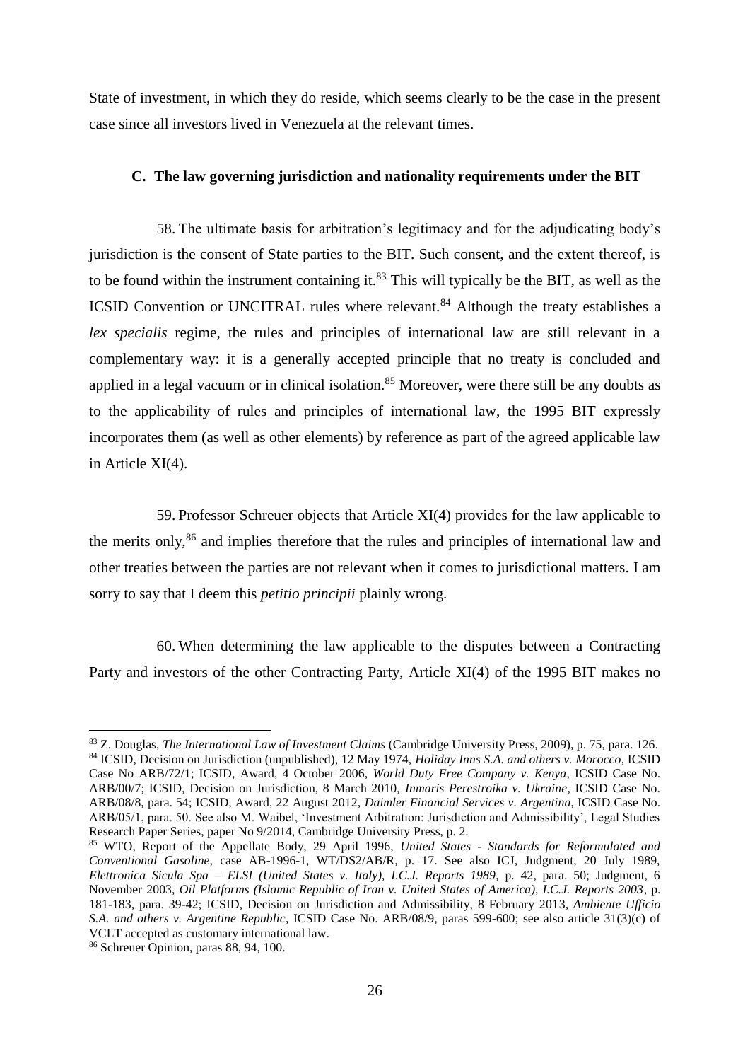State of investment, in which they do reside, which seems clearly to be the case in the present case since all investors lived in Venezuela at the relevant times.

### C. The law governing jurisdiction and nationality requirements under the BIT

58. The ultimate basis for arbitration's legitimacy and for the adjudicating body's jurisdiction is the consent of State parties to the BIT. Such consent, and the extent thereof, is to be found within the instrument containing it.[83] This will typically be the BIT, as well as the ICSID Convention or UNCITRAL rules where relevant.[84] Although the treaty establishes a *lex specialis* regime, the rules and principles of international law are still relevant in a complementary way: it is a generally accepted principle that no treaty is concluded and applied in a legal vacuum or in clinical isolation.[85] Moreover, were there still be any doubts as to the applicability of rules and principles of international law, the 1995 BIT expressly incorporates them (as well as other elements) by reference as part of the agreed applicable law in Article XI(4).

59. Professor Schreuer objects that Article XI(4) provides for the law applicable to the merits only,[86] and implies therefore that the rules and principles of international law and other treaties between the parties are not relevant when it comes to jurisdictional matters. I am sorry to say that I deem this *petitio principii* plainly wrong.

60. When determining the law applicable to the disputes between a Contracting Party and investors of the other Contracting Party, Article XI(4) of the 1995 BIT makes no

---

[83] Z. Douglas, *The International Law of Investment Claims* (Cambridge University Press, 2009), p. 75, para. 126.

[84] ICSID, Decision on Jurisdiction (unpublished), 12 May 1974, *Holiday Inns S.A. and others v. Morocco*, ICSID Case No ARB/72/1; ICSID, Award, 4 October 2006, *World Duty Free Company v. Kenya*, ICSID Case No. ARB/00/7; ICSID, Decision on Jurisdiction, 8 March 2010, *Inmaris Perestroika v. Ukraine*, ICSID Case No. ARB/08/8, para. 54; ICSID, Award, 22 August 2012, *Daimler Financial Services v. Argentina*, ICSID Case No. ARB/05/1, para. 50. See also M. Waibel, 'Investment Arbitration: Jurisdiction and Admissibility', Legal Studies Research Paper Series, paper No 9/2014, Cambridge University Press, p. 2.

[85] WTO, Report of the Appellate Body, 29 April 1996, *United States - Standards for Reformulated and Conventional Gasoline*, case AB-1996-1, WT/DS2/AB/R, p. 17. See also ICJ, Judgment, 20 July 1989, *Elettronica Sicula Spa – ELSI (United States v. Italy)*, *I.C.J. Reports 1989*, p. 42, para. 50; Judgment, 6 November 2003, *Oil Platforms (Islamic Republic of Iran v. United States of America)*, *I.C.J. Reports 2003*, p. 181-183, para. 39-42; ICSID, Decision on Jurisdiction and Admissibility, 8 February 2013, *Ambiente Ufficio S.A. and others v. Argentine Republic*, ICSID Case No. ARB/08/9, paras 599-600; see also article 31(3)(c) of VCLT accepted as customary international law.

[86] Schreuer Opinion, paras 88, 94, 100.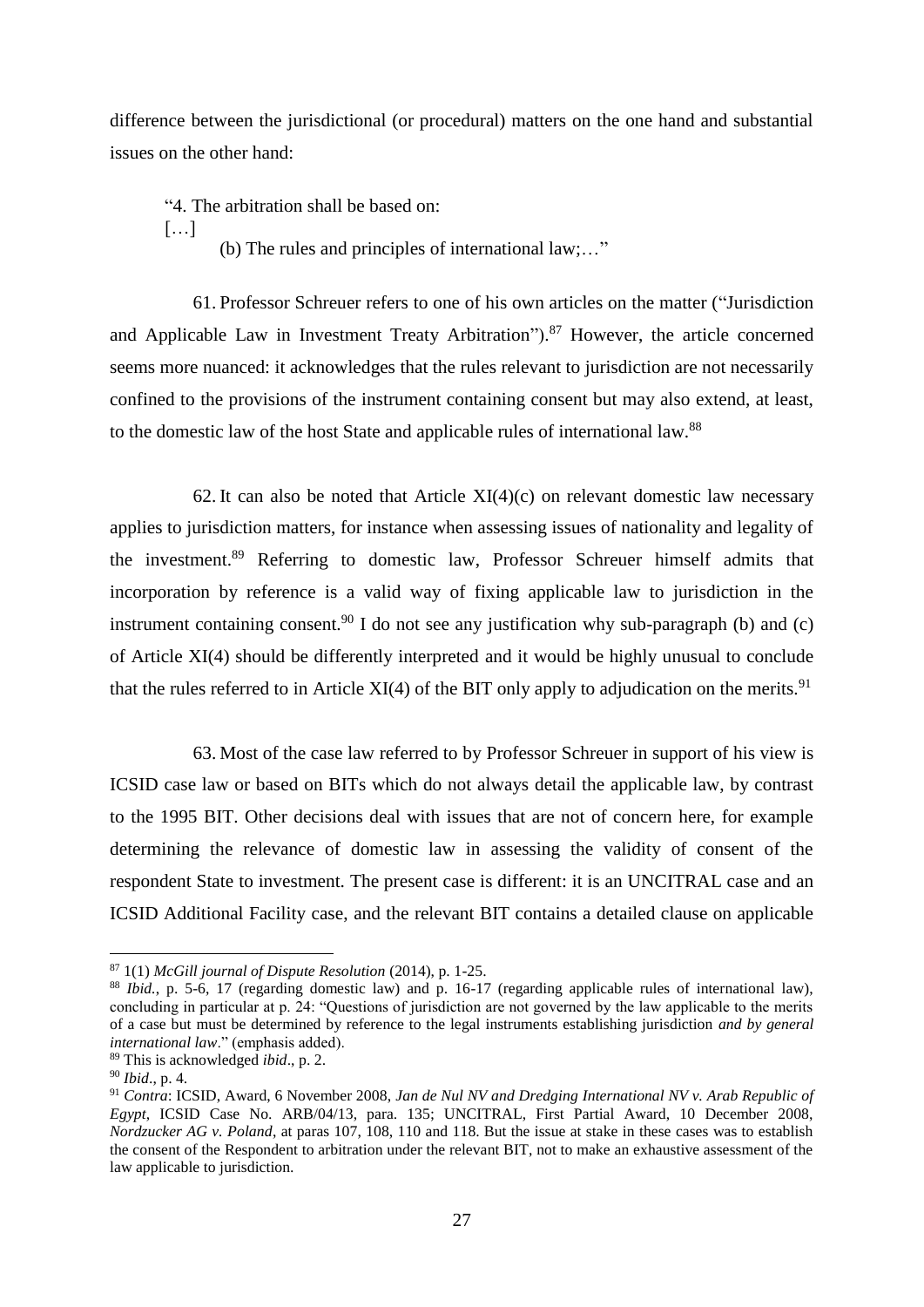difference between the jurisdictional (or procedural) matters on the one hand and substantial issues on the other hand:

> "4. The arbitration shall be based on:
> […]
> (b) The rules and principles of international law;…"

61. Professor Schreuer refers to one of his own articles on the matter ("Jurisdiction and Applicable Law in Investment Treaty Arbitration").[87] However, the article concerned seems more nuanced: it acknowledges that the rules relevant to jurisdiction are not necessarily confined to the provisions of the instrument containing consent but may also extend, at least, to the domestic law of the host State and applicable rules of international law.[88]

62. It can also be noted that Article XI(4)(c) on relevant domestic law necessary applies to jurisdiction matters, for instance when assessing issues of nationality and legality of the investment.[89] Referring to domestic law, Professor Schreuer himself admits that incorporation by reference is a valid way of fixing applicable law to jurisdiction in the instrument containing consent.[90] I do not see any justification why sub-paragraph (b) and (c) of Article XI(4) should be differently interpreted and it would be highly unusual to conclude that the rules referred to in Article XI(4) of the BIT only apply to adjudication on the merits.[91]

63. Most of the case law referred to by Professor Schreuer in support of his view is ICSID case law or based on BITs which do not always detail the applicable law, by contrast to the 1995 BIT. Other decisions deal with issues that are not of concern here, for example determining the relevance of domestic law in assessing the validity of consent of the respondent State to investment. The present case is different: it is an UNCITRAL case and an ICSID Additional Facility case, and the relevant BIT contains a detailed clause on applicable

---

[87] 1(1) *McGill journal of Dispute Resolution* (2014), p. 1-25.

[88] *Ibid.*, p. 5-6, 17 (regarding domestic law) and p. 16-17 (regarding applicable rules of international law), concluding in particular at p. 24: "Questions of jurisdiction are not governed by the law applicable to the merits of a case but must be determined by reference to the legal instruments establishing jurisdiction *and by general international law*." (emphasis added).

[89] This is acknowledged *ibid*., p. 2.

[90] *Ibid*., p. 4.

[91] *Contra*: ICSID, Award, 6 November 2008, *Jan de Nul NV and Dredging International NV v. Arab Republic of Egypt*, ICSID Case No. ARB/04/13, para. 135; UNCITRAL, First Partial Award, 10 December 2008, *Nordzucker AG v. Poland*, at paras 107, 108, 110 and 118. But the issue at stake in these cases was to establish the consent of the Respondent to arbitration under the relevant BIT, not to make an exhaustive assessment of the law applicable to jurisdiction.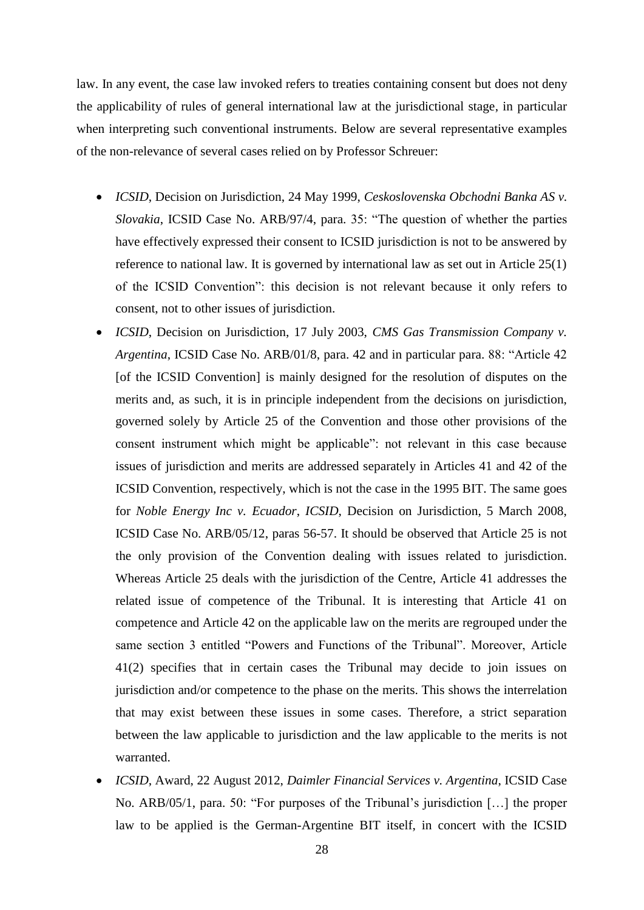law. In any event, the case law invoked refers to treaties containing consent but does not deny the applicability of rules of general international law at the jurisdictional stage, in particular when interpreting such conventional instruments. Below are several representative examples of the non-relevance of several cases relied on by Professor Schreuer:

- *ICSID*, Decision on Jurisdiction, 24 May 1999, *Ceskoslovenska Obchodni Banka AS v. Slovakia*, ICSID Case No. ARB/97/4, para. 35: "The question of whether the parties have effectively expressed their consent to ICSID jurisdiction is not to be answered by reference to national law. It is governed by international law as set out in Article 25(1) of the ICSID Convention": this decision is not relevant because it only refers to consent, not to other issues of jurisdiction.
- *ICSID*, Decision on Jurisdiction, 17 July 2003, *CMS Gas Transmission Company v. Argentina*, ICSID Case No. ARB/01/8, para. 42 and in particular para. 88: "Article 42 [of the ICSID Convention] is mainly designed for the resolution of disputes on the merits and, as such, it is in principle independent from the decisions on jurisdiction, governed solely by Article 25 of the Convention and those other provisions of the consent instrument which might be applicable": not relevant in this case because issues of jurisdiction and merits are addressed separately in Articles 41 and 42 of the ICSID Convention, respectively, which is not the case in the 1995 BIT. The same goes for *Noble Energy Inc v. Ecuador*, *ICSID*, Decision on Jurisdiction, 5 March 2008, ICSID Case No. ARB/05/12, paras 56-57. It should be observed that Article 25 is not the only provision of the Convention dealing with issues related to jurisdiction. Whereas Article 25 deals with the jurisdiction of the Centre, Article 41 addresses the related issue of competence of the Tribunal. It is interesting that Article 41 on competence and Article 42 on the applicable law on the merits are regrouped under the same section 3 entitled "Powers and Functions of the Tribunal". Moreover, Article 41(2) specifies that in certain cases the Tribunal may decide to join issues on jurisdiction and/or competence to the phase on the merits. This shows the interrelation that may exist between these issues in some cases. Therefore, a strict separation between the law applicable to jurisdiction and the law applicable to the merits is not warranted.
- *ICSID*, Award, 22 August 2012, *Daimler Financial Services v. Argentina*, ICSID Case No. ARB/05/1, para. 50: "For purposes of the Tribunal's jurisdiction […] the proper law to be applied is the German-Argentine BIT itself, in concert with the ICSID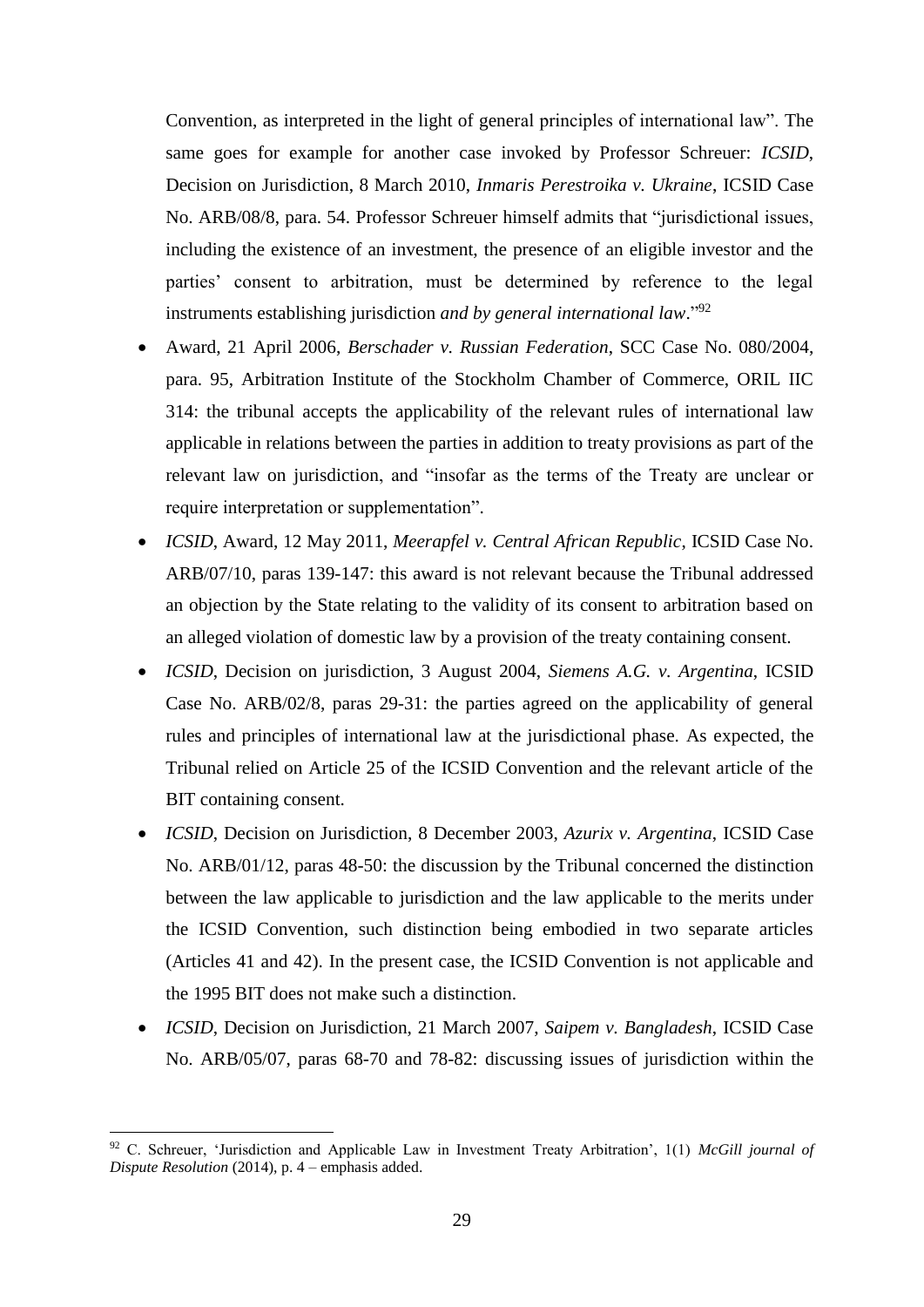Convention, as interpreted in the light of general principles of international law". The same goes for example for another case invoked by Professor Schreuer: *ICSID*, Decision on Jurisdiction, 8 March 2010, *Inmaris Perestroika v. Ukraine*, ICSID Case No. ARB/08/8, para. 54. Professor Schreuer himself admits that "jurisdictional issues, including the existence of an investment, the presence of an eligible investor and the parties' consent to arbitration, must be determined by reference to the legal instruments establishing jurisdiction *and by general international law*."[92]

- Award, 21 April 2006, *Berschader v. Russian Federation*, SCC Case No. 080/2004, para. 95, Arbitration Institute of the Stockholm Chamber of Commerce, ORIL IIC 314: the tribunal accepts the applicability of the relevant rules of international law applicable in relations between the parties in addition to treaty provisions as part of the relevant law on jurisdiction, and "insofar as the terms of the Treaty are unclear or require interpretation or supplementation".
- *ICSID*, Award, 12 May 2011, *Meerapfel v. Central African Republic*, ICSID Case No. ARB/07/10, paras 139-147: this award is not relevant because the Tribunal addressed an objection by the State relating to the validity of its consent to arbitration based on an alleged violation of domestic law by a provision of the treaty containing consent.
- *ICSID*, Decision on jurisdiction, 3 August 2004, *Siemens A.G. v. Argentina*, ICSID Case No. ARB/02/8, paras 29-31: the parties agreed on the applicability of general rules and principles of international law at the jurisdictional phase. As expected, the Tribunal relied on Article 25 of the ICSID Convention and the relevant article of the BIT containing consent.
- *ICSID*, Decision on Jurisdiction, 8 December 2003, *Azurix v. Argentina*, ICSID Case No. ARB/01/12, paras 48-50: the discussion by the Tribunal concerned the distinction between the law applicable to jurisdiction and the law applicable to the merits under the ICSID Convention, such distinction being embodied in two separate articles (Articles 41 and 42). In the present case, the ICSID Convention is not applicable and the 1995 BIT does not make such a distinction.
- *ICSID*, Decision on Jurisdiction, 21 March 2007, *Saipem v. Bangladesh*, ICSID Case No. ARB/05/07, paras 68-70 and 78-82: discussing issues of jurisdiction within the

---

[92] C. Schreuer, 'Jurisdiction and Applicable Law in Investment Treaty Arbitration', 1(1) *McGill journal of Dispute Resolution* (2014), p. 4 – emphasis added.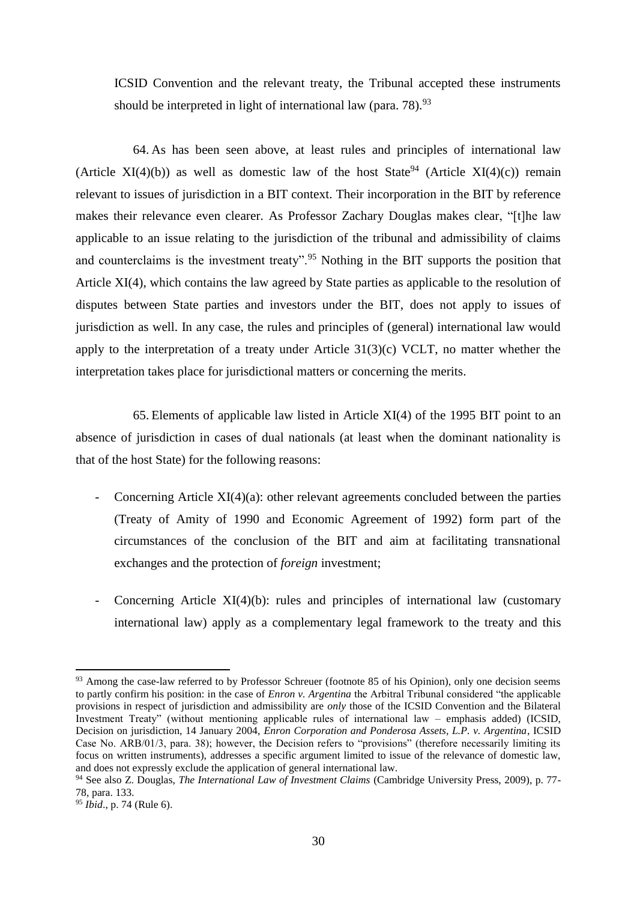ICSID Convention and the relevant treaty, the Tribunal accepted these instruments should be interpreted in light of international law (para. 78).[93]

64. As has been seen above, at least rules and principles of international law (Article XI(4)(b)) as well as domestic law of the host State[94] (Article XI(4)(c)) remain relevant to issues of jurisdiction in a BIT context. Their incorporation in the BIT by reference makes their relevance even clearer. As Professor Zachary Douglas makes clear, "[t]he law applicable to an issue relating to the jurisdiction of the tribunal and admissibility of claims and counterclaims is the investment treaty".[95] Nothing in the BIT supports the position that Article XI(4), which contains the law agreed by State parties as applicable to the resolution of disputes between State parties and investors under the BIT, does not apply to issues of jurisdiction as well. In any case, the rules and principles of (general) international law would apply to the interpretation of a treaty under Article 31(3)(c) VCLT, no matter whether the interpretation takes place for jurisdictional matters or concerning the merits.

65. Elements of applicable law listed in Article XI(4) of the 1995 BIT point to an absence of jurisdiction in cases of dual nationals (at least when the dominant nationality is that of the host State) for the following reasons:

- Concerning Article XI(4)(a): other relevant agreements concluded between the parties (Treaty of Amity of 1990 and Economic Agreement of 1992) form part of the circumstances of the conclusion of the BIT and aim at facilitating transnational exchanges and the protection of *foreign* investment;
- Concerning Article XI(4)(b): rules and principles of international law (customary international law) apply as a complementary legal framework to the treaty and this

---

[93] Among the case-law referred to by Professor Schreuer (footnote 85 of his Opinion), only one decision seems to partly confirm his position: in the case of *Enron v. Argentina* the Arbitral Tribunal considered "the applicable provisions in respect of jurisdiction and admissibility are *only* those of the ICSID Convention and the Bilateral Investment Treaty" (without mentioning applicable rules of international law – emphasis added) (ICSID, Decision on jurisdiction, 14 January 2004, *Enron Corporation and Ponderosa Assets, L.P. v. Argentina*, ICSID Case No. ARB/01/3, para. 38); however, the Decision refers to "provisions" (therefore necessarily limiting its focus on written instruments), addresses a specific argument limited to issue of the relevance of domestic law, and does not expressly exclude the application of general international law.

[94] See also Z. Douglas, *The International Law of Investment Claims* (Cambridge University Press, 2009), p. 77-78, para. 133.

[95] *Ibid*., p. 74 (Rule 6).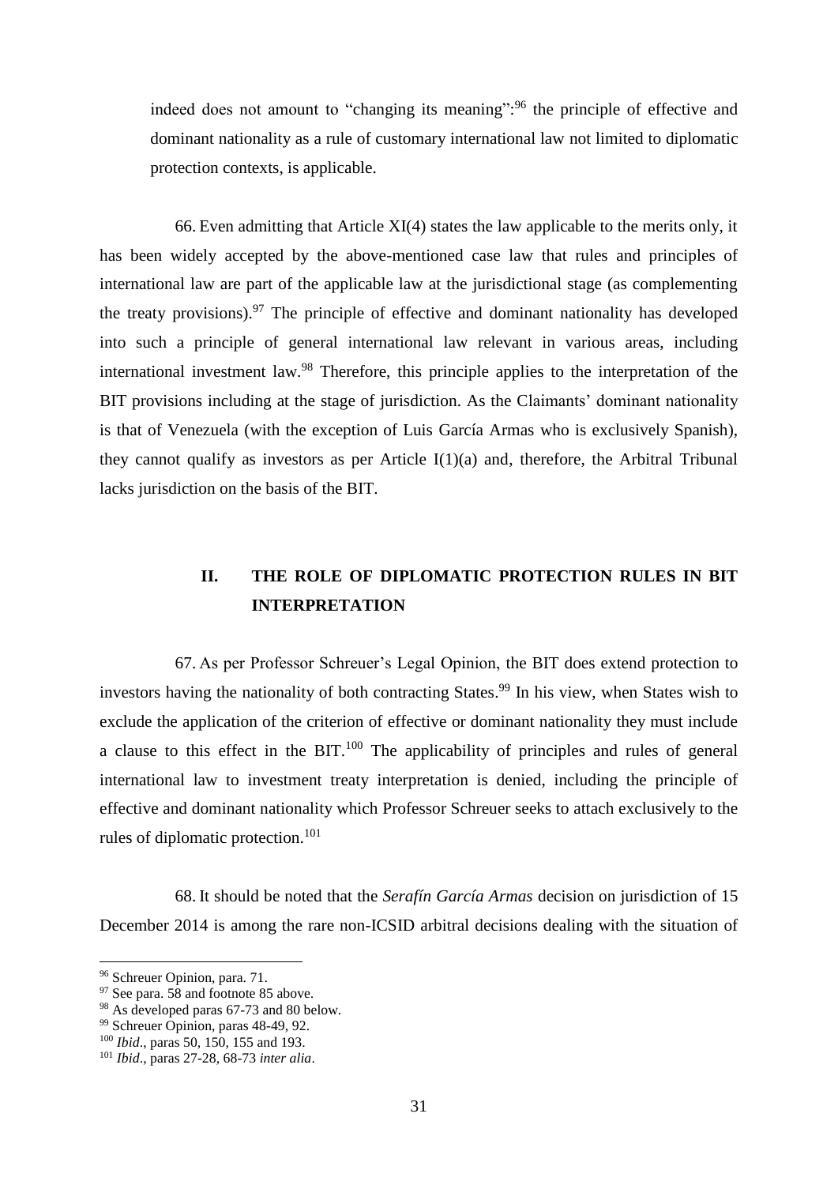indeed does not amount to "changing its meaning":[96] the principle of effective and dominant nationality as a rule of customary international law not limited to diplomatic protection contexts, is applicable.

66. Even admitting that Article XI(4) states the law applicable to the merits only, it has been widely accepted by the above-mentioned case law that rules and principles of international law are part of the applicable law at the jurisdictional stage (as complementing the treaty provisions).[97] The principle of effective and dominant nationality has developed into such a principle of general international law relevant in various areas, including international investment law.[98] Therefore, this principle applies to the interpretation of the BIT provisions including at the stage of jurisdiction. As the Claimants' dominant nationality is that of Venezuela (with the exception of Luis García Armas who is exclusively Spanish), they cannot qualify as investors as per Article I(1)(a) and, therefore, the Arbitral Tribunal lacks jurisdiction on the basis of the BIT.

## II. THE ROLE OF DIPLOMATIC PROTECTION RULES IN BIT INTERPRETATION

67. As per Professor Schreuer's Legal Opinion, the BIT does extend protection to investors having the nationality of both contracting States.[99] In his view, when States wish to exclude the application of the criterion of effective or dominant nationality they must include a clause to this effect in the BIT.[100] The applicability of principles and rules of general international law to investment treaty interpretation is denied, including the principle of effective and dominant nationality which Professor Schreuer seeks to attach exclusively to the rules of diplomatic protection.[101]

68. It should be noted that the *Serafín García Armas* decision on jurisdiction of 15 December 2014 is among the rare non-ICSID arbitral decisions dealing with the situation of

---

[96] Schreuer Opinion, para. 71.

[97] See para. 58 and footnote 85 above.

[98] As developed paras 67-73 and 80 below.

[99] Schreuer Opinion, paras 48-49, 92.

[100] *Ibid*., paras 50, 150, 155 and 193.

[101] *Ibid*., paras 27-28, 68-73 *inter alia*.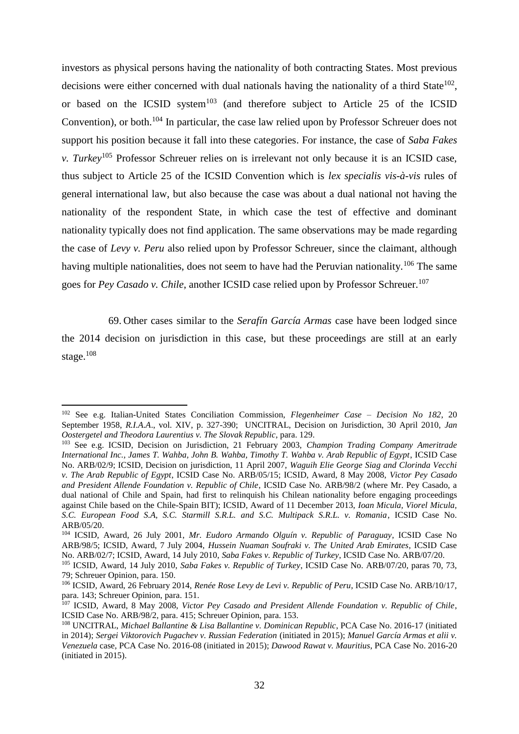investors as physical persons having the nationality of both contracting States. Most previous decisions were either concerned with dual nationals having the nationality of a third State[102], or based on the ICSID system[103] (and therefore subject to Article 25 of the ICSID Convention), or both.[104] In particular, the case law relied upon by Professor Schreuer does not support his position because it fall into these categories. For instance, the case of *Saba Fakes v. Turkey*[105] Professor Schreuer relies on is irrelevant not only because it is an ICSID case, thus subject to Article 25 of the ICSID Convention which is *lex specialis vis-à-vis* rules of general international law, but also because the case was about a dual national not having the nationality of the respondent State, in which case the test of effective and dominant nationality typically does not find application. The same observations may be made regarding the case of *Levy v. Peru* also relied upon by Professor Schreuer, since the claimant, although having multiple nationalities, does not seem to have had the Peruvian nationality.[106] The same goes for *Pey Casado v. Chile*, another ICSID case relied upon by Professor Schreuer.[107]

69. Other cases similar to the *Serafín García Armas* case have been lodged since the 2014 decision on jurisdiction in this case, but these proceedings are still at an early stage.[108]

---

[102] See e.g. Italian-United States Conciliation Commission, *Flegenheimer Case – Decision No 182*, 20 September 1958, *R.I.A.A*., vol. XIV, p. 327-390; UNCITRAL, Decision on Jurisdiction, 30 April 2010, *Jan Oostergetel and Theodora Laurentius v. The Slovak Republic*, para. 129.

[103] See e.g. ICSID, Decision on Jurisdiction, 21 February 2003, *Champion Trading Company Ameritrade International Inc., James T. Wahba, John B. Wahba, Timothy T. Wahba v. Arab Republic of Egypt*, ICSID Case No. ARB/02/9; ICSID, Decision on jurisdiction, 11 April 2007, *Waguih Elie George Siag and Clorinda Vecchi v. The Arab Republic of Egypt*, ICSID Case No. ARB/05/15; ICSID, Award, 8 May 2008, *Victor Pey Casado and President Allende Foundation v. Republic of Chile*, ICSID Case No. ARB/98/2 (where Mr. Pey Casado, a dual national of Chile and Spain, had first to relinquish his Chilean nationality before engaging proceedings against Chile based on the Chile-Spain BIT); ICSID, Award of 11 December 2013, *Ioan Micula, Viorel Micula, S.C. European Food S.A, S.C. Starmill S.R.L. and S.C. Multipack S.R.L. v. Romania*, ICSID Case No. ARB/05/20.

[104] ICSID, Award, 26 July 2001, *Mr. Eudoro Armando Olguín v. Republic of Paraguay*, ICSID Case No ARB/98/5; ICSID, Award, 7 July 2004, *Hussein Nuaman Soufraki v. The United Arab Emirates*, ICSID Case No. ARB/02/7; ICSID, Award, 14 July 2010, *Saba Fakes v. Republic of Turkey*, ICSID Case No. ARB/07/20.

[105] ICSID, Award, 14 July 2010, *Saba Fakes v. Republic of Turkey*, ICSID Case No. ARB/07/20, paras 70, 73, 79; Schreuer Opinion, para. 150.

[106] ICSID, Award, 26 February 2014, *Renée Rose Levy de Levi v. Republic of Peru*, ICSID Case No. ARB/10/17, para. 143; Schreuer Opinion, para. 151.

[107] ICSID, Award, 8 May 2008, *Victor Pey Casado and President Allende Foundation v. Republic of Chile*, ICSID Case No. ARB/98/2, para. 415; Schreuer Opinion, para. 153.

[108] UNCITRAL, *Michael Ballantine & Lisa Ballantine v. Dominican Republic*, PCA Case No. 2016-17 (initiated in 2014); *Sergei Viktorovich Pugachev v. Russian Federation* (initiated in 2015); *Manuel García Armas et alii v. Venezuela* case, PCA Case No. 2016-08 (initiated in 2015); *Dawood Rawat v. Mauritius*, PCA Case No. 2016-20 (initiated in 2015).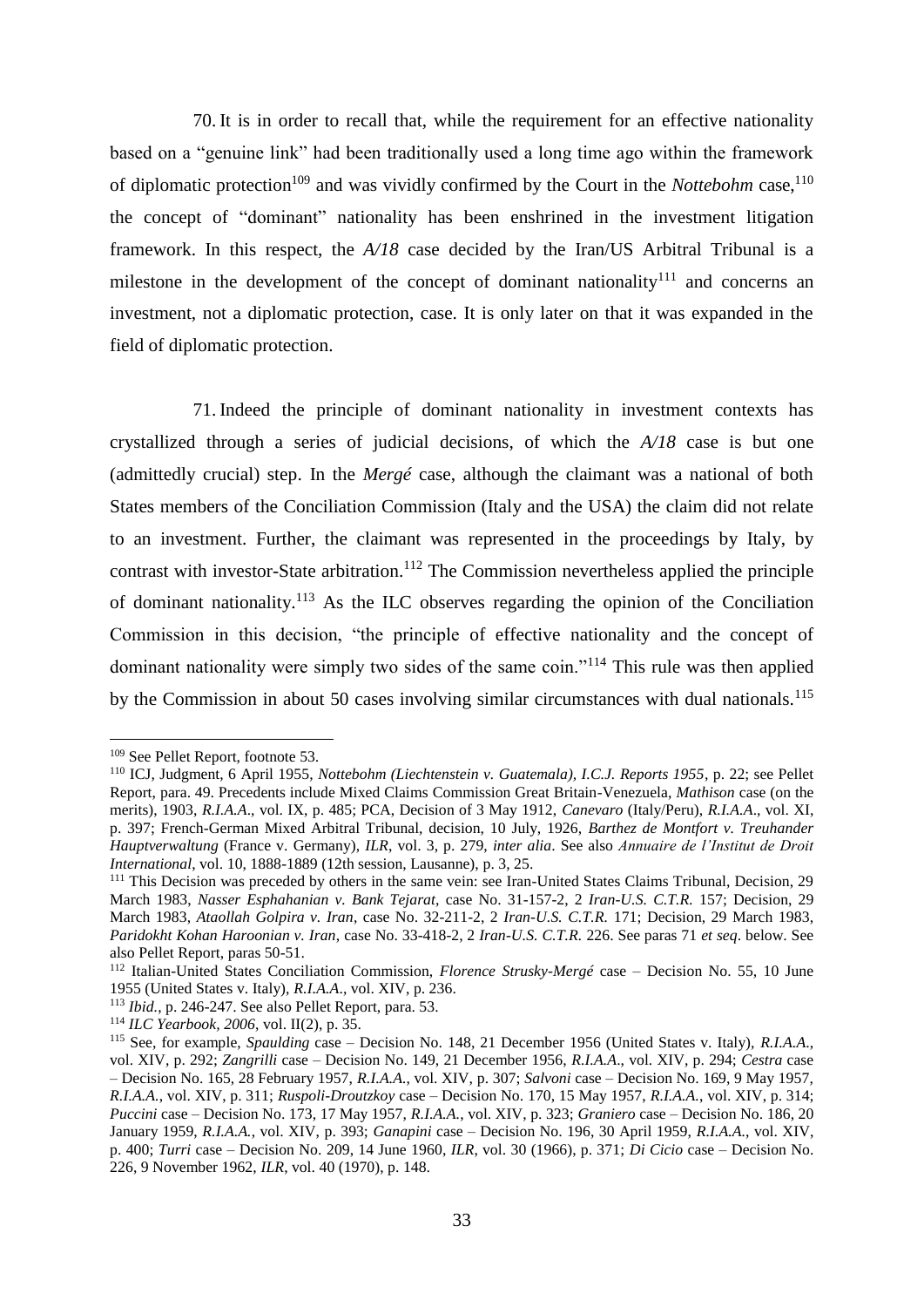70. It is in order to recall that, while the requirement for an effective nationality based on a "genuine link" had been traditionally used a long time ago within the framework of diplomatic protection[109] and was vividly confirmed by the Court in the *Nottebohm* case,[110] the concept of "dominant" nationality has been enshrined in the investment litigation framework. In this respect, the *A/18* case decided by the Iran/US Arbitral Tribunal is a milestone in the development of the concept of dominant nationality[111] and concerns an investment, not a diplomatic protection, case. It is only later on that it was expanded in the field of diplomatic protection.

71. Indeed the principle of dominant nationality in investment contexts has crystallized through a series of judicial decisions, of which the *A/18* case is but one (admittedly crucial) step. In the *Mergé* case, although the claimant was a national of both States members of the Conciliation Commission (Italy and the USA) the claim did not relate to an investment. Further, the claimant was represented in the proceedings by Italy, by contrast with investor-State arbitration.[112] The Commission nevertheless applied the principle of dominant nationality.[113] As the ILC observes regarding the opinion of the Conciliation Commission in this decision, "the principle of effective nationality and the concept of dominant nationality were simply two sides of the same coin."[114] This rule was then applied by the Commission in about 50 cases involving similar circumstances with dual nationals.[115]

---

[109] See Pellet Report, footnote 53.

[110] ICJ, Judgment, 6 April 1955, *Nottebohm (Liechtenstein v. Guatemala), I.C.J. Reports 1955*, p. 22; see Pellet Report, para. 49. Precedents include Mixed Claims Commission Great Britain-Venezuela, *Mathison* case (on the merits), 1903, *R.I.A.A.*, vol. IX, p. 485; PCA, Decision of 3 May 1912, *Canevaro* (Italy/Peru), *R.I.A.A.*, vol. XI, p. 397; French-German Mixed Arbitral Tribunal, decision, 10 July, 1926, *Barthez de Montfort v. Treuhander Hauptverwaltung* (France v. Germany), *ILR*, vol. 3, p. 279, *inter alia*. See also *Annuaire de l'Institut de Droit International*, vol. 10, 1888-1889 (12th session, Lausanne), p. 3, 25.

[111] This Decision was preceded by others in the same vein: see Iran-United States Claims Tribunal, Decision, 29 March 1983, *Nasser Esphahanian v. Bank Tejarat*, case No. 31-157-2, 2 *Iran-U.S. C.T.R.* 157; Decision, 29 March 1983, *Ataollah Golpira v. Iran*, case No. 32-211-2, 2 *Iran-U.S. C.T.R.* 171; Decision, 29 March 1983, *Paridokht Kohan Haroonian v. Iran*, case No. 33-418-2, 2 *Iran-U.S. C.T.R.* 226. See paras 71 *et seq*. below. See also Pellet Report, paras 50-51.

[112] Italian-United States Conciliation Commission, *Florence Strusky-Mergé* case – Decision No. 55, 10 June 1955 (United States v. Italy), *R.I.A.A.*, vol. XIV, p. 236.

[113] *Ibid.*, p. 246-247. See also Pellet Report, para. 53.

[114] *ILC Yearbook, 2006*, vol. II(2), p. 35.

[115] See, for example, *Spaulding* case – Decision No. 148, 21 December 1956 (United States v. Italy), *R.I.A.A.*, vol. XIV, p. 292; *Zangrilli* case – Decision No. 149, 21 December 1956, *R.I.A.A.*, vol. XIV, p. 294; *Cestra* case – Decision No. 165, 28 February 1957, *R.I.A.A.*, vol. XIV, p. 307; *Salvoni* case – Decision No. 169, 9 May 1957, *R.I.A.A.*, vol. XIV, p. 311; *Ruspoli-Droutzkoy* case – Decision No. 170, 15 May 1957, *R.I.A.A.*, vol. XIV, p. 314; *Puccini* case – Decision No. 173, 17 May 1957, *R.I.A.A.*, vol. XIV, p. 323; *Graniero* case – Decision No. 186, 20 January 1959, *R.I.A.A.*, vol. XIV, p. 393; *Ganapini* case – Decision No. 196, 30 April 1959, *R.I.A.A.*, vol. XIV, p. 400; *Turri* case – Decision No. 209, 14 June 1960, *ILR*, vol. 30 (1966), p. 371; *Di Cicio* case – Decision No. 226, 9 November 1962, *ILR*, vol. 40 (1970), p. 148.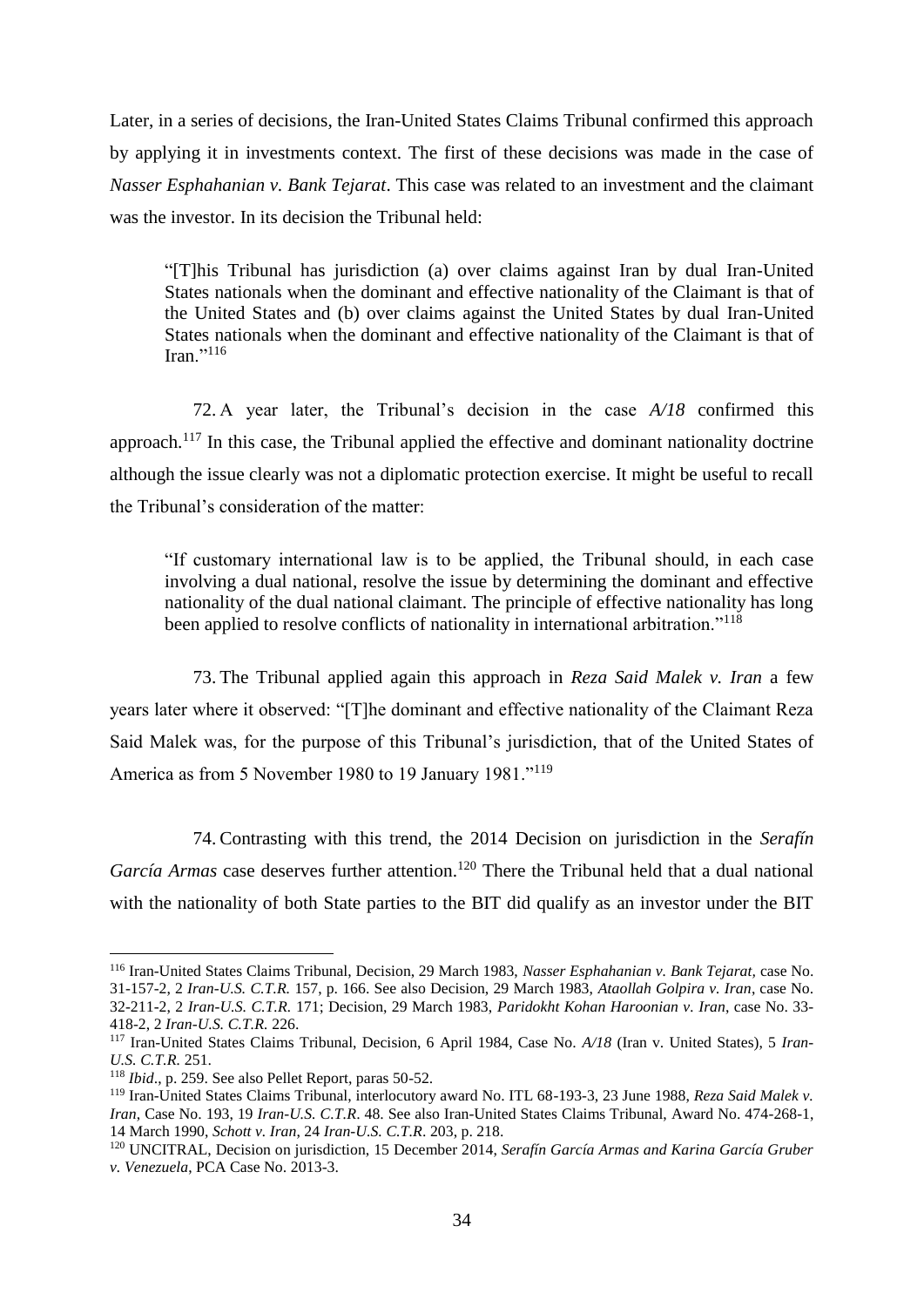Later, in a series of decisions, the Iran-United States Claims Tribunal confirmed this approach by applying it in investments context. The first of these decisions was made in the case of *Nasser Esphahanian v. Bank Tejarat*. This case was related to an investment and the claimant was the investor. In its decision the Tribunal held:

> "[T]his Tribunal has jurisdiction (a) over claims against Iran by dual Iran-United States nationals when the dominant and effective nationality of the Claimant is that of the United States and (b) over claims against the United States by dual Iran-United States nationals when the dominant and effective nationality of the Claimant is that of Iran."[116]

72. A year later, the Tribunal's decision in the case *A/18* confirmed this approach.[117] In this case, the Tribunal applied the effective and dominant nationality doctrine although the issue clearly was not a diplomatic protection exercise. It might be useful to recall the Tribunal's consideration of the matter:

> "If customary international law is to be applied, the Tribunal should, in each case involving a dual national, resolve the issue by determining the dominant and effective nationality of the dual national claimant. The principle of effective nationality has long been applied to resolve conflicts of nationality in international arbitration."[118]

73. The Tribunal applied again this approach in *Reza Said Malek v. Iran* a few years later where it observed: "[T]he dominant and effective nationality of the Claimant Reza Said Malek was, for the purpose of this Tribunal's jurisdiction, that of the United States of America as from 5 November 1980 to 19 January 1981."[119]

74. Contrasting with this trend, the 2014 Decision on jurisdiction in the *Serafín García Armas* case deserves further attention.[120] There the Tribunal held that a dual national with the nationality of both State parties to the BIT did qualify as an investor under the BIT

---

[116] Iran-United States Claims Tribunal, Decision, 29 March 1983, *Nasser Esphahanian v. Bank Tejarat*, case No. 31-157-2, 2 *Iran-U.S. C.T.R.* 157, p. 166. See also Decision, 29 March 1983, *Ataollah Golpira v. Iran*, case No. 32-211-2, 2 *Iran-U.S. C.T.R.* 171; Decision, 29 March 1983, *Paridokht Kohan Haroonian v. Iran*, case No. 33-418-2, 2 *Iran-U.S. C.T.R.* 226.

[117] Iran-United States Claims Tribunal, Decision, 6 April 1984, Case No. *A/18* (Iran v. United States), 5 *Iran-U.S. C.T.R.* 251.

[118] *Ibid*., p. 259. See also Pellet Report, paras 50-52.

[119] Iran-United States Claims Tribunal, interlocutory award No. ITL 68-193-3, 23 June 1988, *Reza Said Malek v. Iran*, Case No. 193, 19 *Iran-U.S. C.T.R*. 48. See also Iran-United States Claims Tribunal, Award No. 474-268-1, 14 March 1990, *Schott v. Iran,* 24 *Iran-U.S. C.T.R*. 203, p. 218.

[120] UNCITRAL, Decision on jurisdiction, 15 December 2014, *Serafín García Armas and Karina García Gruber v. Venezuela*, PCA Case No. 2013-3.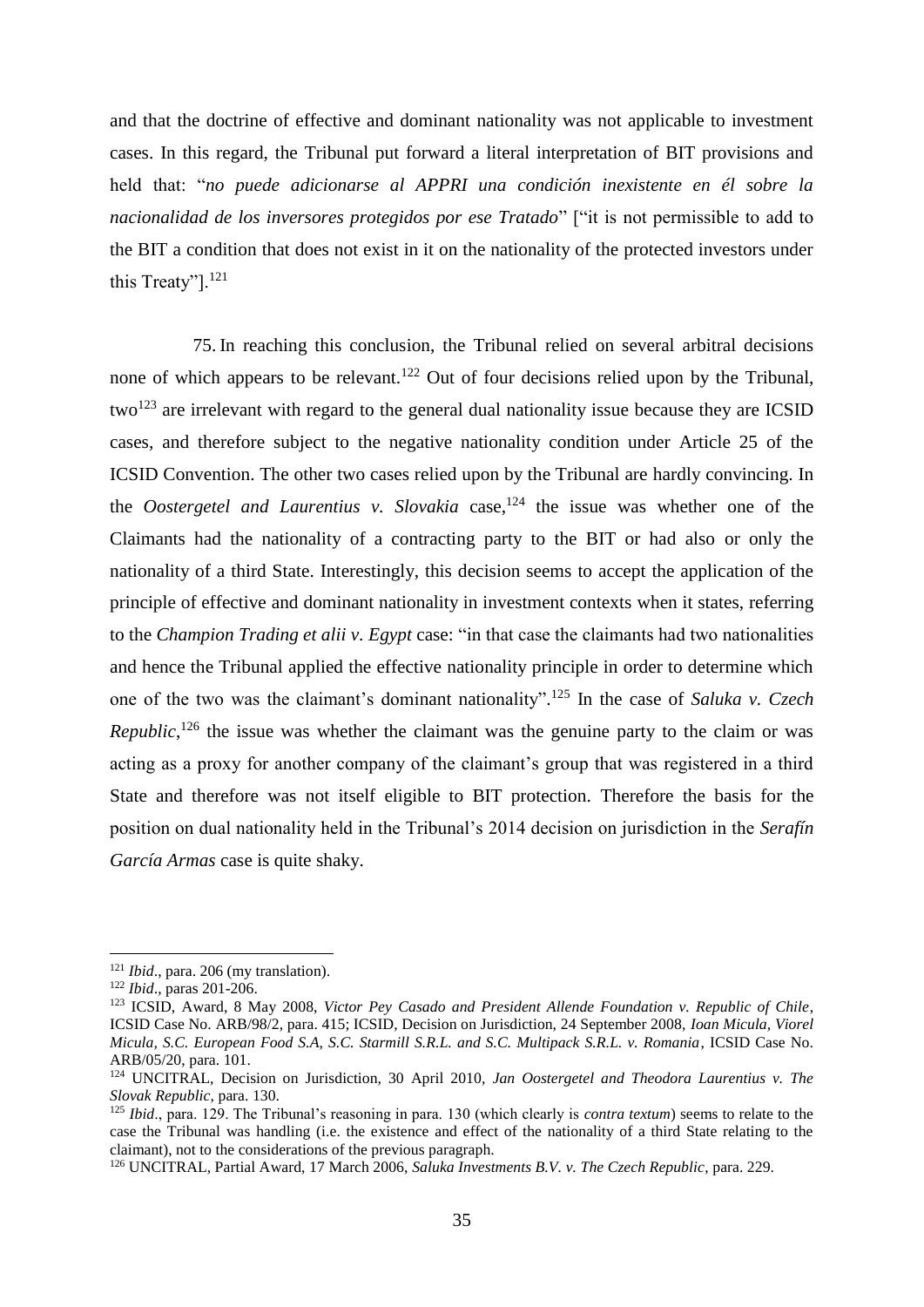and that the doctrine of effective and dominant nationality was not applicable to investment cases. In this regard, the Tribunal put forward a literal interpretation of BIT provisions and held that: "*no puede adicionarse al APPRI una condición inexistente en él sobre la nacionalidad de los inversores protegidos por ese Tratado*" ["it is not permissible to add to the BIT a condition that does not exist in it on the nationality of the protected investors under this Treaty"].[121]

75. In reaching this conclusion, the Tribunal relied on several arbitral decisions none of which appears to be relevant.[122] Out of four decisions relied upon by the Tribunal, two[123] are irrelevant with regard to the general dual nationality issue because they are ICSID cases, and therefore subject to the negative nationality condition under Article 25 of the ICSID Convention. The other two cases relied upon by the Tribunal are hardly convincing. In the *Oostergetel and Laurentius v. Slovakia* case,[124] the issue was whether one of the Claimants had the nationality of a contracting party to the BIT or had also or only the nationality of a third State. Interestingly, this decision seems to accept the application of the principle of effective and dominant nationality in investment contexts when it states, referring to the *Champion Trading et alii v. Egypt* case: "in that case the claimants had two nationalities and hence the Tribunal applied the effective nationality principle in order to determine which one of the two was the claimant's dominant nationality".[125] In the case of *Saluka v. Czech Republic*,[126] the issue was whether the claimant was the genuine party to the claim or was acting as a proxy for another company of the claimant's group that was registered in a third State and therefore was not itself eligible to BIT protection. Therefore the basis for the position on dual nationality held in the Tribunal's 2014 decision on jurisdiction in the *Serafín García Armas* case is quite shaky.

---

[121] *Ibid*., para. 206 (my translation).

[122] *Ibid*., paras 201-206.

[123] ICSID, Award, 8 May 2008, *Victor Pey Casado and President Allende Foundation v. Republic of Chile*, ICSID Case No. ARB/98/2, para. 415; ICSID, Decision on Jurisdiction, 24 September 2008, *Ioan Micula, Viorel Micula, S.C. European Food S.A, S.C. Starmill S.R.L. and S.C. Multipack S.R.L. v. Romania*, ICSID Case No. ARB/05/20, para. 101.

[124] UNCITRAL, Decision on Jurisdiction, 30 April 2010, *Jan Oostergetel and Theodora Laurentius v. The Slovak Republic*, para. 130.

[125] *Ibid*., para. 129. The Tribunal's reasoning in para. 130 (which clearly is *contra textum*) seems to relate to the case the Tribunal was handling (i.e. the existence and effect of the nationality of a third State relating to the claimant), not to the considerations of the previous paragraph.

[126] UNCITRAL, Partial Award, 17 March 2006, *Saluka Investments B.V. v. The Czech Republic*, para. 229.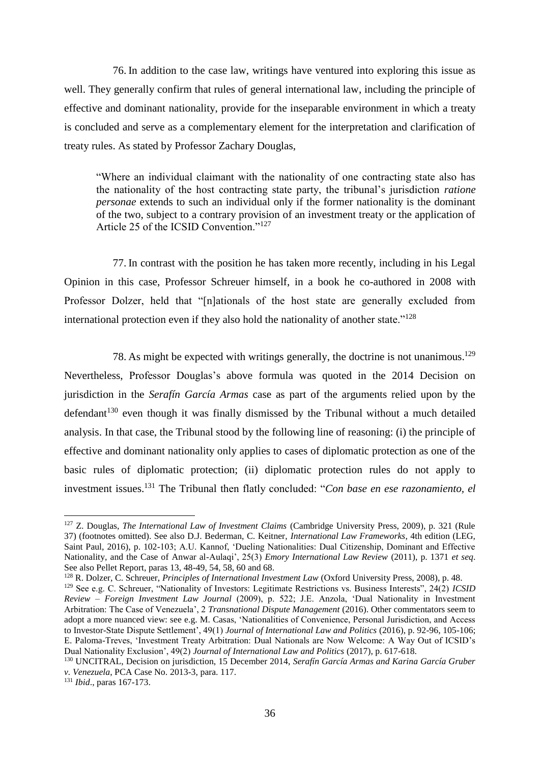76. In addition to the case law, writings have ventured into exploring this issue as well. They generally confirm that rules of general international law, including the principle of effective and dominant nationality, provide for the inseparable environment in which a treaty is concluded and serve as a complementary element for the interpretation and clarification of treaty rules. As stated by Professor Zachary Douglas,

> "Where an individual claimant with the nationality of one contracting state also has the nationality of the host contracting state party, the tribunal's jurisdiction *ratione personae* extends to such an individual only if the former nationality is the dominant of the two, subject to a contrary provision of an investment treaty or the application of Article 25 of the ICSID Convention."[127]

77. In contrast with the position he has taken more recently, including in his Legal Opinion in this case, Professor Schreuer himself, in a book he co-authored in 2008 with Professor Dolzer, held that "[n]ationals of the host state are generally excluded from international protection even if they also hold the nationality of another state."[128]

78. As might be expected with writings generally, the doctrine is not unanimous.[129] Nevertheless, Professor Douglas's above formula was quoted in the 2014 Decision on jurisdiction in the *Serafín García Armas* case as part of the arguments relied upon by the defendant[130] even though it was finally dismissed by the Tribunal without a much detailed analysis. In that case, the Tribunal stood by the following line of reasoning: (i) the principle of effective and dominant nationality only applies to cases of diplomatic protection as one of the basic rules of diplomatic protection; (ii) diplomatic protection rules do not apply to investment issues.[131] The Tribunal then flatly concluded: "*Con base en ese razonamiento, el*

---

[127] Z. Douglas, *The International Law of Investment Claims* (Cambridge University Press, 2009), p. 321 (Rule 37) (footnotes omitted). See also D.J. Bederman, C. Keitner, *International Law Frameworks*, 4th edition (LEG, Saint Paul, 2016), p. 102-103; A.U. Kannof, 'Dueling Nationalities: Dual Citizenship, Dominant and Effective Nationality, and the Case of Anwar al-Aulaqi', 25(3) *Emory International Law Review* (2011), p. 1371 *et seq*. See also Pellet Report, paras 13, 48-49, 54, 58, 60 and 68.

[128] R. Dolzer, C. Schreuer, *Principles of International Investment Law* (Oxford University Press, 2008), p. 48.

[129] See e.g. C. Schreuer, "Nationality of Investors: Legitimate Restrictions vs. Business Interests", 24(2) *ICSID Review – Foreign Investment Law Journal* (2009), p. 522; J.E. Anzola, 'Dual Nationality in Investment Arbitration: The Case of Venezuela', 2 *Transnational Dispute Management* (2016). Other commentators seem to adopt a more nuanced view: see e.g. M. Casas, 'Nationalities of Convenience, Personal Jurisdiction, and Access to Investor-State Dispute Settlement', 49(1) *Journal of International Law and Politics* (2016), p. 92-96, 105-106; E. Paloma-Treves, 'Investment Treaty Arbitration: Dual Nationals are Now Welcome: A Way Out of ICSID's Dual Nationality Exclusion', 49(2) *Journal of International Law and Politics* (2017), p. 617-618.

[130] UNCITRAL, Decision on jurisdiction, 15 December 2014, *Serafín García Armas and Karina García Gruber v. Venezuela*, PCA Case No. 2013-3, para. 117.

[131] *Ibid*., paras 167-173.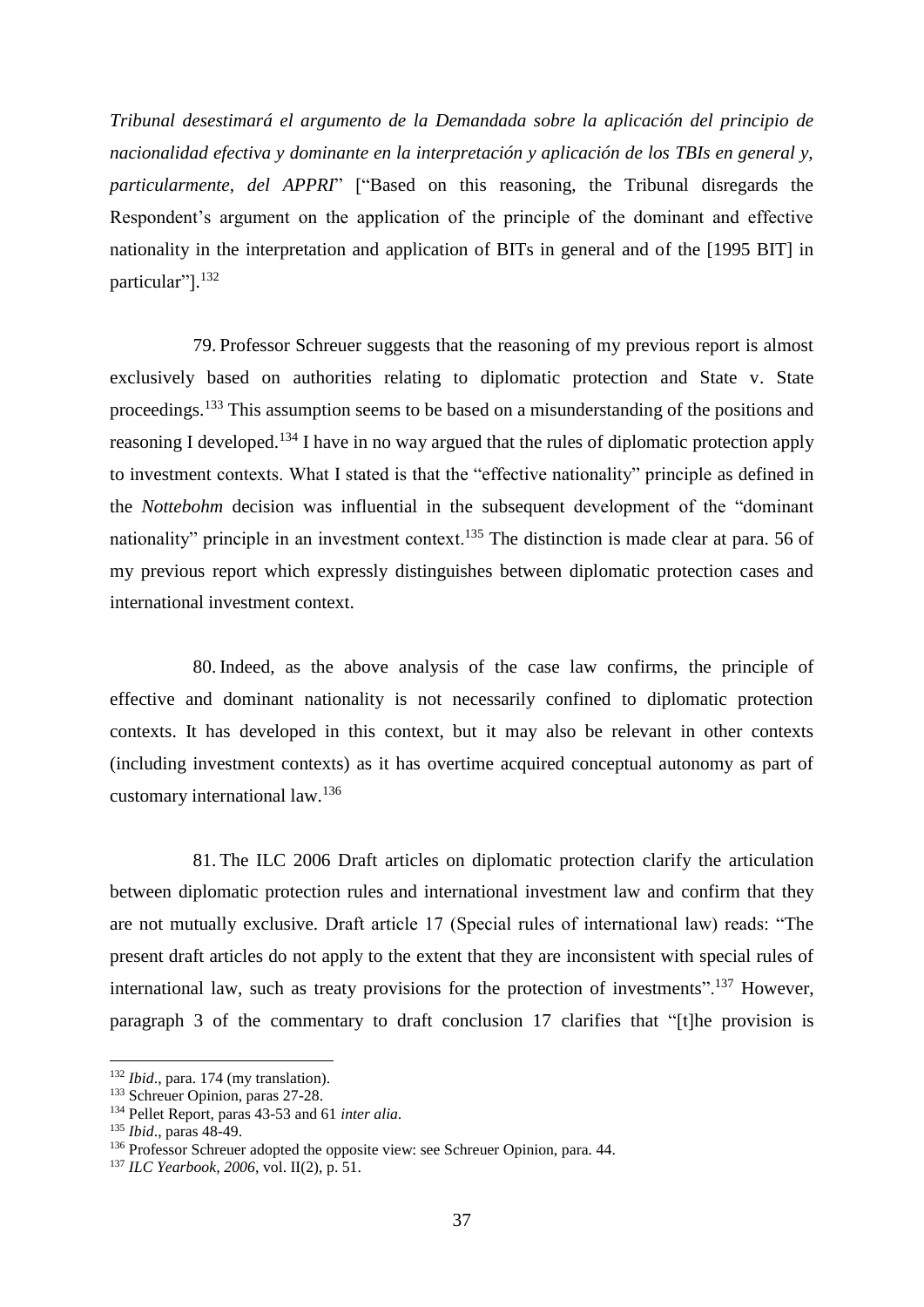*Tribunal desestimará el argumento de la Demandada sobre la aplicación del principio de nacionalidad efectiva y dominante en la interpretación y aplicación de los TBIs en general y, particularmente, del APPRI*" ["Based on this reasoning, the Tribunal disregards the Respondent's argument on the application of the principle of the dominant and effective nationality in the interpretation and application of BITs in general and of the [1995 BIT] in particular"].[132]

79. Professor Schreuer suggests that the reasoning of my previous report is almost exclusively based on authorities relating to diplomatic protection and State v. State proceedings.[133] This assumption seems to be based on a misunderstanding of the positions and reasoning I developed.[134] I have in no way argued that the rules of diplomatic protection apply to investment contexts. What I stated is that the "effective nationality" principle as defined in the *Nottebohm* decision was influential in the subsequent development of the "dominant nationality" principle in an investment context.[135] The distinction is made clear at para. 56 of my previous report which expressly distinguishes between diplomatic protection cases and international investment context.

80. Indeed, as the above analysis of the case law confirms, the principle of effective and dominant nationality is not necessarily confined to diplomatic protection contexts. It has developed in this context, but it may also be relevant in other contexts (including investment contexts) as it has overtime acquired conceptual autonomy as part of customary international law.[136]

81. The ILC 2006 Draft articles on diplomatic protection clarify the articulation between diplomatic protection rules and international investment law and confirm that they are not mutually exclusive. Draft article 17 (Special rules of international law) reads: "The present draft articles do not apply to the extent that they are inconsistent with special rules of international law, such as treaty provisions for the protection of investments".[137] However, paragraph 3 of the commentary to draft conclusion 17 clarifies that "[t]he provision is

---

[132] *Ibid*., para. 174 (my translation).

[133] Schreuer Opinion, paras 27-28.

[134] Pellet Report, paras 43-53 and 61 *inter alia*.

[135] *Ibid*., paras 48-49.

[136] Professor Schreuer adopted the opposite view: see Schreuer Opinion, para. 44.

[137] *ILC Yearbook, 2006*, vol. II(2), p. 51.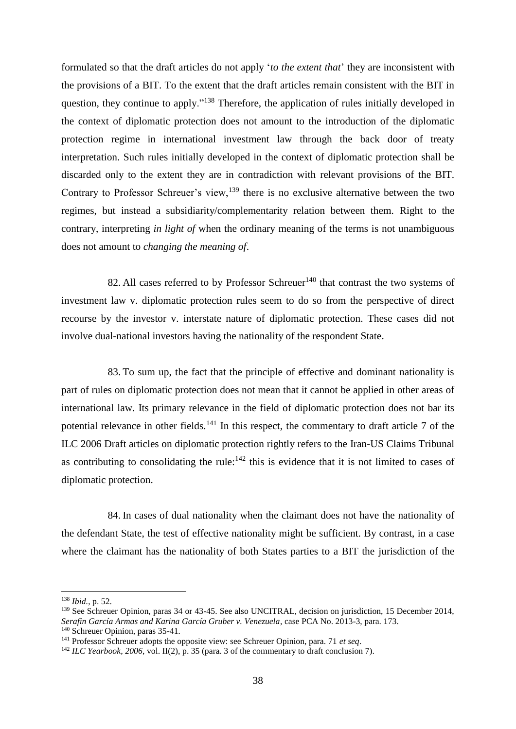formulated so that the draft articles do not apply '*to the extent that*' they are inconsistent with the provisions of a BIT. To the extent that the draft articles remain consistent with the BIT in question, they continue to apply."[138] Therefore, the application of rules initially developed in the context of diplomatic protection does not amount to the introduction of the diplomatic protection regime in international investment law through the back door of treaty interpretation. Such rules initially developed in the context of diplomatic protection shall be discarded only to the extent they are in contradiction with relevant provisions of the BIT. Contrary to Professor Schreuer's view,[139] there is no exclusive alternative between the two regimes, but instead a subsidiarity/complementarity relation between them. Right to the contrary, interpreting *in light of* when the ordinary meaning of the terms is not unambiguous does not amount to *changing the meaning of*.

82. All cases referred to by Professor Schreuer[140] that contrast the two systems of investment law v. diplomatic protection rules seem to do so from the perspective of direct recourse by the investor v. interstate nature of diplomatic protection. These cases did not involve dual-national investors having the nationality of the respondent State.

83. To sum up, the fact that the principle of effective and dominant nationality is part of rules on diplomatic protection does not mean that it cannot be applied in other areas of international law. Its primary relevance in the field of diplomatic protection does not bar its potential relevance in other fields.[141] In this respect, the commentary to draft article 7 of the ILC 2006 Draft articles on diplomatic protection rightly refers to the Iran-US Claims Tribunal as contributing to consolidating the rule:[142] this is evidence that it is not limited to cases of diplomatic protection.

84. In cases of dual nationality when the claimant does not have the nationality of the defendant State, the test of effective nationality might be sufficient. By contrast, in a case where the claimant has the nationality of both States parties to a BIT the jurisdiction of the

---

[138] *Ibid.*, p. 52.

[139] See Schreuer Opinion, paras 34 or 43-45. See also UNCITRAL, decision on jurisdiction, 15 December 2014, *Serafín García Armas and Karina García Gruber v. Venezuela*, case PCA No. 2013-3, para. 173.

[140] Schreuer Opinion, paras 35-41.

[141] Professor Schreuer adopts the opposite view: see Schreuer Opinion, para. 71 *et seq*.

[142] *ILC Yearbook, 2006*, vol. II(2), p. 35 (para. 3 of the commentary to draft conclusion 7).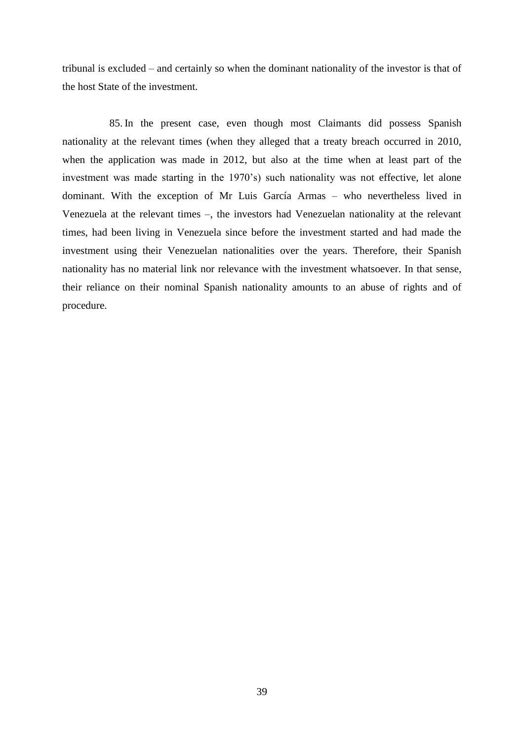tribunal is excluded – and certainly so when the dominant nationality of the investor is that of the host State of the investment.

85. In the present case, even though most Claimants did possess Spanish nationality at the relevant times (when they alleged that a treaty breach occurred in 2010, when the application was made in 2012, but also at the time when at least part of the investment was made starting in the 1970's) such nationality was not effective, let alone dominant. With the exception of Mr Luis García Armas – who nevertheless lived in Venezuela at the relevant times –, the investors had Venezuelan nationality at the relevant times, had been living in Venezuela since before the investment started and had made the investment using their Venezuelan nationalities over the years. Therefore, their Spanish nationality has no material link nor relevance with the investment whatsoever. In that sense, their reliance on their nominal Spanish nationality amounts to an abuse of rights and of procedure.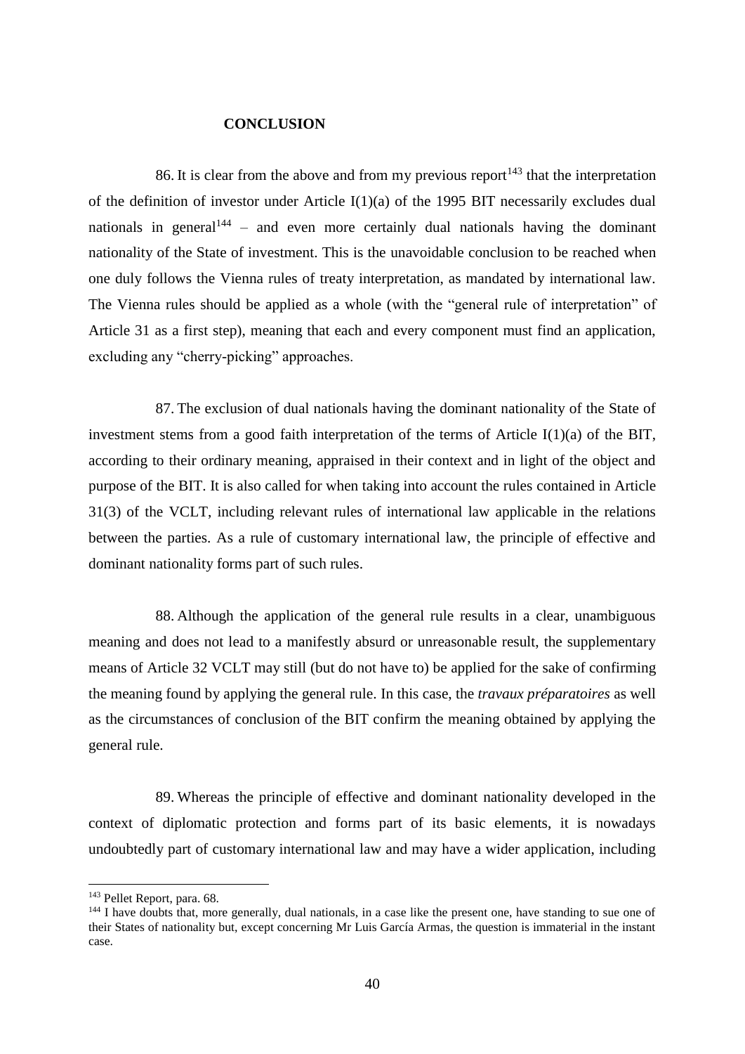## CONCLUSION

86. It is clear from the above and from my previous report[143] that the interpretation of the definition of investor under Article I(1)(a) of the 1995 BIT necessarily excludes dual nationals in general[144] – and even more certainly dual nationals having the dominant nationality of the State of investment. This is the unavoidable conclusion to be reached when one duly follows the Vienna rules of treaty interpretation, as mandated by international law. The Vienna rules should be applied as a whole (with the "general rule of interpretation" of Article 31 as a first step), meaning that each and every component must find an application, excluding any "cherry-picking" approaches.

87. The exclusion of dual nationals having the dominant nationality of the State of investment stems from a good faith interpretation of the terms of Article I(1)(a) of the BIT, according to their ordinary meaning, appraised in their context and in light of the object and purpose of the BIT. It is also called for when taking into account the rules contained in Article 31(3) of the VCLT, including relevant rules of international law applicable in the relations between the parties. As a rule of customary international law, the principle of effective and dominant nationality forms part of such rules.

88. Although the application of the general rule results in a clear, unambiguous meaning and does not lead to a manifestly absurd or unreasonable result, the supplementary means of Article 32 VCLT may still (but do not have to) be applied for the sake of confirming the meaning found by applying the general rule. In this case, the *travaux préparatoires* as well as the circumstances of conclusion of the BIT confirm the meaning obtained by applying the general rule.

89. Whereas the principle of effective and dominant nationality developed in the context of diplomatic protection and forms part of its basic elements, it is nowadays undoubtedly part of customary international law and may have a wider application, including

---

[143] Pellet Report, para. 68.

[144] I have doubts that, more generally, dual nationals, in a case like the present one, have standing to sue one of their States of nationality but, except concerning Mr Luis García Armas, the question is immaterial in the instant case.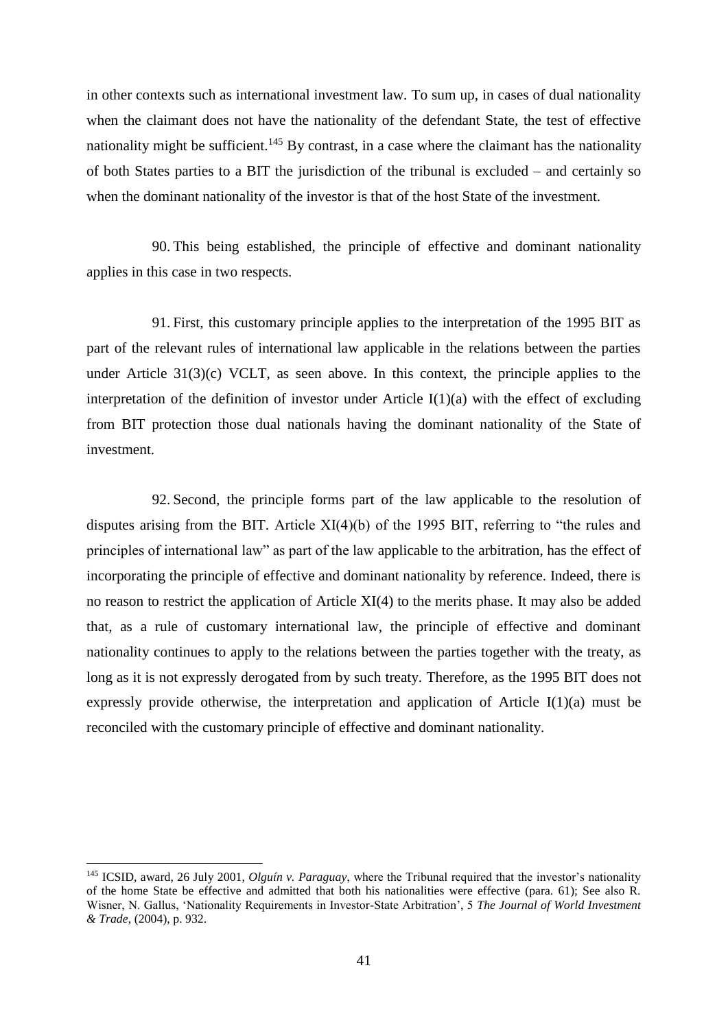in other contexts such as international investment law. To sum up, in cases of dual nationality when the claimant does not have the nationality of the defendant State, the test of effective nationality might be sufficient.[145] By contrast, in a case where the claimant has the nationality of both States parties to a BIT the jurisdiction of the tribunal is excluded – and certainly so when the dominant nationality of the investor is that of the host State of the investment.

90. This being established, the principle of effective and dominant nationality applies in this case in two respects.

91. First, this customary principle applies to the interpretation of the 1995 BIT as part of the relevant rules of international law applicable in the relations between the parties under Article 31(3)(c) VCLT, as seen above. In this context, the principle applies to the interpretation of the definition of investor under Article I(1)(a) with the effect of excluding from BIT protection those dual nationals having the dominant nationality of the State of investment.

92. Second, the principle forms part of the law applicable to the resolution of disputes arising from the BIT. Article XI(4)(b) of the 1995 BIT, referring to "the rules and principles of international law" as part of the law applicable to the arbitration, has the effect of incorporating the principle of effective and dominant nationality by reference. Indeed, there is no reason to restrict the application of Article XI(4) to the merits phase. It may also be added that, as a rule of customary international law, the principle of effective and dominant nationality continues to apply to the relations between the parties together with the treaty, as long as it is not expressly derogated from by such treaty. Therefore, as the 1995 BIT does not expressly provide otherwise, the interpretation and application of Article I(1)(a) must be reconciled with the customary principle of effective and dominant nationality.

---

[145] ICSID, award, 26 July 2001, *Olguín v. Paraguay*, where the Tribunal required that the investor's nationality of the home State be effective and admitted that both his nationalities were effective (para. 61); See also R. Wisner, N. Gallus, 'Nationality Requirements in Investor-State Arbitration', 5 *The Journal of World Investment & Trade*, (2004), p. 932.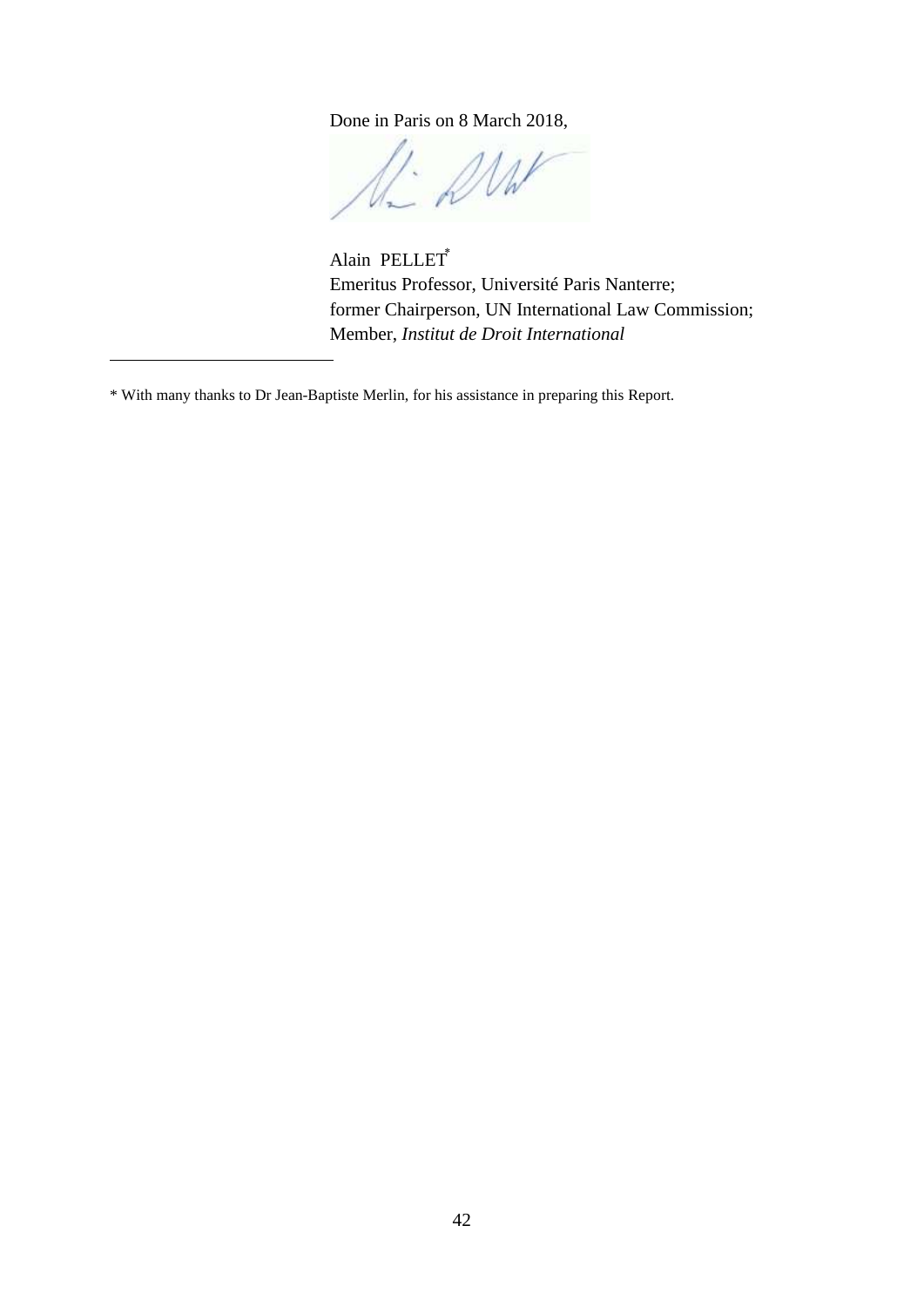Done in Paris on 8 March 2018,

Alain PELLET*
Emeritus Professor, Université Paris Nanterre;
former Chairperson, UN International Law Commission;
Member, *Institut de Droit International*

---

* With many thanks to Dr Jean-Baptiste Merlin, for his assistance in preparing this Report.